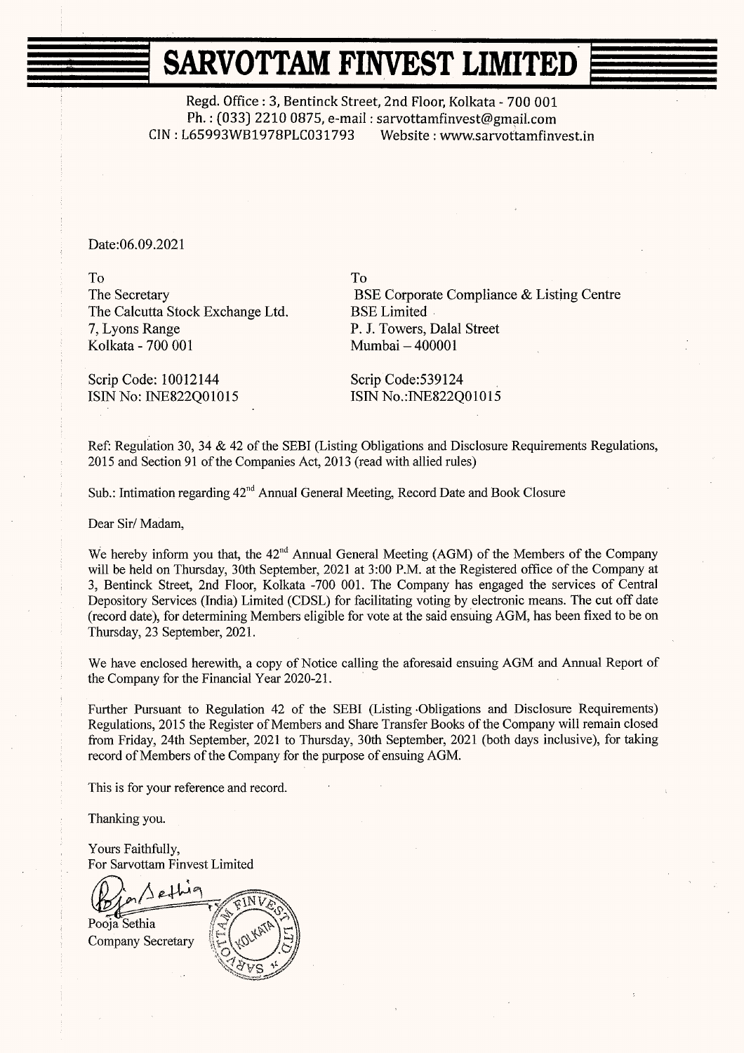# SARVOTTAM FINVEST LIMITED

Regd. Office : 3, Bentinck Street, 2nd Floor, Kolkata - 700 001
Ph. : (033) 2210 0875, e-mail : sarvottamfinvest@gmail.com
CIN : L65993WB1978PLC031793 Website : www.sarvottamfinvest.in

Date:06.09.2021

To
The Secretary
The Calcutta Stock Exchange Ltd.
7, Lyons Range
Kolkata - 700 001

Scrip Code: 10012144
ISIN No: INE822Q01015

To
BSE Corporate Compliance & Listing Centre
BSE Limited
P. J. Towers, Dalal Street
Mumbai – 400001

Scrip Code:539124
ISIN No.:INE822Q01015

Ref: Regulation 30, 34 & 42 of the SEBI (Listing Obligations and Disclosure Requirements Regulations, 2015 and Section 91 of the Companies Act, 2013 (read with allied rules)

Sub.: Intimation regarding 42nd Annual General Meeting, Record Date and Book Closure

Dear Sir/ Madam,

We hereby inform you that, the 42nd Annual General Meeting (AGM) of the Members of the Company will be held on Thursday, 30th September, 2021 at 3:00 P.M. at the Registered office of the Company at 3, Bentinck Street, 2nd Floor, Kolkata -700 001. The Company has engaged the services of Central Depository Services (India) Limited (CDSL) for facilitating voting by electronic means. The cut off date (record date), for determining Members eligible for vote at the said ensuing AGM, has been fixed to be on Thursday, 23 September, 2021.

We have enclosed herewith, a copy of Notice calling the aforesaid ensuing AGM and Annual Report of the Company for the Financial Year 2020-21.

Further Pursuant to Regulation 42 of the SEBI (Listing Obligations and Disclosure Requirements) Regulations, 2015 the Register of Members and Share Transfer Books of the Company will remain closed from Friday, 24th September, 2021 to Thursday, 30th September, 2021 (both days inclusive), for taking record of Members of the Company for the purpose of ensuing AGM.

This is for your reference and record.

Thanking you.

Yours Faithfully,
For Sarvottam Finvest Limited

Pooja Sethia
Company Secretary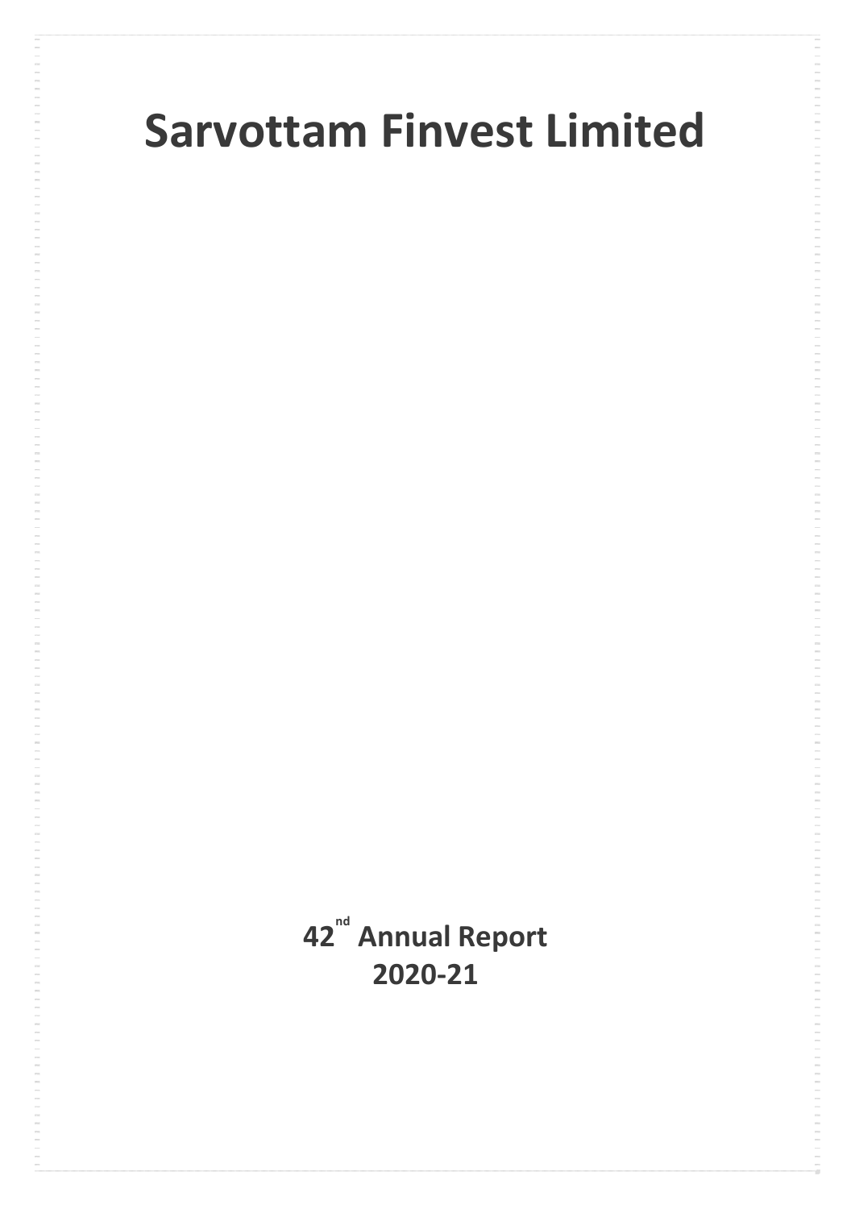# Sarvottam Finvest Limited

**42nd Annual Report**
**2020-21**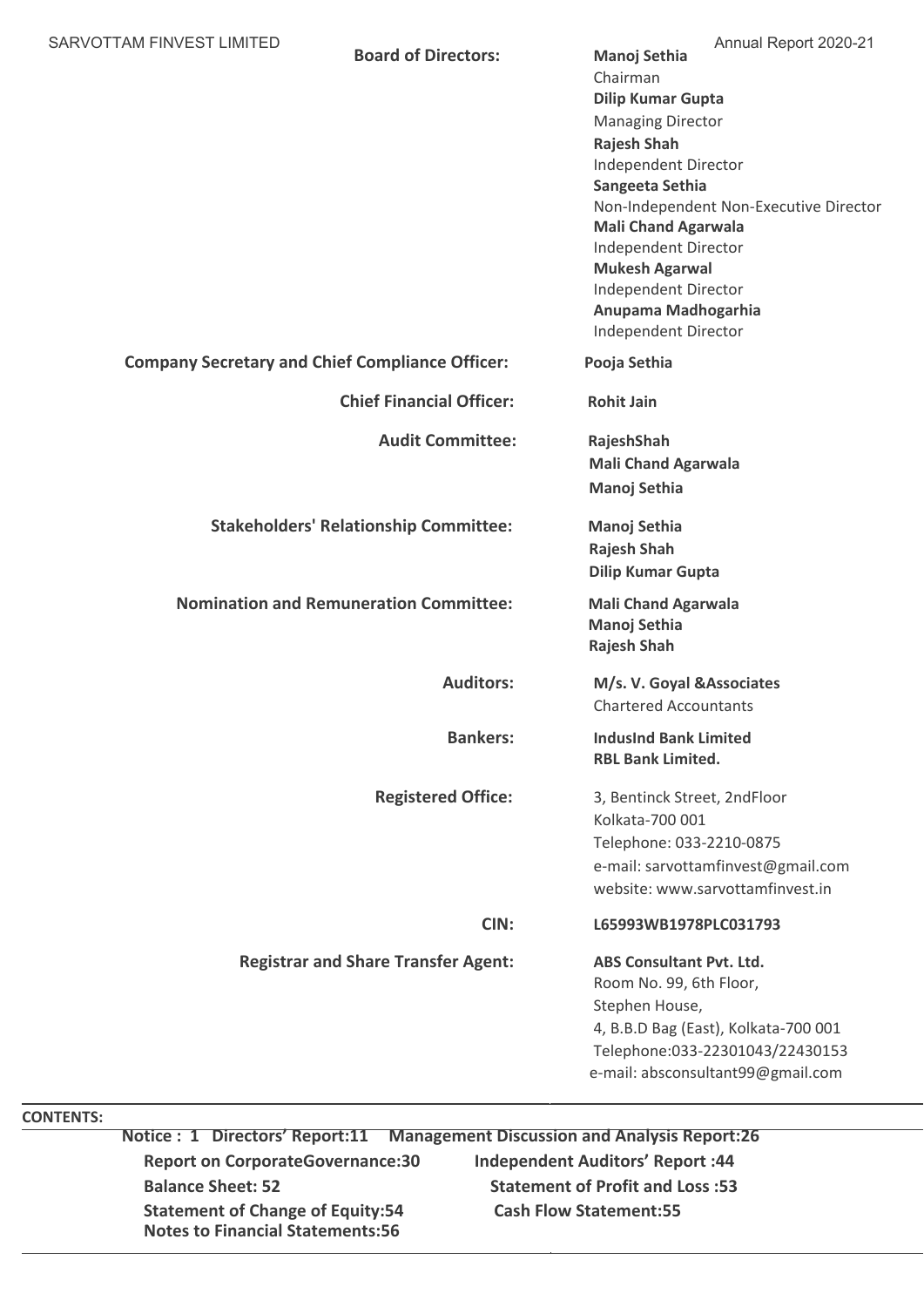**Board of Directors:**

**Manoj Sethia**
Chairman

**Dilip Kumar Gupta**
Managing Director

**Rajesh Shah**
Independent Director

**Sangeeta Sethia**
Non-Independent Non-Executive Director

**Mali Chand Agarwala**
Independent Director

**Mukesh Agarwal**
Independent Director

**Anupama Madhogarhia**
Independent Director

**Company Secretary and Chief Compliance Officer:** **Pooja Sethia**

**Chief Financial Officer:** **Rohit Jain**

**Audit Committee:**
**RajeshShah**
**Mali Chand Agarwala**
**Manoj Sethia**

**Stakeholders' Relationship Committee:**
**Manoj Sethia**
**Rajesh Shah**
**Dilip Kumar Gupta**

**Nomination and Remuneration Committee:**
**Mali Chand Agarwala**
**Manoj Sethia**
**Rajesh Shah**

**Auditors:**
**M/s. V. Goyal &Associates**
Chartered Accountants

**Bankers:**
**IndusInd Bank Limited**
**RBL Bank Limited.**

**Registered Office:**
3, Bentinck Street, 2ndFloor
Kolkata-700 001
Telephone: 033-2210-0875
e-mail: sarvottamfinvest@gmail.com
website: www.sarvottamfinvest.in

**CIN:** **L65993WB1978PLC031793**

**Registrar and Share Transfer Agent:**
**ABS Consultant Pvt. Ltd.**
Room No. 99, 6th Floor,
Stephen House,
4, B.B.D Bag (East), Kolkata-700 001
Telephone:033-22301043/22430153
e-mail: absconsultant99@gmail.com

**CONTENTS:**

**Notice : 1 Directors' Report:11 Management Discussion and Analysis Report:26**
**Report on CorporateGovernance:30 Independent Auditors' Report :44**
**Balance Sheet: 52 Statement of Profit and Loss :53**
**Statement of Change of Equity:54 Cash Flow Statement:55**
**Notes to Financial Statements:56**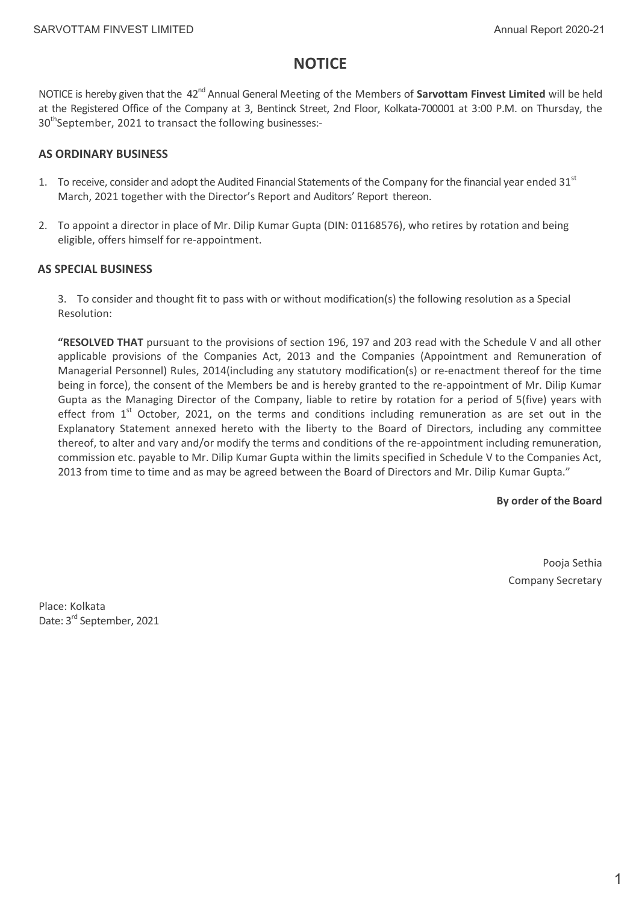# NOTICE

NOTICE is hereby given that the 42nd Annual General Meeting of the Members of **Sarvottam Finvest Limited** will be held at the Registered Office of the Company at 3, Bentinck Street, 2nd Floor, Kolkata-700001 at 3:00 P.M. on Thursday, the 30thSeptember, 2021 to transact the following businesses:-

## AS ORDINARY BUSINESS

1. To receive, consider and adopt the Audited Financial Statements of the Company for the financial year ended 31st March, 2021 together with the Director's Report and Auditors' Report thereon.

2. To appoint a director in place of Mr. Dilip Kumar Gupta (DIN: 01168576), who retires by rotation and being eligible, offers himself for re-appointment.

## AS SPECIAL BUSINESS

3. To consider and thought fit to pass with or without modification(s) the following resolution as a Special Resolution:

**"RESOLVED THAT** pursuant to the provisions of section 196, 197 and 203 read with the Schedule V and all other applicable provisions of the Companies Act, 2013 and the Companies (Appointment and Remuneration of Managerial Personnel) Rules, 2014(including any statutory modification(s) or re-enactment thereof for the time being in force), the consent of the Members be and is hereby granted to the re-appointment of Mr. Dilip Kumar Gupta as the Managing Director of the Company, liable to retire by rotation for a period of 5(five) years with effect from 1st October, 2021, on the terms and conditions including remuneration as are set out in the Explanatory Statement annexed hereto with the liberty to the Board of Directors, including any committee thereof, to alter and vary and/or modify the terms and conditions of the re-appointment including remuneration, commission etc. payable to Mr. Dilip Kumar Gupta within the limits specified in Schedule V to the Companies Act, 2013 from time to time and as may be agreed between the Board of Directors and Mr. Dilip Kumar Gupta."

**By order of the Board**

Pooja Sethia
Company Secretary

Place: Kolkata
Date: 3rd September, 2021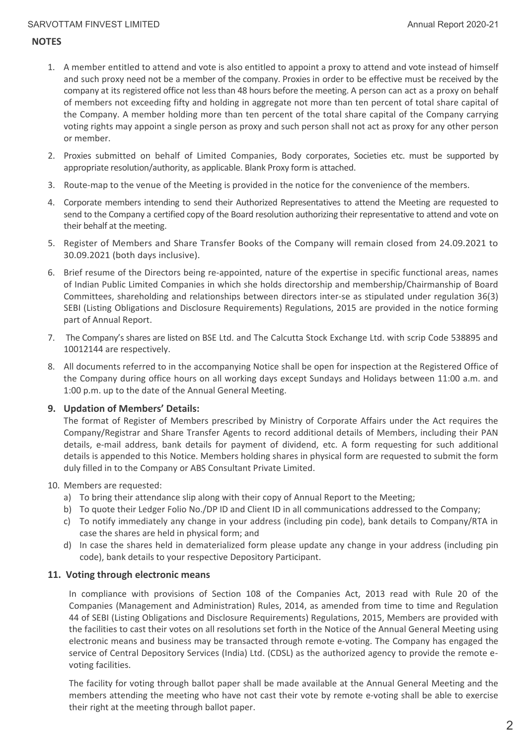**NOTES**

1. A member entitled to attend and vote is also entitled to appoint a proxy to attend and vote instead of himself and such proxy need not be a member of the company. Proxies in order to be effective must be received by the company at its registered office not less than 48 hours before the meeting. A person can act as a proxy on behalf of members not exceeding fifty and holding in aggregate not more than ten percent of total share capital of the Company. A member holding more than ten percent of the total share capital of the Company carrying voting rights may appoint a single person as proxy and such person shall not act as proxy for any other person or member.

2. Proxies submitted on behalf of Limited Companies, Body corporates, Societies etc. must be supported by appropriate resolution/authority, as applicable. Blank Proxy form is attached.

3. Route-map to the venue of the Meeting is provided in the notice for the convenience of the members.

4. Corporate members intending to send their Authorized Representatives to attend the Meeting are requested to send to the Company a certified copy of the Board resolution authorizing their representative to attend and vote on their behalf at the meeting.

5. Register of Members and Share Transfer Books of the Company will remain closed from 24.09.2021 to 30.09.2021 (both days inclusive).

6. Brief resume of the Directors being re-appointed, nature of the expertise in specific functional areas, names of Indian Public Limited Companies in which she holds directorship and membership/Chairmanship of Board Committees, shareholding and relationships between directors inter-se as stipulated under regulation 36(3) SEBI (Listing Obligations and Disclosure Requirements) Regulations, 2015 are provided in the notice forming part of Annual Report.

7. The Company's shares are listed on BSE Ltd. and The Calcutta Stock Exchange Ltd. with scrip Code 538895 and 10012144 are respectively.

8. All documents referred to in the accompanying Notice shall be open for inspection at the Registered Office of the Company during office hours on all working days except Sundays and Holidays between 11:00 a.m. and 1:00 p.m. up to the date of the Annual General Meeting.

9. **Updation of Members' Details:**

   The format of Register of Members prescribed by Ministry of Corporate Affairs under the Act requires the Company/Registrar and Share Transfer Agents to record additional details of Members, including their PAN details, e-mail address, bank details for payment of dividend, etc. A form requesting for such additional details is appended to this Notice. Members holding shares in physical form are requested to submit the form duly filled in to the Company or ABS Consultant Private Limited.

10. Members are requested:
    a) To bring their attendance slip along with their copy of Annual Report to the Meeting;
    b) To quote their Ledger Folio No./DP ID and Client ID in all communications addressed to the Company;
    c) To notify immediately any change in your address (including pin code), bank details to Company/RTA in case the shares are held in physical form; and
    d) In case the shares held in dematerialized form please update any change in your address (including pin code), bank details to your respective Depository Participant.

11. **Voting through electronic means**

    In compliance with provisions of Section 108 of the Companies Act, 2013 read with Rule 20 of the Companies (Management and Administration) Rules, 2014, as amended from time to time and Regulation 44 of SEBI (Listing Obligations and Disclosure Requirements) Regulations, 2015, Members are provided with the facilities to cast their votes on all resolutions set forth in the Notice of the Annual General Meeting using electronic means and business may be transacted through remote e-voting. The Company has engaged the service of Central Depository Services (India) Ltd. (CDSL) as the authorized agency to provide the remote e-voting facilities.

    The facility for voting through ballot paper shall be made available at the Annual General Meeting and the members attending the meeting who have not cast their vote by remote e-voting shall be able to exercise their right at the meeting through ballot paper.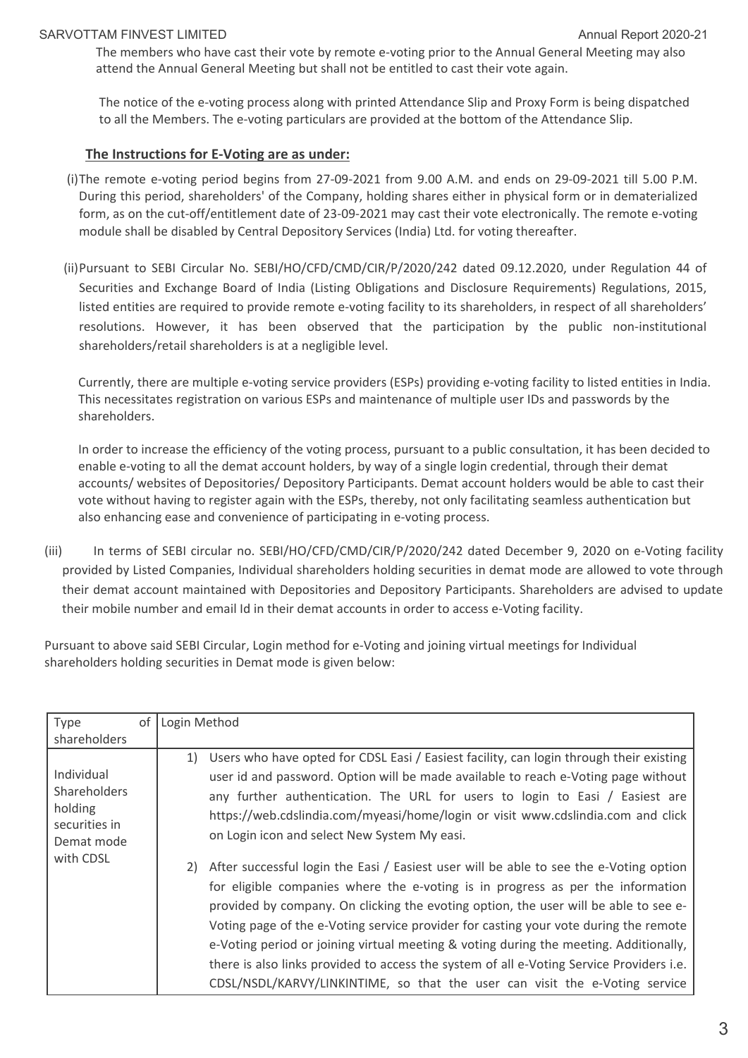The members who have cast their vote by remote e-voting prior to the Annual General Meeting may also attend the Annual General Meeting but shall not be entitled to cast their vote again.

The notice of the e-voting process along with printed Attendance Slip and Proxy Form is being dispatched to all the Members. The e-voting particulars are provided at the bottom of the Attendance Slip.

**The Instructions for E-Voting are as under:**

(i) The remote e-voting period begins from 27-09-2021 from 9.00 A.M. and ends on 29-09-2021 till 5.00 P.M. During this period, shareholders' of the Company, holding shares either in physical form or in dematerialized form, as on the cut-off/entitlement date of 23-09-2021 may cast their vote electronically. The remote e-voting module shall be disabled by Central Depository Services (India) Ltd. for voting thereafter.

(ii) Pursuant to SEBI Circular No. SEBI/HO/CFD/CMD/CIR/P/2020/242 dated 09.12.2020, under Regulation 44 of Securities and Exchange Board of India (Listing Obligations and Disclosure Requirements) Regulations, 2015, listed entities are required to provide remote e-voting facility to its shareholders, in respect of all shareholders' resolutions. However, it has been observed that the participation by the public non-institutional shareholders/retail shareholders is at a negligible level.

Currently, there are multiple e-voting service providers (ESPs) providing e-voting facility to listed entities in India. This necessitates registration on various ESPs and maintenance of multiple user IDs and passwords by the shareholders.

In order to increase the efficiency of the voting process, pursuant to a public consultation, it has been decided to enable e-voting to all the demat account holders, by way of a single login credential, through their demat accounts/ websites of Depositories/ Depository Participants. Demat account holders would be able to cast their vote without having to register again with the ESPs, thereby, not only facilitating seamless authentication but also enhancing ease and convenience of participating in e-voting process.

(iii) In terms of SEBI circular no. SEBI/HO/CFD/CMD/CIR/P/2020/242 dated December 9, 2020 on e-Voting facility provided by Listed Companies, Individual shareholders holding securities in demat mode are allowed to vote through their demat account maintained with Depositories and Depository Participants. Shareholders are advised to update their mobile number and email Id in their demat accounts in order to access e-Voting facility.

Pursuant to above said SEBI Circular, Login method for e-Voting and joining virtual meetings for Individual shareholders holding securities in Demat mode is given below:

| Type of shareholders | Login Method |
|---|---|
| Individual Shareholders holding securities in Demat mode with CDSL | 1) Users who have opted for CDSL Easi / Easiest facility, can login through their existing user id and password. Option will be made available to reach e-Voting page without any further authentication. The URL for users to login to Easi / Easiest are https://web.cdslindia.com/myeasi/home/login or visit www.cdslindia.com and click on Login icon and select New System My easi.<br><br>2) After successful login the Easi / Easiest user will be able to see the e-Voting option for eligible companies where the e-voting is in progress as per the information provided by company. On clicking the evoting option, the user will be able to see e-Voting page of the e-Voting service provider for casting your vote during the remote e-Voting period or joining virtual meeting & voting during the meeting. Additionally, there is also links provided to access the system of all e-Voting Service Providers i.e. CDSL/NSDL/KARVY/LINKINTIME, so that the user can visit the e-Voting service |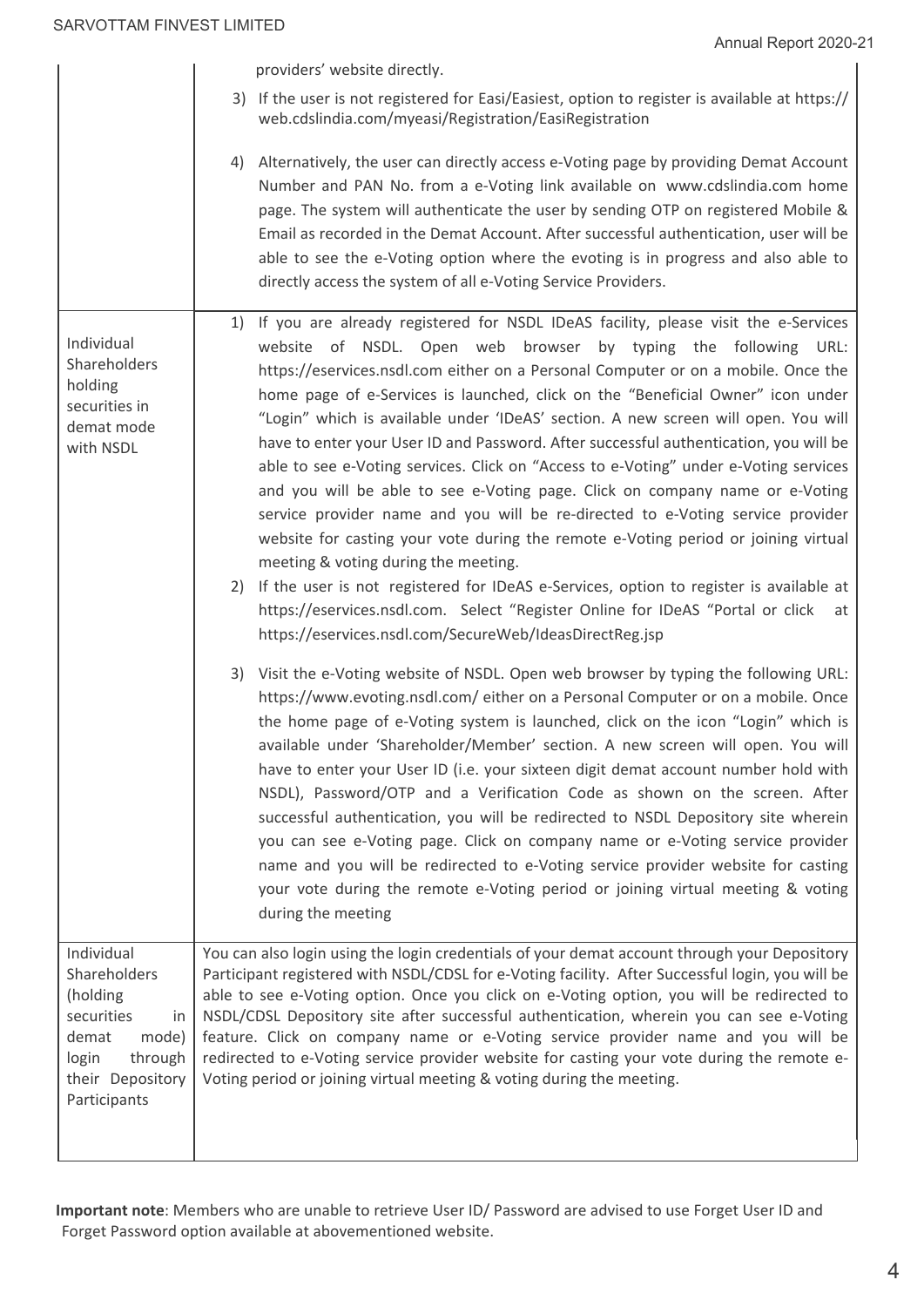| | |
|---|---|
| | providers' website directly.<br>3) If the user is not registered for Easi/Easiest, option to register is available at https://web.cdslindia.com/myeasi/Registration/EasiRegistration<br>4) Alternatively, the user can directly access e-Voting page by providing Demat Account Number and PAN No. from a e-Voting link available on www.cdslindia.com home page. The system will authenticate the user by sending OTP on registered Mobile & Email as recorded in the Demat Account. After successful authentication, user will be able to see the e-Voting option where the evoting is in progress and also able to directly access the system of all e-Voting Service Providers. |
| Individual Shareholders holding securities in demat mode with NSDL | 1) If you are already registered for NSDL IDeAS facility, please visit the e-Services website of NSDL. Open web browser by typing the following URL: https://eservices.nsdl.com either on a Personal Computer or on a mobile. Once the home page of e-Services is launched, click on the "Beneficial Owner" icon under "Login" which is available under 'IDeAS' section. A new screen will open. You will have to enter your User ID and Password. After successful authentication, you will be able to see e-Voting services. Click on "Access to e-Voting" under e-Voting services and you will be able to see e-Voting page. Click on company name or e-Voting service provider name and you will be re-directed to e-Voting service provider website for casting your vote during the remote e-Voting period or joining virtual meeting & voting during the meeting.<br>2) If the user is not registered for IDeAS e-Services, option to register is available at https://eservices.nsdl.com. Select "Register Online for IDeAS "Portal or click at https://eservices.nsdl.com/SecureWeb/IdeasDirectReg.jsp<br>3) Visit the e-Voting website of NSDL. Open web browser by typing the following URL: https://www.evoting.nsdl.com/ either on a Personal Computer or on a mobile. Once the home page of e-Voting system is launched, click on the icon "Login" which is available under 'Shareholder/Member' section. A new screen will open. You will have to enter your User ID (i.e. your sixteen digit demat account number hold with NSDL), Password/OTP and a Verification Code as shown on the screen. After successful authentication, you will be redirected to NSDL Depository site wherein you can see e-Voting page. Click on company name or e-Voting service provider name and you will be redirected to e-Voting service provider website for casting your vote during the remote e-Voting period or joining virtual meeting & voting during the meeting |
| Individual Shareholders (holding securities in demat mode) login through their Depository Participants | You can also login using the login credentials of your demat account through your Depository Participant registered with NSDL/CDSL for e-Voting facility. After Successful login, you will be able to see e-Voting option. Once you click on e-Voting option, you will be redirected to NSDL/CDSL Depository site after successful authentication, wherein you can see e-Voting feature. Click on company name or e-Voting service provider name and you will be redirected to e-Voting service provider website for casting your vote during the remote e-Voting period or joining virtual meeting & voting during the meeting. |

**Important note**: Members who are unable to retrieve User ID/ Password are advised to use Forget User ID and Forget Password option available at abovementioned website.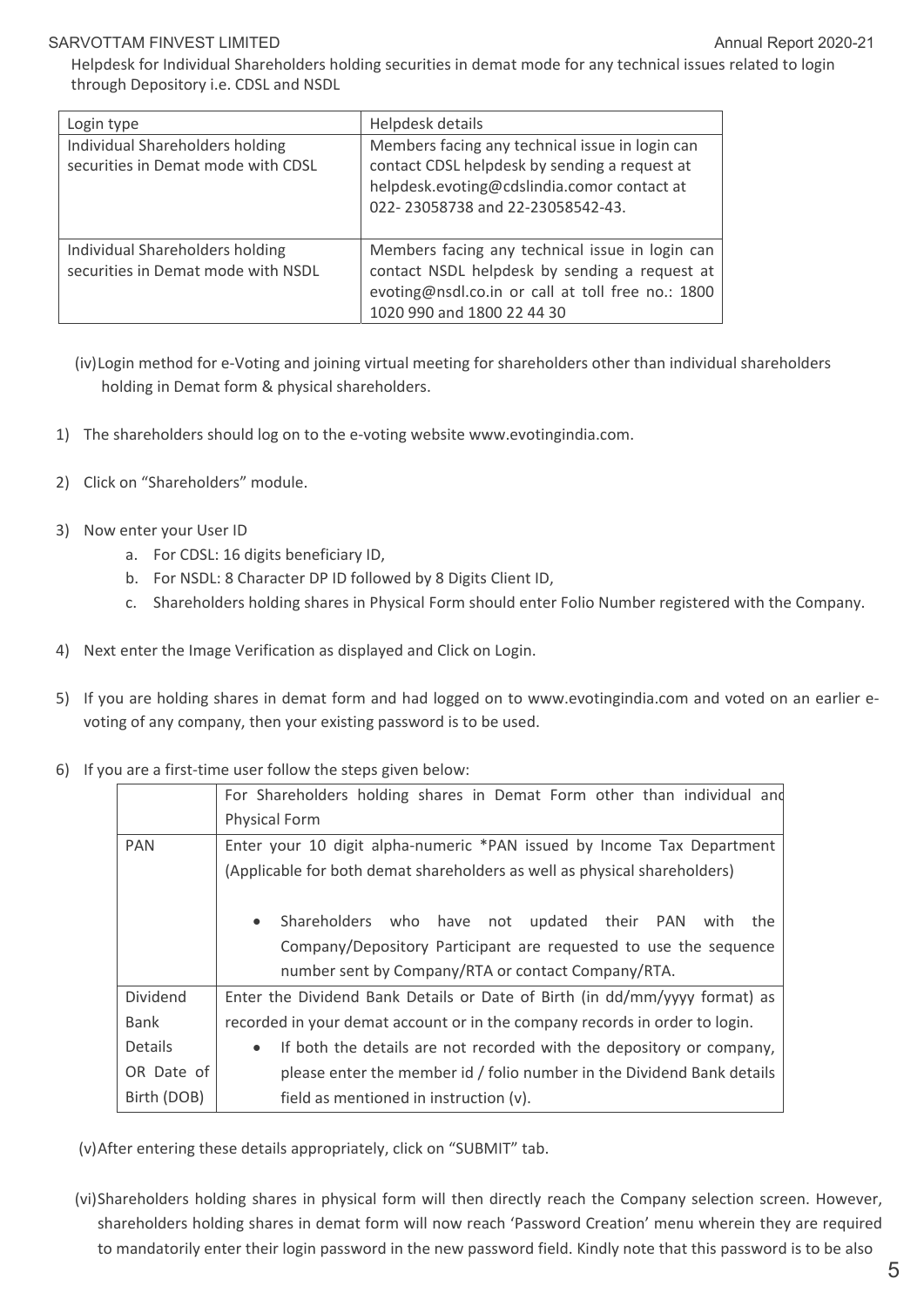Helpdesk for Individual Shareholders holding securities in demat mode for any technical issues related to login through Depository i.e. CDSL and NSDL

| Login type | Helpdesk details |
|---|---|
| Individual Shareholders holding securities in Demat mode with CDSL | Members facing any technical issue in login can contact CDSL helpdesk by sending a request at helpdesk.evoting@cdslindia.comor contact at 022- 23058738 and 22-23058542-43. |
| Individual Shareholders holding securities in Demat mode with NSDL | Members facing any technical issue in login can contact NSDL helpdesk by sending a request at evoting@nsdl.co.in or call at toll free no.: 1800 1020 990 and 1800 22 44 30 |

(iv) Login method for e-Voting and joining virtual meeting for shareholders other than individual shareholders holding in Demat form & physical shareholders.

1) The shareholders should log on to the e-voting website www.evotingindia.com.

2) Click on "Shareholders" module.

3) Now enter your User ID
   a. For CDSL: 16 digits beneficiary ID,
   b. For NSDL: 8 Character DP ID followed by 8 Digits Client ID,
   c. Shareholders holding shares in Physical Form should enter Folio Number registered with the Company.

4) Next enter the Image Verification as displayed and Click on Login.

5) If you are holding shares in demat form and had logged on to www.evotingindia.com and voted on an earlier e-voting of any company, then your existing password is to be used.

6) If you are a first-time user follow the steps given below:

| | For Shareholders holding shares in Demat Form other than individual and Physical Form |
|---|---|
| PAN | Enter your 10 digit alpha-numeric *PAN issued by Income Tax Department (Applicable for both demat shareholders as well as physical shareholders)<br><br>• Shareholders who have not updated their PAN with the Company/Depository Participant are requested to use the sequence number sent by Company/RTA or contact Company/RTA. |
| Dividend Bank Details OR Date of Birth (DOB) | Enter the Dividend Bank Details or Date of Birth (in dd/mm/yyyy format) as recorded in your demat account or in the company records in order to login.<br>• If both the details are not recorded with the depository or company, please enter the member id / folio number in the Dividend Bank details field as mentioned in instruction (v). |

(v) After entering these details appropriately, click on "SUBMIT" tab.

(vi) Shareholders holding shares in physical form will then directly reach the Company selection screen. However, shareholders holding shares in demat form will now reach 'Password Creation' menu wherein they are required to mandatorily enter their login password in the new password field. Kindly note that this password is to be also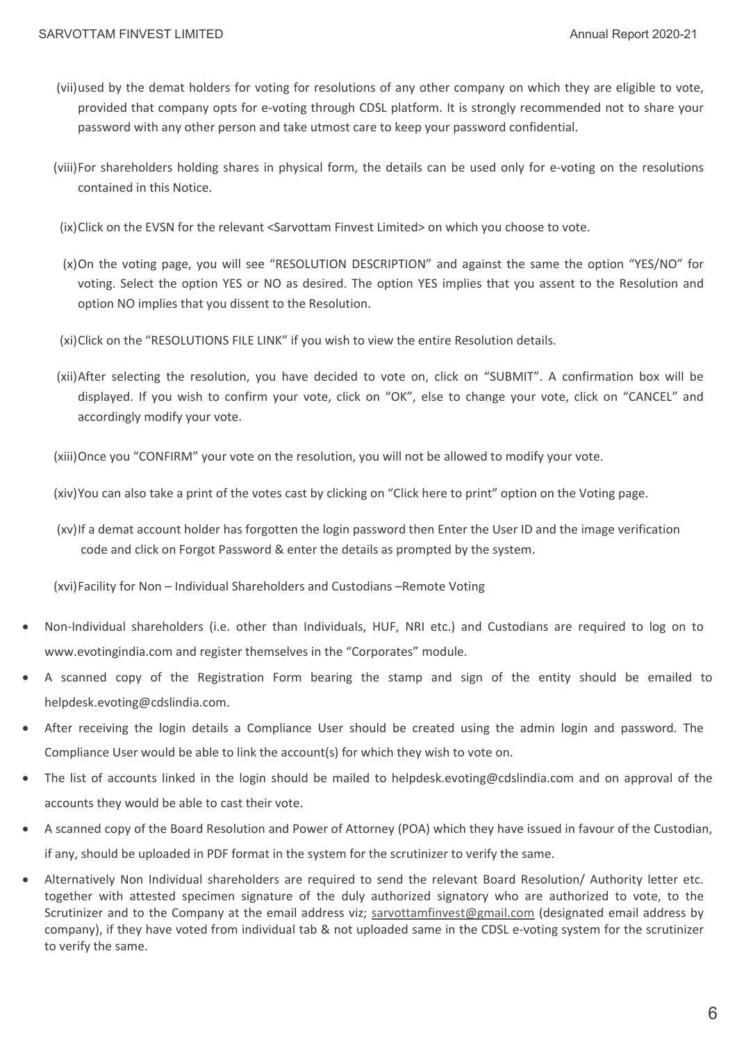(vii) used by the demat holders for voting for resolutions of any other company on which they are eligible to vote, provided that company opts for e-voting through CDSL platform. It is strongly recommended not to share your password with any other person and take utmost care to keep your password confidential.

(viii) For shareholders holding shares in physical form, the details can be used only for e-voting on the resolutions contained in this Notice.

(ix) Click on the EVSN for the relevant <Sarvottam Finvest Limited> on which you choose to vote.

(x) On the voting page, you will see "RESOLUTION DESCRIPTION" and against the same the option "YES/NO" for voting. Select the option YES or NO as desired. The option YES implies that you assent to the Resolution and option NO implies that you dissent to the Resolution.

(xi) Click on the "RESOLUTIONS FILE LINK" if you wish to view the entire Resolution details.

(xii) After selecting the resolution, you have decided to vote on, click on "SUBMIT". A confirmation box will be displayed. If you wish to confirm your vote, click on "OK", else to change your vote, click on "CANCEL" and accordingly modify your vote.

(xiii) Once you "CONFIRM" your vote on the resolution, you will not be allowed to modify your vote.

(xiv) You can also take a print of the votes cast by clicking on "Click here to print" option on the Voting page.

(xv) If a demat account holder has forgotten the login password then Enter the User ID and the image verification code and click on Forgot Password & enter the details as prompted by the system.

(xvi) Facility for Non – Individual Shareholders and Custodians –Remote Voting

- Non-Individual shareholders (i.e. other than Individuals, HUF, NRI etc.) and Custodians are required to log on to www.evotingindia.com and register themselves in the "Corporates" module.
- A scanned copy of the Registration Form bearing the stamp and sign of the entity should be emailed to helpdesk.evoting@cdslindia.com.
- After receiving the login details a Compliance User should be created using the admin login and password. The Compliance User would be able to link the account(s) for which they wish to vote on.
- The list of accounts linked in the login should be mailed to helpdesk.evoting@cdslindia.com and on approval of the accounts they would be able to cast their vote.
- A scanned copy of the Board Resolution and Power of Attorney (POA) which they have issued in favour of the Custodian, if any, should be uploaded in PDF format in the system for the scrutinizer to verify the same.
- Alternatively Non Individual shareholders are required to send the relevant Board Resolution/ Authority letter etc. together with attested specimen signature of the duly authorized signatory who are authorized to vote, to the Scrutinizer and to the Company at the email address viz; sarvottamfinvest@gmail.com (designated email address by company), if they have voted from individual tab & not uploaded same in the CDSL e-voting system for the scrutinizer to verify the same.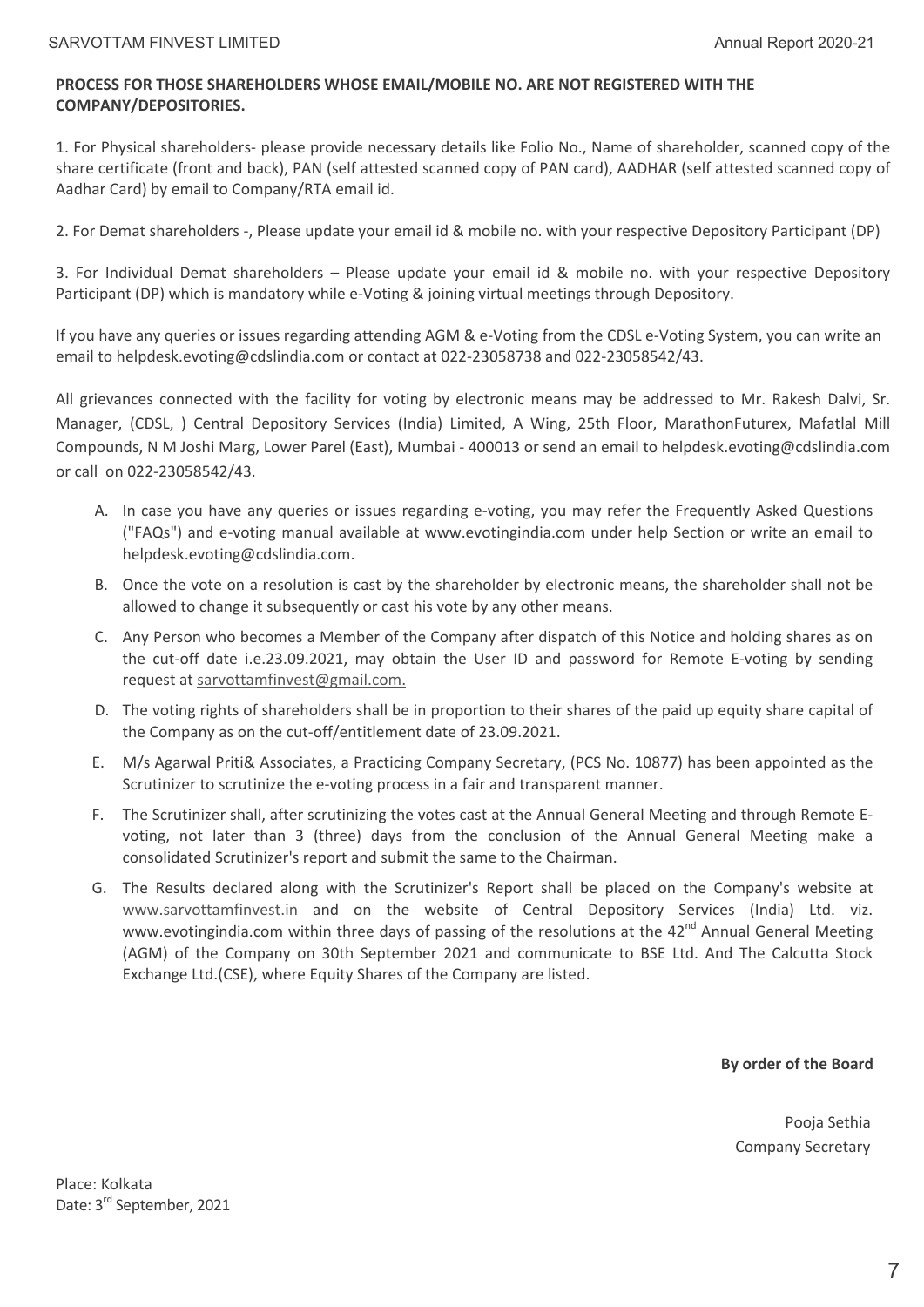**PROCESS FOR THOSE SHAREHOLDERS WHOSE EMAIL/MOBILE NO. ARE NOT REGISTERED WITH THE COMPANY/DEPOSITORIES.**

1. For Physical shareholders- please provide necessary details like Folio No., Name of shareholder, scanned copy of the share certificate (front and back), PAN (self attested scanned copy of PAN card), AADHAR (self attested scanned copy of Aadhar Card) by email to Company/RTA email id.

2. For Demat shareholders -, Please update your email id & mobile no. with your respective Depository Participant (DP)

3. For Individual Demat shareholders – Please update your email id & mobile no. with your respective Depository Participant (DP) which is mandatory while e-Voting & joining virtual meetings through Depository.

If you have any queries or issues regarding attending AGM & e-Voting from the CDSL e-Voting System, you can write an email to helpdesk.evoting@cdslindia.com or contact at 022-23058738 and 022-23058542/43.

All grievances connected with the facility for voting by electronic means may be addressed to Mr. Rakesh Dalvi, Sr. Manager, (CDSL, ) Central Depository Services (India) Limited, A Wing, 25th Floor, MarathonFuturex, Mafatlal Mill Compounds, N M Joshi Marg, Lower Parel (East), Mumbai - 400013 or send an email to helpdesk.evoting@cdslindia.com or call on 022-23058542/43.

A. In case you have any queries or issues regarding e-voting, you may refer the Frequently Asked Questions ("FAQs") and e-voting manual available at www.evotingindia.com under help Section or write an email to helpdesk.evoting@cdslindia.com.

B. Once the vote on a resolution is cast by the shareholder by electronic means, the shareholder shall not be allowed to change it subsequently or cast his vote by any other means.

C. Any Person who becomes a Member of the Company after dispatch of this Notice and holding shares as on the cut-off date i.e.23.09.2021, may obtain the User ID and password for Remote E-voting by sending request at sarvottamfinvest@gmail.com.

D. The voting rights of shareholders shall be in proportion to their shares of the paid up equity share capital of the Company as on the cut-off/entitlement date of 23.09.2021.

E. M/s Agarwal Priti& Associates, a Practicing Company Secretary, (PCS No. 10877) has been appointed as the Scrutinizer to scrutinize the e-voting process in a fair and transparent manner.

F. The Scrutinizer shall, after scrutinizing the votes cast at the Annual General Meeting and through Remote E-voting, not later than 3 (three) days from the conclusion of the Annual General Meeting make a consolidated Scrutinizer's report and submit the same to the Chairman.

G. The Results declared along with the Scrutinizer's Report shall be placed on the Company's website at www.sarvottamfinvest.in and on the website of Central Depository Services (India) Ltd. viz. www.evotingindia.com within three days of passing of the resolutions at the 42nd Annual General Meeting (AGM) of the Company on 30th September 2021 and communicate to BSE Ltd. And The Calcutta Stock Exchange Ltd.(CSE), where Equity Shares of the Company are listed.

**By order of the Board**

Pooja Sethia
Company Secretary

Place: Kolkata
Date: 3rd September, 2021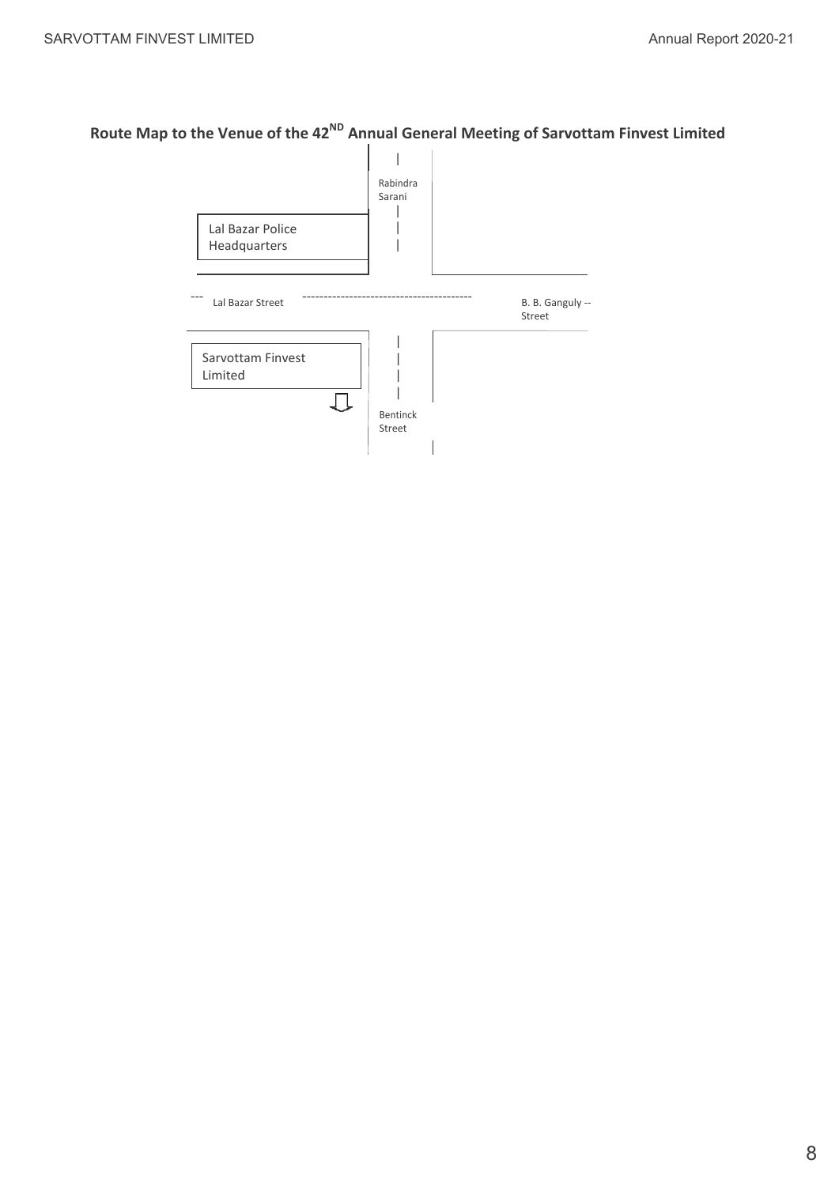## Route Map to the Venue of the 42ND Annual General Meeting of Sarvottam Finvest Limited

Rabindra Sarani

Lal Bazar Police Headquarters

Lal Bazar Street

B. B. Ganguly Street

Sarvottam Finvest Limited

Bentinck Street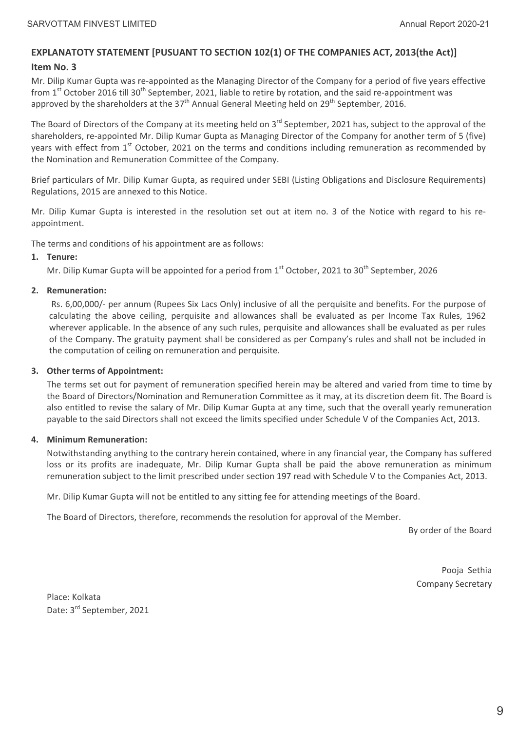## EXPLANATOTY STATEMENT [PUSUANT TO SECTION 102(1) OF THE COMPANIES ACT, 2013(the Act)]

### Item No. 3

Mr. Dilip Kumar Gupta was re-appointed as the Managing Director of the Company for a period of five years effective from 1st October 2016 till 30th September, 2021, liable to retire by rotation, and the said re-appointment was approved by the shareholders at the 37th Annual General Meeting held on 29th September, 2016.

The Board of Directors of the Company at its meeting held on 3rd September, 2021 has, subject to the approval of the shareholders, re-appointed Mr. Dilip Kumar Gupta as Managing Director of the Company for another term of 5 (five) years with effect from 1st October, 2021 on the terms and conditions including remuneration as recommended by the Nomination and Remuneration Committee of the Company.

Brief particulars of Mr. Dilip Kumar Gupta, as required under SEBI (Listing Obligations and Disclosure Requirements) Regulations, 2015 are annexed to this Notice.

Mr. Dilip Kumar Gupta is interested in the resolution set out at item no. 3 of the Notice with regard to his re-appointment.

The terms and conditions of his appointment are as follows:

1. **Tenure:**

   Mr. Dilip Kumar Gupta will be appointed for a period from 1st October, 2021 to 30th September, 2026

2. **Remuneration:**

   Rs. 6,00,000/- per annum (Rupees Six Lacs Only) inclusive of all the perquisite and benefits. For the purpose of calculating the above ceiling, perquisite and allowances shall be evaluated as per Income Tax Rules, 1962 wherever applicable. In the absence of any such rules, perquisite and allowances shall be evaluated as per rules of the Company. The gratuity payment shall be considered as per Company's rules and shall not be included in the computation of ceiling on remuneration and perquisite.

3. **Other terms of Appointment:**

   The terms set out for payment of remuneration specified herein may be altered and varied from time to time by the Board of Directors/Nomination and Remuneration Committee as it may, at its discretion deem fit. The Board is also entitled to revise the salary of Mr. Dilip Kumar Gupta at any time, such that the overall yearly remuneration payable to the said Directors shall not exceed the limits specified under Schedule V of the Companies Act, 2013.

4. **Minimum Remuneration:**

   Notwithstanding anything to the contrary herein contained, where in any financial year, the Company has suffered loss or its profits are inadequate, Mr. Dilip Kumar Gupta shall be paid the above remuneration as minimum remuneration subject to the limit prescribed under section 197 read with Schedule V to the Companies Act, 2013.

   Mr. Dilip Kumar Gupta will not be entitled to any sitting fee for attending meetings of the Board.

   The Board of Directors, therefore, recommends the resolution for approval of the Member.

By order of the Board

Pooja Sethia
Company Secretary

Place: Kolkata
Date: 3rd September, 2021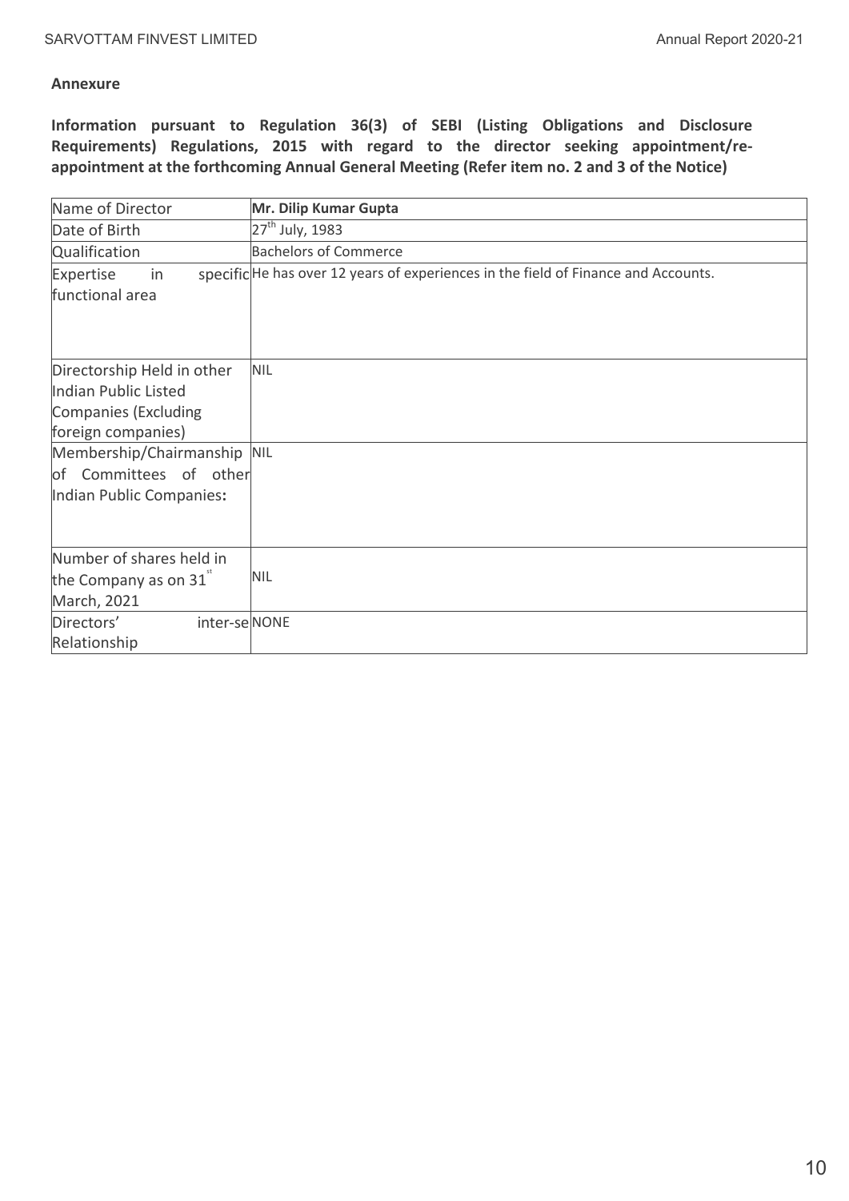**Annexure**

**Information pursuant to Regulation 36(3) of SEBI (Listing Obligations and Disclosure Requirements) Regulations, 2015 with regard to the director seeking appointment/re-appointment at the forthcoming Annual General Meeting (Refer item no. 2 and 3 of the Notice)**

| Name of Director | **Mr. Dilip Kumar Gupta** |
|---|---|
| Date of Birth | 27th July, 1983 |
| Qualification | Bachelors of Commerce |
| Expertise in specific functional area | He has over 12 years of experiences in the field of Finance and Accounts. |
| Directorship Held in other Indian Public Listed Companies (Excluding foreign companies) | NIL |
| Membership/Chairmanship of Committees of other Indian Public Companies: | NIL |
| Number of shares held in the Company as on 31st March, 2021 | NIL |
| Directors' inter-se Relationship | NONE |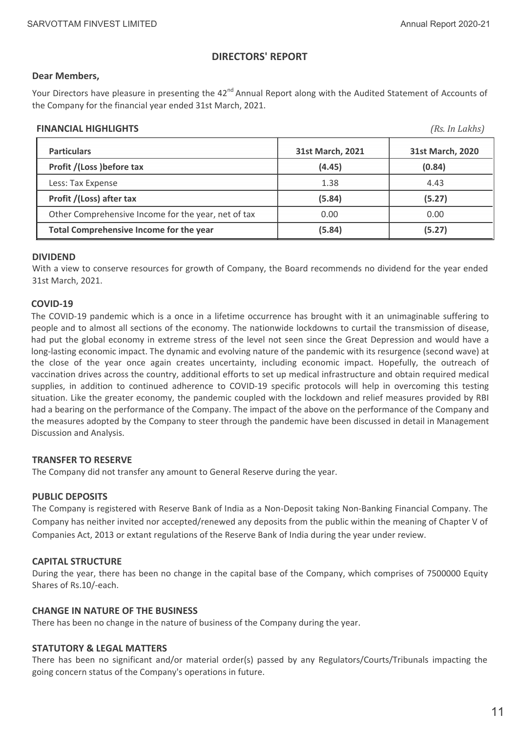# DIRECTORS' REPORT

**Dear Members,**

Your Directors have pleasure in presenting the 42nd Annual Report along with the Audited Statement of Accounts of the Company for the financial year ended 31st March, 2021.

**FINANCIAL HIGHLIGHTS** *(Rs. In Lakhs)*

| Particulars | 31st March, 2021 | 31st March, 2020 |
|---|---|---|
| **Profit /(Loss )before tax** | **(4.45)** | **(0.84)** |
| Less: Tax Expense | 1.38 | 4.43 |
| **Profit /(Loss) after tax** | **(5.84)** | **(5.27)** |
| Other Comprehensive Income for the year, net of tax | 0.00 | 0.00 |
| **Total Comprehensive Income for the year** | **(5.84)** | **(5.27)** |

**DIVIDEND**

With a view to conserve resources for growth of Company, the Board recommends no dividend for the year ended 31st March, 2021.

**COVID-19**

The COVID-19 pandemic which is a once in a lifetime occurrence has brought with it an unimaginable suffering to people and to almost all sections of the economy. The nationwide lockdowns to curtail the transmission of disease, had put the global economy in extreme stress of the level not seen since the Great Depression and would have a long-lasting economic impact. The dynamic and evolving nature of the pandemic with its resurgence (second wave) at the close of the year once again creates uncertainty, including economic impact. Hopefully, the outreach of vaccination drives across the country, additional efforts to set up medical infrastructure and obtain required medical supplies, in addition to continued adherence to COVID-19 specific protocols will help in overcoming this testing situation. Like the greater economy, the pandemic coupled with the lockdown and relief measures provided by RBI had a bearing on the performance of the Company. The impact of the above on the performance of the Company and the measures adopted by the Company to steer through the pandemic have been discussed in detail in Management Discussion and Analysis.

**TRANSFER TO RESERVE**

The Company did not transfer any amount to General Reserve during the year.

**PUBLIC DEPOSITS**

The Company is registered with Reserve Bank of India as a Non-Deposit taking Non-Banking Financial Company. The Company has neither invited nor accepted/renewed any deposits from the public within the meaning of Chapter V of Companies Act, 2013 or extant regulations of the Reserve Bank of India during the year under review.

**CAPITAL STRUCTURE**

During the year, there has been no change in the capital base of the Company, which comprises of 7500000 Equity Shares of Rs.10/-each.

**CHANGE IN NATURE OF THE BUSINESS**

There has been no change in the nature of business of the Company during the year.

**STATUTORY & LEGAL MATTERS**

There has been no significant and/or material order(s) passed by any Regulators/Courts/Tribunals impacting the going concern status of the Company's operations in future.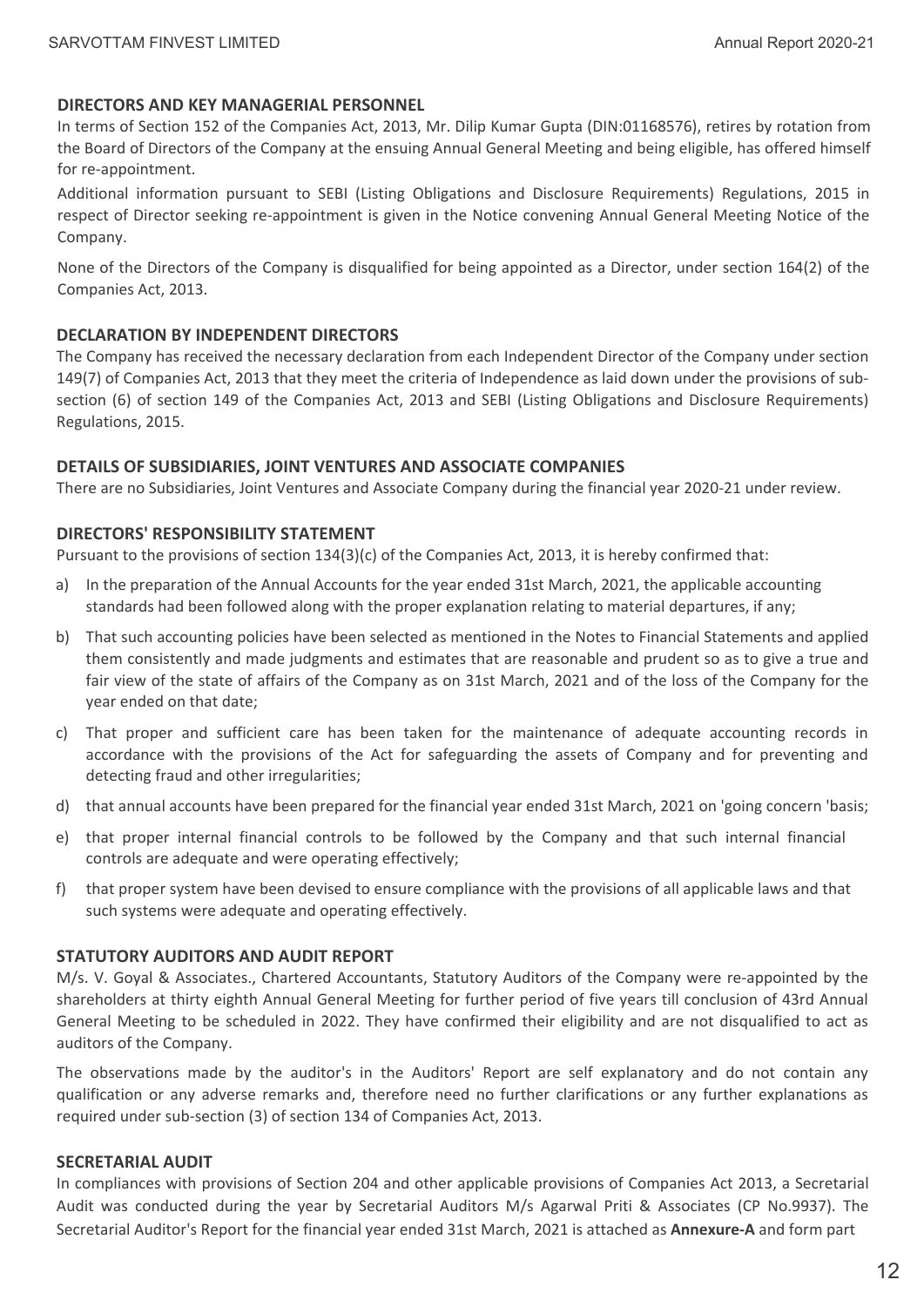## DIRECTORS AND KEY MANAGERIAL PERSONNEL

In terms of Section 152 of the Companies Act, 2013, Mr. Dilip Kumar Gupta (DIN:01168576), retires by rotation from the Board of Directors of the Company at the ensuing Annual General Meeting and being eligible, has offered himself for re-appointment.

Additional information pursuant to SEBI (Listing Obligations and Disclosure Requirements) Regulations, 2015 in respect of Director seeking re-appointment is given in the Notice convening Annual General Meeting Notice of the Company.

None of the Directors of the Company is disqualified for being appointed as a Director, under section 164(2) of the Companies Act, 2013.

## DECLARATION BY INDEPENDENT DIRECTORS

The Company has received the necessary declaration from each Independent Director of the Company under section 149(7) of Companies Act, 2013 that they meet the criteria of Independence as laid down under the provisions of sub-section (6) of section 149 of the Companies Act, 2013 and SEBI (Listing Obligations and Disclosure Requirements) Regulations, 2015.

## DETAILS OF SUBSIDIARIES, JOINT VENTURES AND ASSOCIATE COMPANIES

There are no Subsidiaries, Joint Ventures and Associate Company during the financial year 2020-21 under review.

## DIRECTORS' RESPONSIBILITY STATEMENT

Pursuant to the provisions of section 134(3)(c) of the Companies Act, 2013, it is hereby confirmed that:

a) In the preparation of the Annual Accounts for the year ended 31st March, 2021, the applicable accounting standards had been followed along with the proper explanation relating to material departures, if any;

b) That such accounting policies have been selected as mentioned in the Notes to Financial Statements and applied them consistently and made judgments and estimates that are reasonable and prudent so as to give a true and fair view of the state of affairs of the Company as on 31st March, 2021 and of the loss of the Company for the year ended on that date;

c) That proper and sufficient care has been taken for the maintenance of adequate accounting records in accordance with the provisions of the Act for safeguarding the assets of Company and for preventing and detecting fraud and other irregularities;

d) that annual accounts have been prepared for the financial year ended 31st March, 2021 on 'going concern 'basis;

e) that proper internal financial controls to be followed by the Company and that such internal financial controls are adequate and were operating effectively;

f) that proper system have been devised to ensure compliance with the provisions of all applicable laws and that such systems were adequate and operating effectively.

## STATUTORY AUDITORS AND AUDIT REPORT

M/s. V. Goyal & Associates., Chartered Accountants, Statutory Auditors of the Company were re-appointed by the shareholders at thirty eighth Annual General Meeting for further period of five years till conclusion of 43rd Annual General Meeting to be scheduled in 2022. They have confirmed their eligibility and are not disqualified to act as auditors of the Company.

The observations made by the auditor's in the Auditors' Report are self explanatory and do not contain any qualification or any adverse remarks and, therefore need no further clarifications or any further explanations as required under sub-section (3) of section 134 of Companies Act, 2013.

## SECRETARIAL AUDIT

In compliances with provisions of Section 204 and other applicable provisions of Companies Act 2013, a Secretarial Audit was conducted during the year by Secretarial Auditors M/s Agarwal Priti & Associates (CP No.9937). The Secretarial Auditor's Report for the financial year ended 31st March, 2021 is attached as **Annexure-A** and form part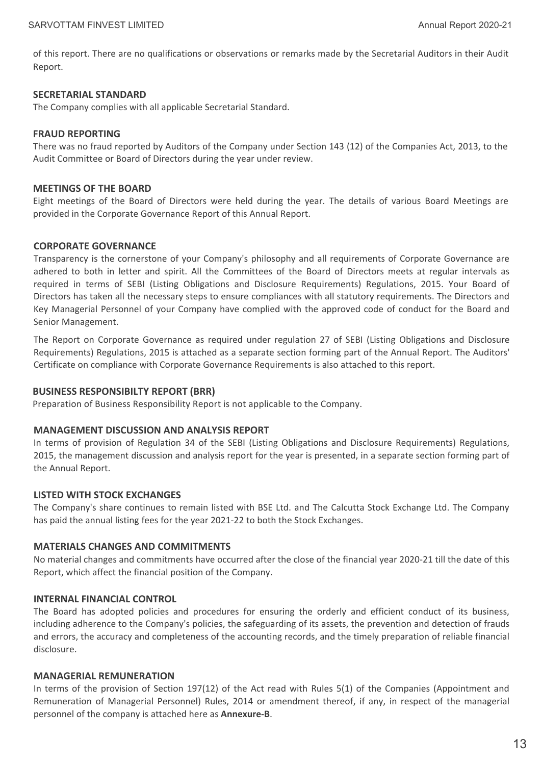of this report. There are no qualifications or observations or remarks made by the Secretarial Auditors in their Audit Report.

### SECRETARIAL STANDARD

The Company complies with all applicable Secretarial Standard.

### FRAUD REPORTING

There was no fraud reported by Auditors of the Company under Section 143 (12) of the Companies Act, 2013, to the Audit Committee or Board of Directors during the year under review.

### MEETINGS OF THE BOARD

Eight meetings of the Board of Directors were held during the year. The details of various Board Meetings are provided in the Corporate Governance Report of this Annual Report.

### CORPORATE GOVERNANCE

Transparency is the cornerstone of your Company's philosophy and all requirements of Corporate Governance are adhered to both in letter and spirit. All the Committees of the Board of Directors meets at regular intervals as required in terms of SEBI (Listing Obligations and Disclosure Requirements) Regulations, 2015. Your Board of Directors has taken all the necessary steps to ensure compliances with all statutory requirements. The Directors and Key Managerial Personnel of your Company have complied with the approved code of conduct for the Board and Senior Management.

The Report on Corporate Governance as required under regulation 27 of SEBI (Listing Obligations and Disclosure Requirements) Regulations, 2015 is attached as a separate section forming part of the Annual Report. The Auditors' Certificate on compliance with Corporate Governance Requirements is also attached to this report.

### BUSINESS RESPONSIBILTY REPORT (BRR)

Preparation of Business Responsibility Report is not applicable to the Company.

### MANAGEMENT DISCUSSION AND ANALYSIS REPORT

In terms of provision of Regulation 34 of the SEBI (Listing Obligations and Disclosure Requirements) Regulations, 2015, the management discussion and analysis report for the year is presented, in a separate section forming part of the Annual Report.

### LISTED WITH STOCK EXCHANGES

The Company's share continues to remain listed with BSE Ltd. and The Calcutta Stock Exchange Ltd. The Company has paid the annual listing fees for the year 2021-22 to both the Stock Exchanges.

### MATERIALS CHANGES AND COMMITMENTS

No material changes and commitments have occurred after the close of the financial year 2020-21 till the date of this Report, which affect the financial position of the Company.

### INTERNAL FINANCIAL CONTROL

The Board has adopted policies and procedures for ensuring the orderly and efficient conduct of its business, including adherence to the Company's policies, the safeguarding of its assets, the prevention and detection of frauds and errors, the accuracy and completeness of the accounting records, and the timely preparation of reliable financial disclosure.

### MANAGERIAL REMUNERATION

In terms of the provision of Section 197(12) of the Act read with Rules 5(1) of the Companies (Appointment and Remuneration of Managerial Personnel) Rules, 2014 or amendment thereof, if any, in respect of the managerial personnel of the company is attached here as **Annexure-B**.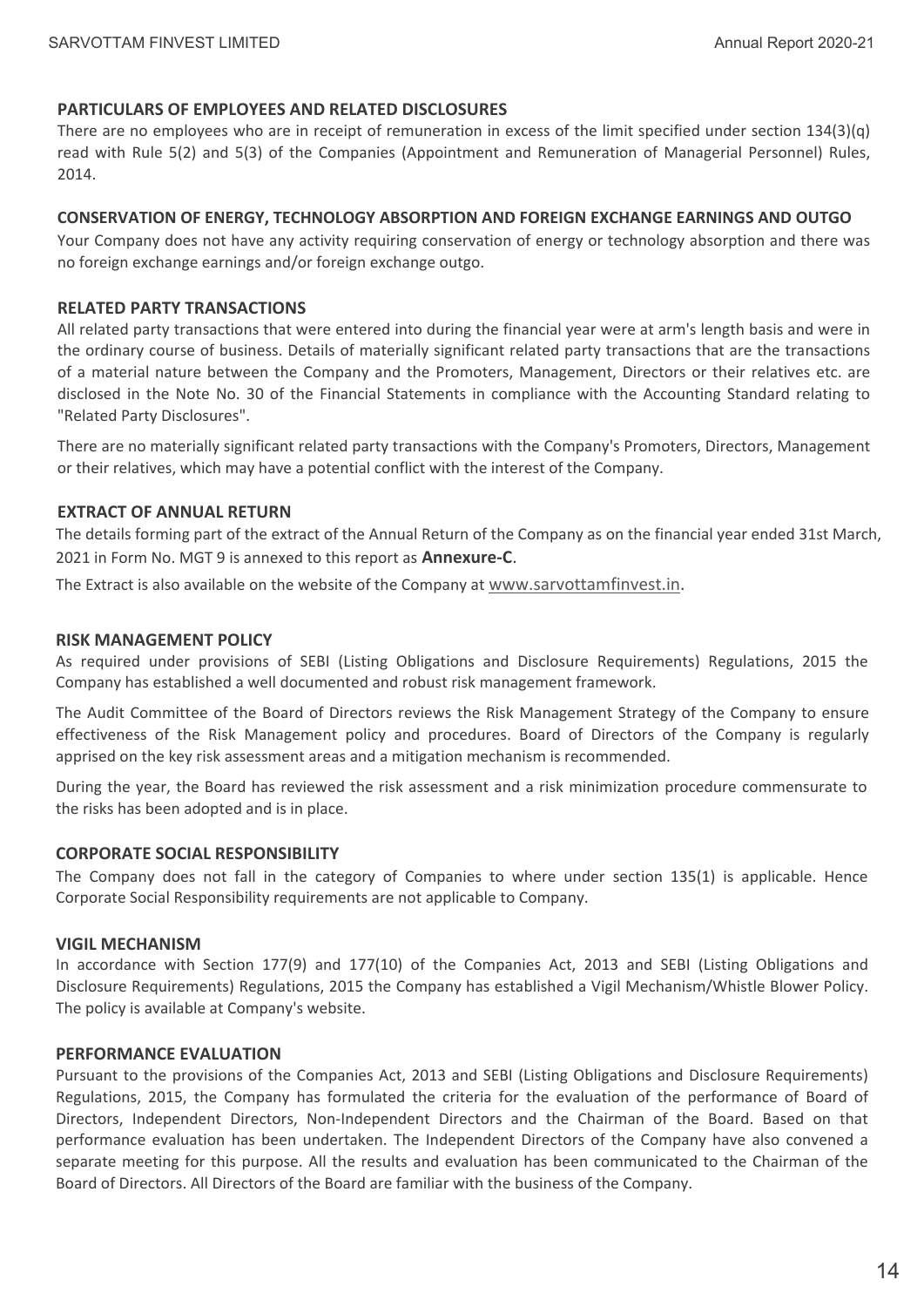## PARTICULARS OF EMPLOYEES AND RELATED DISCLOSURES

There are no employees who are in receipt of remuneration in excess of the limit specified under section 134(3)(q) read with Rule 5(2) and 5(3) of the Companies (Appointment and Remuneration of Managerial Personnel) Rules, 2014.

## CONSERVATION OF ENERGY, TECHNOLOGY ABSORPTION AND FOREIGN EXCHANGE EARNINGS AND OUTGO

Your Company does not have any activity requiring conservation of energy or technology absorption and there was no foreign exchange earnings and/or foreign exchange outgo.

## RELATED PARTY TRANSACTIONS

All related party transactions that were entered into during the financial year were at arm's length basis and were in the ordinary course of business. Details of materially significant related party transactions that are the transactions of a material nature between the Company and the Promoters, Management, Directors or their relatives etc. are disclosed in the Note No. 30 of the Financial Statements in compliance with the Accounting Standard relating to "Related Party Disclosures".

There are no materially significant related party transactions with the Company's Promoters, Directors, Management or their relatives, which may have a potential conflict with the interest of the Company.

## EXTRACT OF ANNUAL RETURN

The details forming part of the extract of the Annual Return of the Company as on the financial year ended 31st March, 2021 in Form No. MGT 9 is annexed to this report as **Annexure-C**.

The Extract is also available on the website of the Company at www.sarvottamfinvest.in.

## RISK MANAGEMENT POLICY

As required under provisions of SEBI (Listing Obligations and Disclosure Requirements) Regulations, 2015 the Company has established a well documented and robust risk management framework.

The Audit Committee of the Board of Directors reviews the Risk Management Strategy of the Company to ensure effectiveness of the Risk Management policy and procedures. Board of Directors of the Company is regularly apprised on the key risk assessment areas and a mitigation mechanism is recommended.

During the year, the Board has reviewed the risk assessment and a risk minimization procedure commensurate to the risks has been adopted and is in place.

## CORPORATE SOCIAL RESPONSIBILITY

The Company does not fall in the category of Companies to where under section 135(1) is applicable. Hence Corporate Social Responsibility requirements are not applicable to Company.

## VIGIL MECHANISM

In accordance with Section 177(9) and 177(10) of the Companies Act, 2013 and SEBI (Listing Obligations and Disclosure Requirements) Regulations, 2015 the Company has established a Vigil Mechanism/Whistle Blower Policy. The policy is available at Company's website.

## PERFORMANCE EVALUATION

Pursuant to the provisions of the Companies Act, 2013 and SEBI (Listing Obligations and Disclosure Requirements) Regulations, 2015, the Company has formulated the criteria for the evaluation of the performance of Board of Directors, Independent Directors, Non-Independent Directors and the Chairman of the Board. Based on that performance evaluation has been undertaken. The Independent Directors of the Company have also convened a separate meeting for this purpose. All the results and evaluation has been communicated to the Chairman of the Board of Directors. All Directors of the Board are familiar with the business of the Company.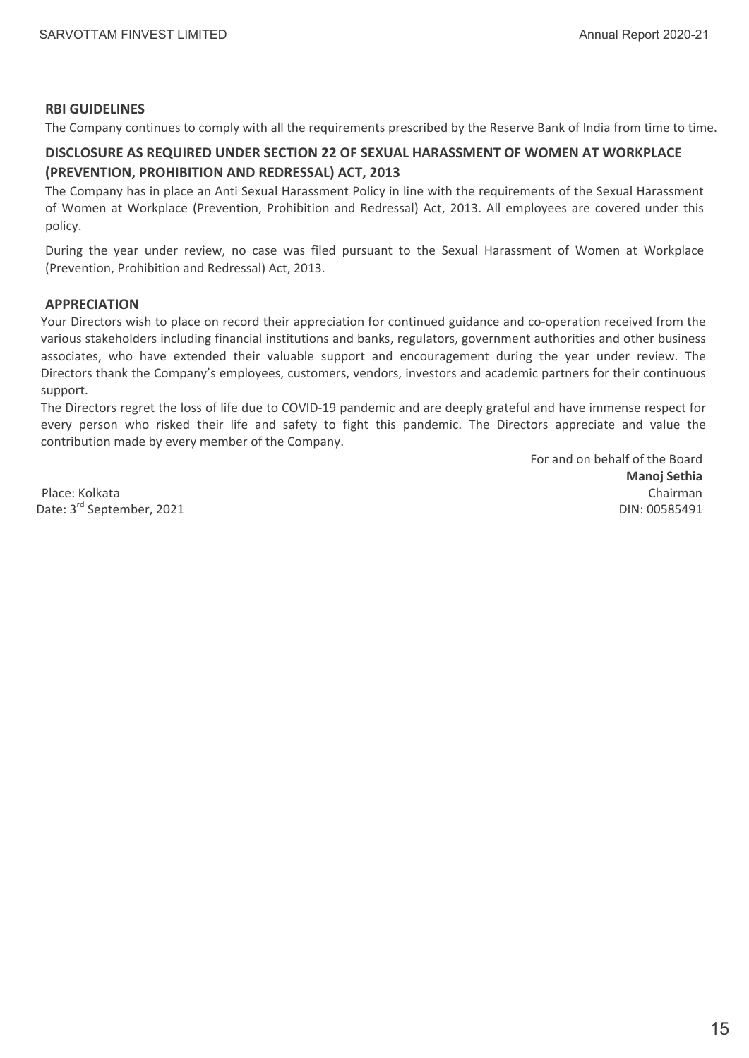### RBI GUIDELINES

The Company continues to comply with all the requirements prescribed by the Reserve Bank of India from time to time.

### DISCLOSURE AS REQUIRED UNDER SECTION 22 OF SEXUAL HARASSMENT OF WOMEN AT WORKPLACE (PREVENTION, PROHIBITION AND REDRESSAL) ACT, 2013

The Company has in place an Anti Sexual Harassment Policy in line with the requirements of the Sexual Harassment of Women at Workplace (Prevention, Prohibition and Redressal) Act, 2013. All employees are covered under this policy.

During the year under review, no case was filed pursuant to the Sexual Harassment of Women at Workplace (Prevention, Prohibition and Redressal) Act, 2013.

### APPRECIATION

Your Directors wish to place on record their appreciation for continued guidance and co-operation received from the various stakeholders including financial institutions and banks, regulators, government authorities and other business associates, who have extended their valuable support and encouragement during the year under review. The Directors thank the Company's employees, customers, vendors, investors and academic partners for their continuous support.

The Directors regret the loss of life due to COVID-19 pandemic and are deeply grateful and have immense respect for every person who risked their life and safety to fight this pandemic. The Directors appreciate and value the contribution made by every member of the Company.

For and on behalf of the Board

**Manoj Sethia**
Chairman
DIN: 00585491

Place: Kolkata
Date: 3rd September, 2021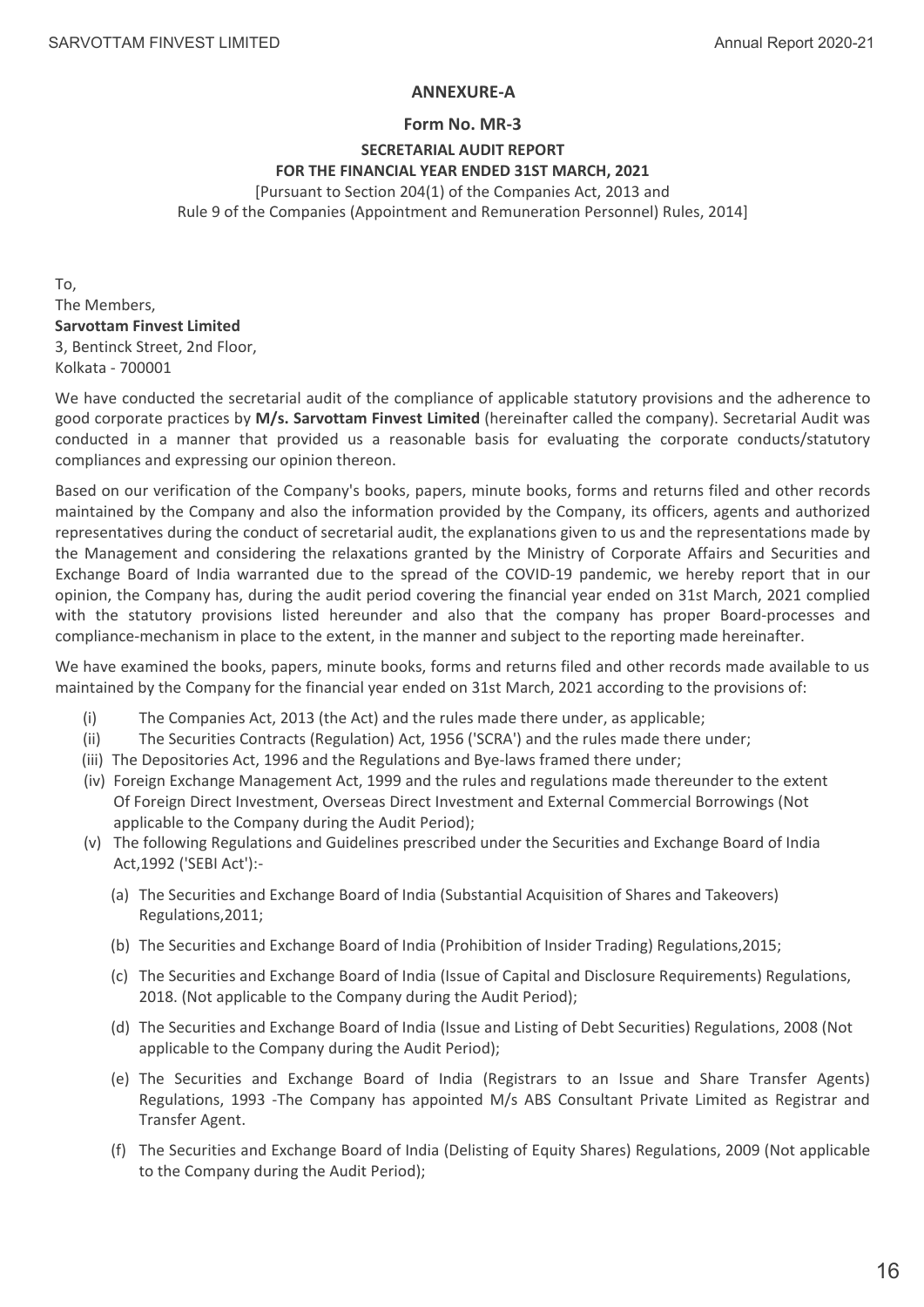## ANNEXURE-A

### Form No. MR-3

### SECRETARIAL AUDIT REPORT
### FOR THE FINANCIAL YEAR ENDED 31ST MARCH, 2021

[Pursuant to Section 204(1) of the Companies Act, 2013 and
Rule 9 of the Companies (Appointment and Remuneration Personnel) Rules, 2014]

To,
The Members,
**Sarvottam Finvest Limited**
3, Bentinck Street, 2nd Floor,
Kolkata - 700001

We have conducted the secretarial audit of the compliance of applicable statutory provisions and the adherence to good corporate practices by **M/s. Sarvottam Finvest Limited** (hereinafter called the company). Secretarial Audit was conducted in a manner that provided us a reasonable basis for evaluating the corporate conducts/statutory compliances and expressing our opinion thereon.

Based on our verification of the Company's books, papers, minute books, forms and returns filed and other records maintained by the Company and also the information provided by the Company, its officers, agents and authorized representatives during the conduct of secretarial audit, the explanations given to us and the representations made by the Management and considering the relaxations granted by the Ministry of Corporate Affairs and Securities and Exchange Board of India warranted due to the spread of the COVID-19 pandemic, we hereby report that in our opinion, the Company has, during the audit period covering the financial year ended on 31st March, 2021 complied with the statutory provisions listed hereunder and also that the company has proper Board-processes and compliance-mechanism in place to the extent, in the manner and subject to the reporting made hereinafter.

We have examined the books, papers, minute books, forms and returns filed and other records made available to us maintained by the Company for the financial year ended on 31st March, 2021 according to the provisions of:

(i) The Companies Act, 2013 (the Act) and the rules made there under, as applicable;

(ii) The Securities Contracts (Regulation) Act, 1956 ('SCRA') and the rules made there under;

(iii) The Depositories Act, 1996 and the Regulations and Bye-laws framed there under;

(iv) Foreign Exchange Management Act, 1999 and the rules and regulations made thereunder to the extent Of Foreign Direct Investment, Overseas Direct Investment and External Commercial Borrowings (Not applicable to the Company during the Audit Period);

(v) The following Regulations and Guidelines prescribed under the Securities and Exchange Board of India Act,1992 ('SEBI Act'):-

   (a) The Securities and Exchange Board of India (Substantial Acquisition of Shares and Takeovers) Regulations,2011;

   (b) The Securities and Exchange Board of India (Prohibition of Insider Trading) Regulations,2015;

   (c) The Securities and Exchange Board of India (Issue of Capital and Disclosure Requirements) Regulations, 2018. (Not applicable to the Company during the Audit Period);

   (d) The Securities and Exchange Board of India (Issue and Listing of Debt Securities) Regulations, 2008 (Not applicable to the Company during the Audit Period);

   (e) The Securities and Exchange Board of India (Registrars to an Issue and Share Transfer Agents) Regulations, 1993 -The Company has appointed M/s ABS Consultant Private Limited as Registrar and Transfer Agent.

   (f) The Securities and Exchange Board of India (Delisting of Equity Shares) Regulations, 2009 (Not applicable to the Company during the Audit Period);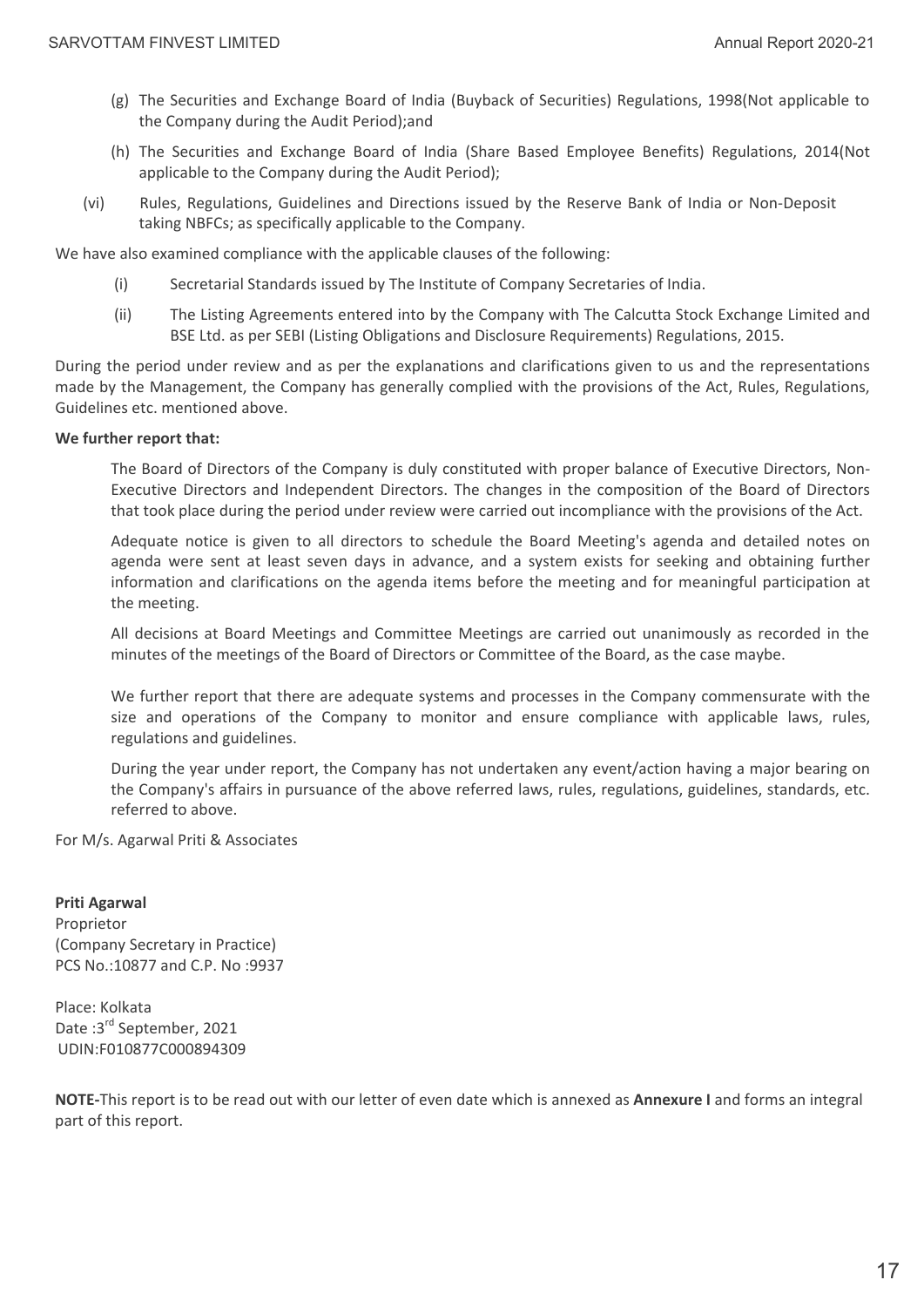(g) The Securities and Exchange Board of India (Buyback of Securities) Regulations, 1998(Not applicable to the Company during the Audit Period);and

(h) The Securities and Exchange Board of India (Share Based Employee Benefits) Regulations, 2014(Not applicable to the Company during the Audit Period);

(vi) Rules, Regulations, Guidelines and Directions issued by the Reserve Bank of India or Non-Deposit taking NBFCs; as specifically applicable to the Company.

We have also examined compliance with the applicable clauses of the following:

(i) Secretarial Standards issued by The Institute of Company Secretaries of India.

(ii) The Listing Agreements entered into by the Company with The Calcutta Stock Exchange Limited and BSE Ltd. as per SEBI (Listing Obligations and Disclosure Requirements) Regulations, 2015.

During the period under review and as per the explanations and clarifications given to us and the representations made by the Management, the Company has generally complied with the provisions of the Act, Rules, Regulations, Guidelines etc. mentioned above.

**We further report that:**

The Board of Directors of the Company is duly constituted with proper balance of Executive Directors, Non-Executive Directors and Independent Directors. The changes in the composition of the Board of Directors that took place during the period under review were carried out incompliance with the provisions of the Act.

Adequate notice is given to all directors to schedule the Board Meeting's agenda and detailed notes on agenda were sent at least seven days in advance, and a system exists for seeking and obtaining further information and clarifications on the agenda items before the meeting and for meaningful participation at the meeting.

All decisions at Board Meetings and Committee Meetings are carried out unanimously as recorded in the minutes of the meetings of the Board of Directors or Committee of the Board, as the case maybe.

We further report that there are adequate systems and processes in the Company commensurate with the size and operations of the Company to monitor and ensure compliance with applicable laws, rules, regulations and guidelines.

During the year under report, the Company has not undertaken any event/action having a major bearing on the Company's affairs in pursuance of the above referred laws, rules, regulations, guidelines, standards, etc. referred to above.

For M/s. Agarwal Priti & Associates

**Priti Agarwal**
Proprietor
(Company Secretary in Practice)
PCS No.:10877 and C.P. No :9937

Place: Kolkata
Date :3rd September, 2021
UDIN:F010877C000894309

**NOTE-**This report is to be read out with our letter of even date which is annexed as **Annexure I** and forms an integral part of this report.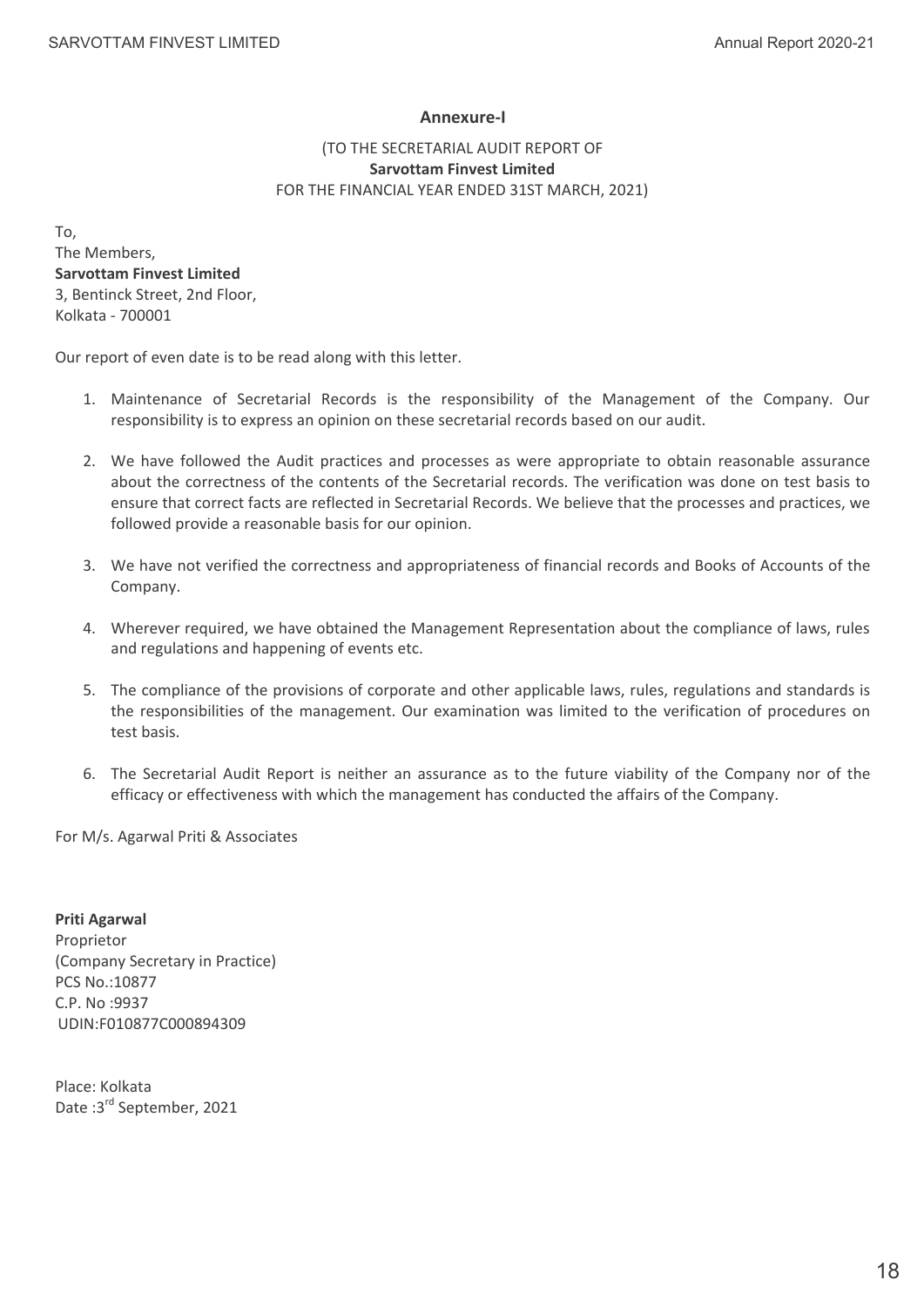## Annexure-I

(TO THE SECRETARIAL AUDIT REPORT OF
**Sarvottam Finvest Limited**
FOR THE FINANCIAL YEAR ENDED 31ST MARCH, 2021)

To,
The Members,
**Sarvottam Finvest Limited**
3, Bentinck Street, 2nd Floor,
Kolkata - 700001

Our report of even date is to be read along with this letter.

1. Maintenance of Secretarial Records is the responsibility of the Management of the Company. Our responsibility is to express an opinion on these secretarial records based on our audit.

2. We have followed the Audit practices and processes as were appropriate to obtain reasonable assurance about the correctness of the contents of the Secretarial records. The verification was done on test basis to ensure that correct facts are reflected in Secretarial Records. We believe that the processes and practices, we followed provide a reasonable basis for our opinion.

3. We have not verified the correctness and appropriateness of financial records and Books of Accounts of the Company.

4. Wherever required, we have obtained the Management Representation about the compliance of laws, rules and regulations and happening of events etc.

5. The compliance of the provisions of corporate and other applicable laws, rules, regulations and standards is the responsibilities of the management. Our examination was limited to the verification of procedures on test basis.

6. The Secretarial Audit Report is neither an assurance as to the future viability of the Company nor of the efficacy or effectiveness with which the management has conducted the affairs of the Company.

For M/s. Agarwal Priti & Associates

**Priti Agarwal**
Proprietor
(Company Secretary in Practice)
PCS No.:10877
C.P. No :9937
UDIN:F010877C000894309

Place: Kolkata
Date :3rd September, 2021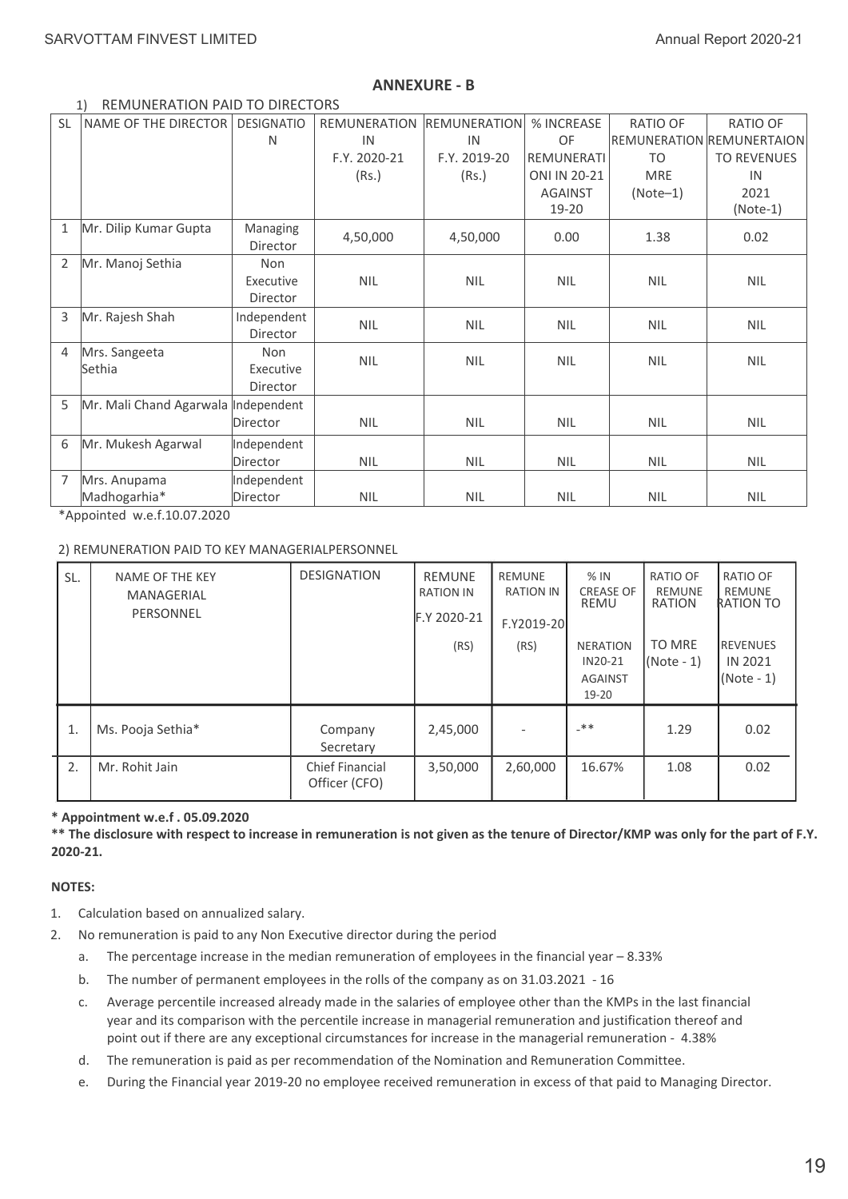## ANNEXURE - B

1) REMUNERATION PAID TO DIRECTORS

| SL | NAME OF THE DIRECTOR | DESIGNATION | REMUNERATION IN F.Y. 2020-21 (Rs.) | REMUNERATION IN F.Y. 2019-20 (Rs.) | % INCREASE OF REMUNERATIONI IN 20-21 AGAINST 19-20 | RATIO OF REMUNERATION TO MRE (Note–1) | RATIO OF REMUNERTAION TO REVENUES IN 2021 (Note-1) |
|---|---|---|---|---|---|---|---|
| 1 | Mr. Dilip Kumar Gupta | Managing Director | 4,50,000 | 4,50,000 | 0.00 | 1.38 | 0.02 |
| 2 | Mr. Manoj Sethia | Non Executive Director | NIL | NIL | NIL | NIL | NIL |
| 3 | Mr. Rajesh Shah | Independent Director | NIL | NIL | NIL | NIL | NIL |
| 4 | Mrs. Sangeeta Sethia | Non Executive Director | NIL | NIL | NIL | NIL | NIL |
| 5 | Mr. Mali Chand Agarwala | Independent Director | NIL | NIL | NIL | NIL | NIL |
| 6 | Mr. Mukesh Agarwal | Independent Director | NIL | NIL | NIL | NIL | NIL |
| 7 | Mrs. Anupama Madhogarhia* | Independent Director | NIL | NIL | NIL | NIL | NIL |

*Appointed w.e.f.10.07.2020

2) REMUNERATION PAID TO KEY MANAGERIALPERSONNEL

| SL. | NAME OF THE KEY MANAGERIAL PERSONNEL | DESIGNATION | REMUNERATION IN F.Y 2020-21 (RS) | REMUNERATION IN F.Y2019-20 (RS) | % INCREASE OF REMUNERATION IN20-21 AGAINST 19-20 | RATIO OF REMUNERATION TO MRE (Note - 1) | RATIO OF REMUNERATION TO REVENUES IN 2021 (Note - 1) |
|---|---|---|---|---|---|---|---|
| 1. | Ms. Pooja Sethia* | Company Secretary | 2,45,000 | - | -** | 1.29 | 0.02 |
| 2. | Mr. Rohit Jain | Chief Financial Officer (CFO) | 3,50,000 | 2,60,000 | 16.67% | 1.08 | 0.02 |

**\* Appointment w.e.f . 05.09.2020**

**\*\* The disclosure with respect to increase in remuneration is not given as the tenure of Director/KMP was only for the part of F.Y. 2020-21.**

**NOTES:**

1. Calculation based on annualized salary.
2. No remuneration is paid to any Non Executive director during the period
   a. The percentage increase in the median remuneration of employees in the financial year – 8.33%
   b. The number of permanent employees in the rolls of the company as on 31.03.2021 - 16
   c. Average percentile increased already made in the salaries of employee other than the KMPs in the last financial year and its comparison with the percentile increase in managerial remuneration and justification thereof and point out if there are any exceptional circumstances for increase in the managerial remuneration - 4.38%
   d. The remuneration is paid as per recommendation of the Nomination and Remuneration Committee.
   e. During the Financial year 2019-20 no employee received remuneration in excess of that paid to Managing Director.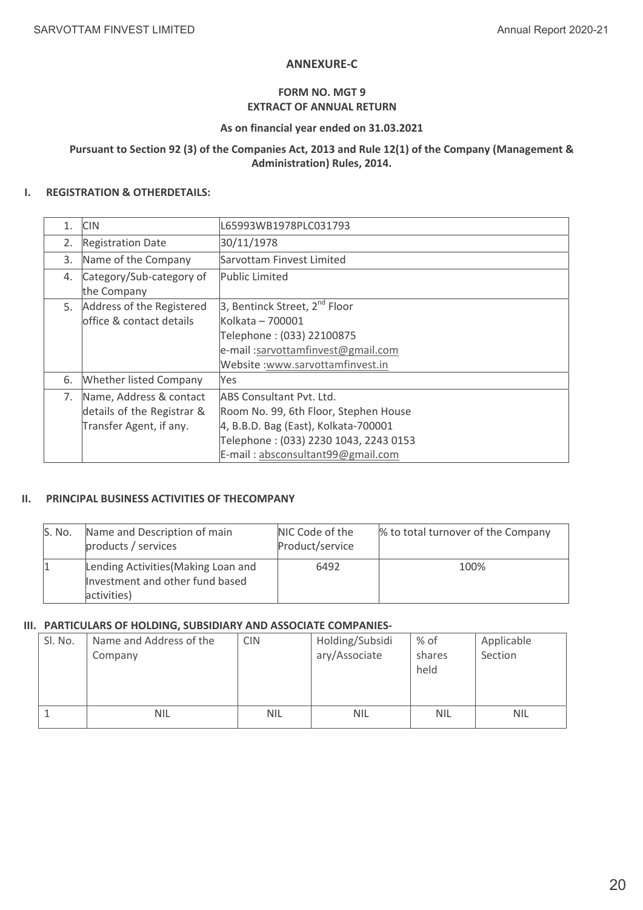## ANNEXURE-C

### FORM NO. MGT 9
### EXTRACT OF ANNUAL RETURN

**As on financial year ended on 31.03.2021**

**Pursuant to Section 92 (3) of the Companies Act, 2013 and Rule 12(1) of the Company (Management & Administration) Rules, 2014.**

### I. REGISTRATION & OTHERDETAILS:

| | | |
|---|---|---|
| 1. | CIN | L65993WB1978PLC031793 |
| 2. | Registration Date | 30/11/1978 |
| 3. | Name of the Company | Sarvottam Finvest Limited |
| 4. | Category/Sub-category of the Company | Public Limited |
| 5. | Address of the Registered office & contact details | 3, Bentinck Street, 2nd Floor<br>Kolkata – 700001<br>Telephone : (033) 22100875<br>e-mail :sarvottamfinvest@gmail.com<br>Website :www.sarvottamfinvest.in |
| 6. | Whether listed Company | Yes |
| 7. | Name, Address & contact details of the Registrar & Transfer Agent, if any. | ABS Consultant Pvt. Ltd.<br>Room No. 99, 6th Floor, Stephen House<br>4, B.B.D. Bag (East), Kolkata-700001<br>Telephone : (033) 2230 1043, 2243 0153<br>E-mail : absconsultant99@gmail.com |

### II. PRINCIPAL BUSINESS ACTIVITIES OF THECOMPANY

| S. No. | Name and Description of main products / services | NIC Code of the Product/service | % to total turnover of the Company |
|---|---|---|---|
| 1 | Lending Activities(Making Loan and Investment and other fund based activities) | 6492 | 100% |

### III. PARTICULARS OF HOLDING, SUBSIDIARY AND ASSOCIATE COMPANIES-

| Sl. No. | Name and Address of the Company | CIN | Holding/Subsidiary/Associate | % of shares held | Applicable Section |
|---|---|---|---|---|---|
| 1 | NIL | NIL | NIL | NIL | NIL |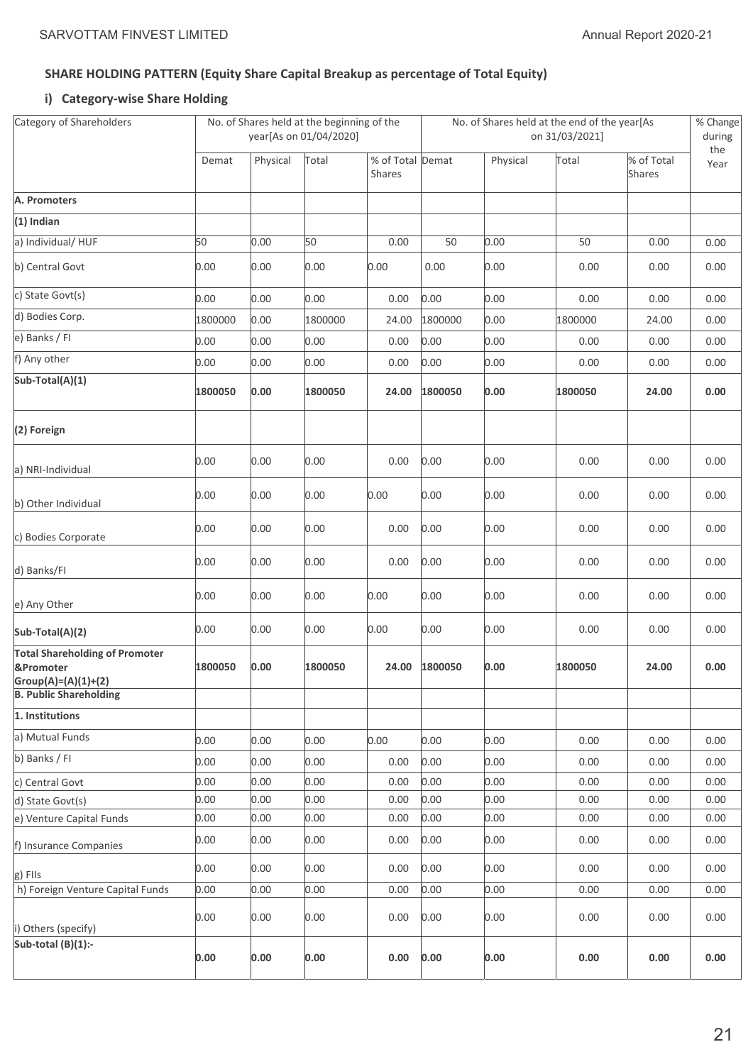## SHARE HOLDING PATTERN (Equity Share Capital Breakup as percentage of Total Equity)

### i) Category-wise Share Holding

| Category of Shareholders | No. of Shares held at the beginning of the year[As on 01/04/2020] | | | | No. of Shares held at the end of the year[As on 31/03/2021] | | | | % Change during the Year |
|---|---|---|---|---|---|---|---|---|---|
| | Demat | Physical | Total | % of Total Shares | Demat | Physical | Total | % of Total Shares | |
| **A. Promoters** | | | | | | | | | |
| **(1) Indian** | | | | | | | | | |
| a) Individual/ HUF | 50 | 0.00 | 50 | 0.00 | 50 | 0.00 | 50 | 0.00 | 0.00 |
| b) Central Govt | 0.00 | 0.00 | 0.00 | 0.00 | 0.00 | 0.00 | 0.00 | 0.00 | 0.00 |
| c) State Govt(s) | 0.00 | 0.00 | 0.00 | 0.00 | 0.00 | 0.00 | 0.00 | 0.00 | 0.00 |
| d) Bodies Corp. | 1800000 | 0.00 | 1800000 | 24.00 | 1800000 | 0.00 | 1800000 | 24.00 | 0.00 |
| e) Banks / FI | 0.00 | 0.00 | 0.00 | 0.00 | 0.00 | 0.00 | 0.00 | 0.00 | 0.00 |
| f) Any other | 0.00 | 0.00 | 0.00 | 0.00 | 0.00 | 0.00 | 0.00 | 0.00 | 0.00 |
| **Sub-Total(A)(1)** | **1800050** | **0.00** | **1800050** | **24.00** | **1800050** | **0.00** | **1800050** | **24.00** | **0.00** |
| **(2) Foreign** | | | | | | | | | |
| a) NRI-Individual | 0.00 | 0.00 | 0.00 | 0.00 | 0.00 | 0.00 | 0.00 | 0.00 | 0.00 |
| b) Other Individual | 0.00 | 0.00 | 0.00 | 0.00 | 0.00 | 0.00 | 0.00 | 0.00 | 0.00 |
| c) Bodies Corporate | 0.00 | 0.00 | 0.00 | 0.00 | 0.00 | 0.00 | 0.00 | 0.00 | 0.00 |
| d) Banks/FI | 0.00 | 0.00 | 0.00 | 0.00 | 0.00 | 0.00 | 0.00 | 0.00 | 0.00 |
| e) Any Other | 0.00 | 0.00 | 0.00 | 0.00 | 0.00 | 0.00 | 0.00 | 0.00 | 0.00 |
| **Sub-Total(A)(2)** | 0.00 | 0.00 | 0.00 | 0.00 | 0.00 | 0.00 | 0.00 | 0.00 | 0.00 |
| **Total Shareholding of Promoter &Promoter Group(A)=(A)(1)+(2)** | **1800050** | **0.00** | **1800050** | **24.00** | **1800050** | **0.00** | **1800050** | **24.00** | **0.00** |
| **B. Public Shareholding** | | | | | | | | | |
| **1. Institutions** | | | | | | | | | |
| a) Mutual Funds | 0.00 | 0.00 | 0.00 | 0.00 | 0.00 | 0.00 | 0.00 | 0.00 | 0.00 |
| b) Banks / FI | 0.00 | 0.00 | 0.00 | 0.00 | 0.00 | 0.00 | 0.00 | 0.00 | 0.00 |
| c) Central Govt | 0.00 | 0.00 | 0.00 | 0.00 | 0.00 | 0.00 | 0.00 | 0.00 | 0.00 |
| d) State Govt(s) | 0.00 | 0.00 | 0.00 | 0.00 | 0.00 | 0.00 | 0.00 | 0.00 | 0.00 |
| e) Venture Capital Funds | 0.00 | 0.00 | 0.00 | 0.00 | 0.00 | 0.00 | 0.00 | 0.00 | 0.00 |
| f) Insurance Companies | 0.00 | 0.00 | 0.00 | 0.00 | 0.00 | 0.00 | 0.00 | 0.00 | 0.00 |
| g) FIIs | 0.00 | 0.00 | 0.00 | 0.00 | 0.00 | 0.00 | 0.00 | 0.00 | 0.00 |
| h) Foreign Venture Capital Funds | 0.00 | 0.00 | 0.00 | 0.00 | 0.00 | 0.00 | 0.00 | 0.00 | 0.00 |
| i) Others (specify) | 0.00 | 0.00 | 0.00 | 0.00 | 0.00 | 0.00 | 0.00 | 0.00 | 0.00 |
| **Sub-total (B)(1):-** | **0.00** | **0.00** | **0.00** | **0.00** | **0.00** | **0.00** | **0.00** | **0.00** | **0.00** |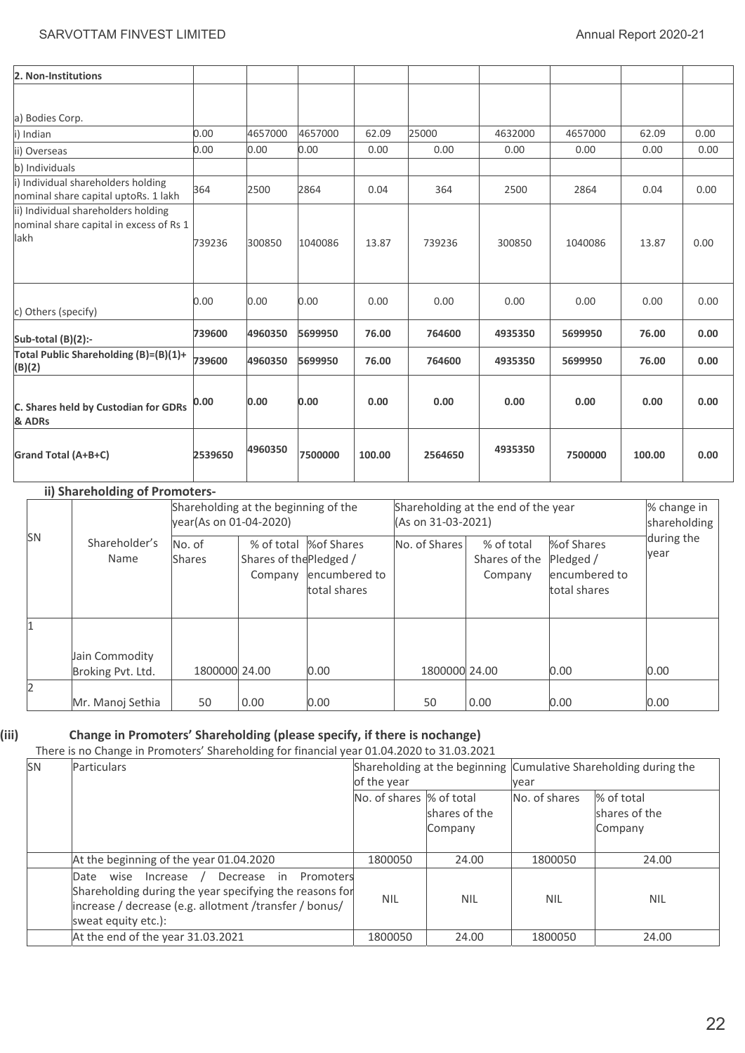| 2. Non-Institutions | | | | | | | | | |
|---|---|---|---|---|---|---|---|---|---|
| a) Bodies Corp. | | | | | | | | | |
| i) Indian | 0.00 | 4657000 | 4657000 | 62.09 | 25000 | 4632000 | 4657000 | 62.09 | 0.00 |
| ii) Overseas | 0.00 | 0.00 | 0.00 | 0.00 | 0.00 | 0.00 | 0.00 | 0.00 | 0.00 |
| b) Individuals | | | | | | | | | |
| i) Individual shareholders holding nominal share capital uptoRs. 1 lakh | 364 | 2500 | 2864 | 0.04 | 364 | 2500 | 2864 | 0.04 | 0.00 |
| ii) Individual shareholders holding nominal share capital in excess of Rs 1 lakh | 739236 | 300850 | 1040086 | 13.87 | 739236 | 300850 | 1040086 | 13.87 | 0.00 |
| c) Others (specify) | 0.00 | 0.00 | 0.00 | 0.00 | 0.00 | 0.00 | 0.00 | 0.00 | 0.00 |
| **Sub-total (B)(2):-** | **739600** | **4960350** | **5699950** | **76.00** | **764600** | **4935350** | **5699950** | **76.00** | **0.00** |
| **Total Public Shareholding (B)=(B)(1)+ (B)(2)** | **739600** | **4960350** | **5699950** | **76.00** | **764600** | **4935350** | **5699950** | **76.00** | **0.00** |
| **C. Shares held by Custodian for GDRs & ADRs** | **0.00** | **0.00** | **0.00** | **0.00** | **0.00** | **0.00** | **0.00** | **0.00** | **0.00** |
| **Grand Total (A+B+C)** | **2539650** | **4960350** | **7500000** | **100.00** | **2564650** | **4935350** | **7500000** | **100.00** | **0.00** |

### ii) Shareholding of Promoters-

| SN | Shareholder's Name | Shareholding at the beginning of the year(As on 01-04-2020) | | | Shareholding at the end of the year (As on 31-03-2021) | | | % change in shareholding during the year |
|---|---|---|---|---|---|---|---|---|
| | | No. of Shares | % of total Shares of the Company | %of Shares Pledged / encumbered to total shares | No. of Shares | % of total Shares of the Company | %of Shares Pledged / encumbered to total shares | |
| 1 | Jain Commodity Broking Pvt. Ltd. | 1800000 | 24.00 | 0.00 | 1800000 | 24.00 | 0.00 | 0.00 |
| 2 | Mr. Manoj Sethia | 50 | 0.00 | 0.00 | 50 | 0.00 | 0.00 | 0.00 |

### (iii) Change in Promoters' Shareholding (please specify, if there is nochange)

There is no Change in Promoters' Shareholding for financial year 01.04.2020 to 31.03.2021

| SN | Particulars | Shareholding at the beginning of the year | | Cumulative Shareholding during the year | |
|---|---|---|---|---|---|
| | | No. of shares | % of total shares of the Company | No. of shares | % of total shares of the Company |
| | At the beginning of the year 01.04.2020 | 1800050 | 24.00 | 1800050 | 24.00 |
| | Date wise Increase / Decrease in Promoters Shareholding during the year specifying the reasons for increase / decrease (e.g. allotment /transfer / bonus/ sweat equity etc.): | NIL | NIL | NIL | NIL |
| | At the end of the year 31.03.2021 | 1800050 | 24.00 | 1800050 | 24.00 |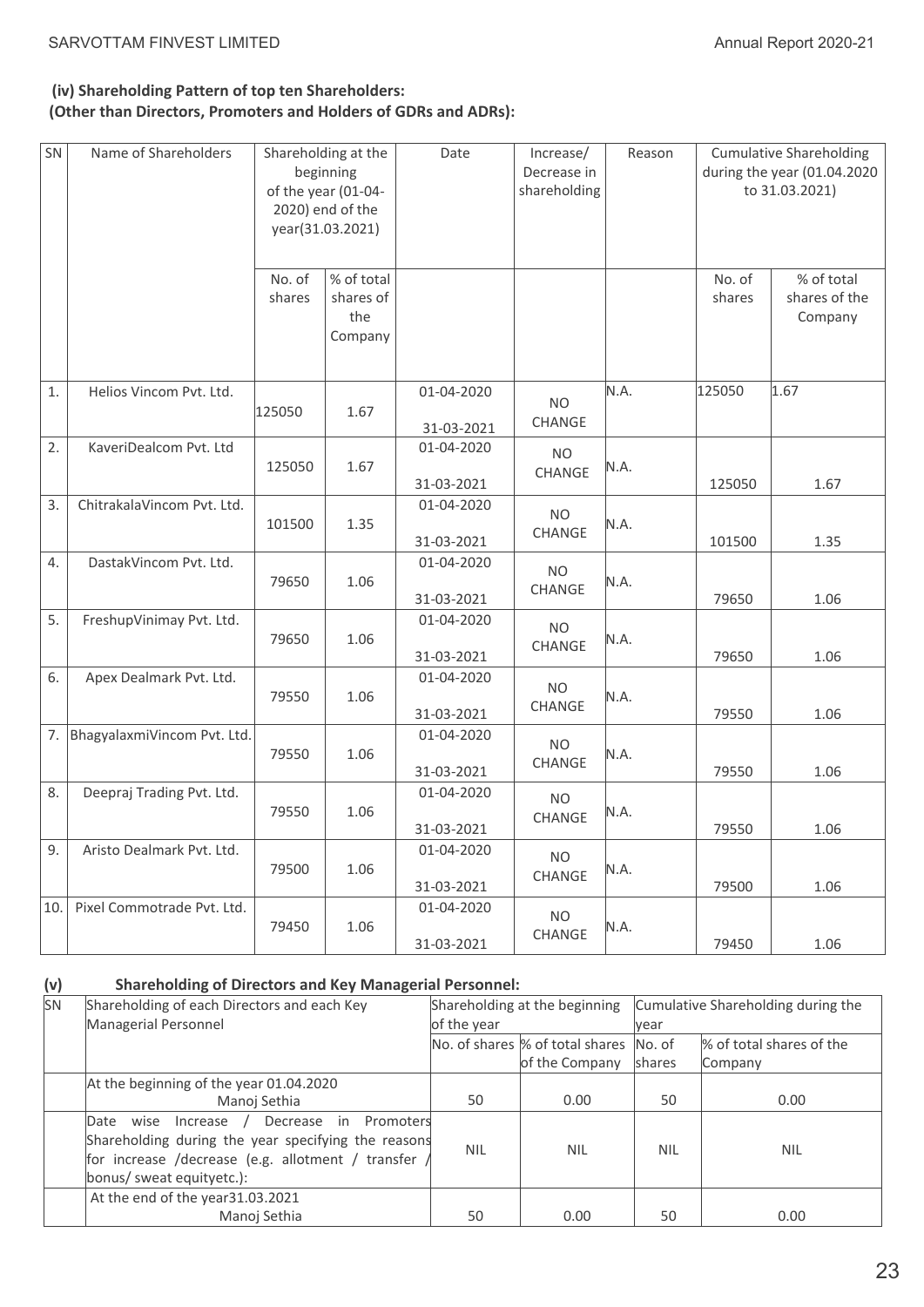### (iv) Shareholding Pattern of top ten Shareholders:
### (Other than Directors, Promoters and Holders of GDRs and ADRs):

| SN | Name of Shareholders | Shareholding at the beginning of the year (01-04-2020) end of the year(31.03.2021) | | Date | Increase/ Decrease in shareholding | Reason | Cumulative Shareholding during the year (01.04.2020 to 31.03.2021) | |
|---|---|---|---|---|---|---|---|---|
| | | No. of shares | % of total shares of the Company | | | | No. of shares | % of total shares of the Company |
| 1. | Helios Vincom Pvt. Ltd. | 125050 | 1.67 | 01-04-2020<br>31-03-2021 | NO CHANGE | N.A. | 125050 | 1.67 |
| 2. | KaveriDealcom Pvt. Ltd | 125050 | 1.67 | 01-04-2020<br>31-03-2021 | NO CHANGE | N.A. | 125050 | 1.67 |
| 3. | ChitrakalaVincom Pvt. Ltd. | 101500 | 1.35 | 01-04-2020<br>31-03-2021 | NO CHANGE | N.A. | 101500 | 1.35 |
| 4. | DastakVincom Pvt. Ltd. | 79650 | 1.06 | 01-04-2020<br>31-03-2021 | NO CHANGE | N.A. | 79650 | 1.06 |
| 5. | FreshupVinimay Pvt. Ltd. | 79650 | 1.06 | 01-04-2020<br>31-03-2021 | NO CHANGE | N.A. | 79650 | 1.06 |
| 6. | Apex Dealmark Pvt. Ltd. | 79550 | 1.06 | 01-04-2020<br>31-03-2021 | NO CHANGE | N.A. | 79550 | 1.06 |
| 7. | BhagyalaxmiVincom Pvt. Ltd. | 79550 | 1.06 | 01-04-2020<br>31-03-2021 | NO CHANGE | N.A. | 79550 | 1.06 |
| 8. | Deepraj Trading Pvt. Ltd. | 79550 | 1.06 | 01-04-2020<br>31-03-2021 | NO CHANGE | N.A. | 79550 | 1.06 |
| 9. | Aristo Dealmark Pvt. Ltd. | 79500 | 1.06 | 01-04-2020<br>31-03-2021 | NO CHANGE | N.A. | 79500 | 1.06 |
| 10. | Pixel Commotrade Pvt. Ltd. | 79450 | 1.06 | 01-04-2020<br>31-03-2021 | NO CHANGE | N.A. | 79450 | 1.06 |

### (v) Shareholding of Directors and Key Managerial Personnel:

| SN | Shareholding of each Directors and each Key Managerial Personnel | Shareholding at the beginning of the year | | Cumulative Shareholding during the year | |
|---|---|---|---|---|---|
| | | No. of shares | % of total shares of the Company | No. of shares | % of total shares of the Company |
| | At the beginning of the year 01.04.2020<br>Manoj Sethia | 50 | 0.00 | 50 | 0.00 |
| | Date wise Increase / Decrease in Promoters Shareholding during the year specifying the reasons for increase /decrease (e.g. allotment / transfer / bonus/ sweat equityetc.): | NIL | NIL | NIL | NIL |
| | At the end of the year31.03.2021<br>Manoj Sethia | 50 | 0.00 | 50 | 0.00 |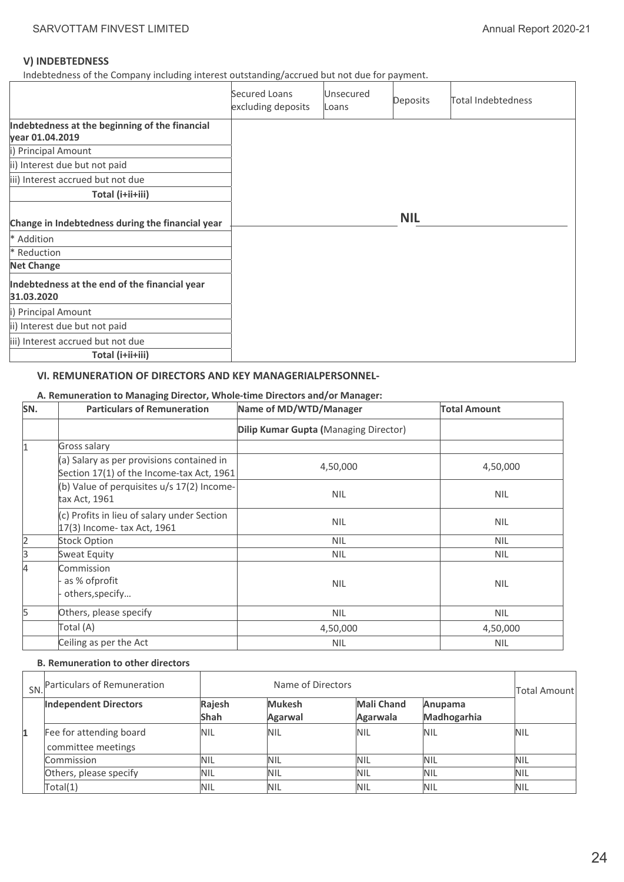**V) INDEBTEDNESS**

Indebtedness of the Company including interest outstanding/accrued but not due for payment.

| | Secured Loans excluding deposits | Unsecured Loans | Deposits | Total Indebtedness |
|---|---|---|---|---|
| **Indebtedness at the beginning of the financial year 01.04.2019** | | | | |
| i) Principal Amount | | | | |
| ii) Interest due but not paid | | | | |
| iii) Interest accrued but not due | | | | |
| **Total (i+ii+iii)** | | | | |
| **Change in Indebtedness during the financial year** | | | **NIL** | |
| * Addition | | | | |
| * Reduction | | | | |
| **Net Change** | | | | |
| **Indebtedness at the end of the financial year 31.03.2020** | | | | |
| i) Principal Amount | | | | |
| ii) Interest due but not paid | | | | |
| iii) Interest accrued but not due | | | | |
| **Total (i+ii+iii)** | | | | |

**VI. REMUNERATION OF DIRECTORS AND KEY MANAGERIALPERSONNEL-**

**A. Remuneration to Managing Director, Whole-time Directors and/or Manager:**

| SN. | Particulars of Remuneration | Name of MD/WTD/Manager | Total Amount |
|---|---|---|---|
| | | **Dilip Kumar Gupta (**Managing Director) | |
| 1 | Gross salary | | |
| | (a) Salary as per provisions contained in Section 17(1) of the Income-tax Act, 1961 | 4,50,000 | 4,50,000 |
| | (b) Value of perquisites u/s 17(2) Income-tax Act, 1961 | NIL | NIL |
| | (c) Profits in lieu of salary under Section 17(3) Income- tax Act, 1961 | NIL | NIL |
| 2 | Stock Option | NIL | NIL |
| 3 | Sweat Equity | NIL | NIL |
| 4 | Commission<br>- as % ofprofit<br>- others,specify… | NIL | NIL |
| 5 | Others, please specify | NIL | NIL |
| | Total (A) | 4,50,000 | 4,50,000 |
| | Ceiling as per the Act | NIL | NIL |

**B. Remuneration to other directors**

| SN. | Particulars of Remuneration | Name of Directors | | | | Total Amount |
|---|---|---|---|---|---|---|
| | **Independent Directors** | **Rajesh Shah** | **Mukesh Agarwal** | **Mali Chand Agarwala** | **Anupama Madhogarhia** | |
| **1** | Fee for attending board committee meetings | NIL | NIL | NIL | NIL | NIL |
| | Commission | NIL | NIL | NIL | NIL | NIL |
| | Others, please specify | NIL | NIL | NIL | NIL | NIL |
| | Total(1) | NIL | NIL | NIL | NIL | NIL |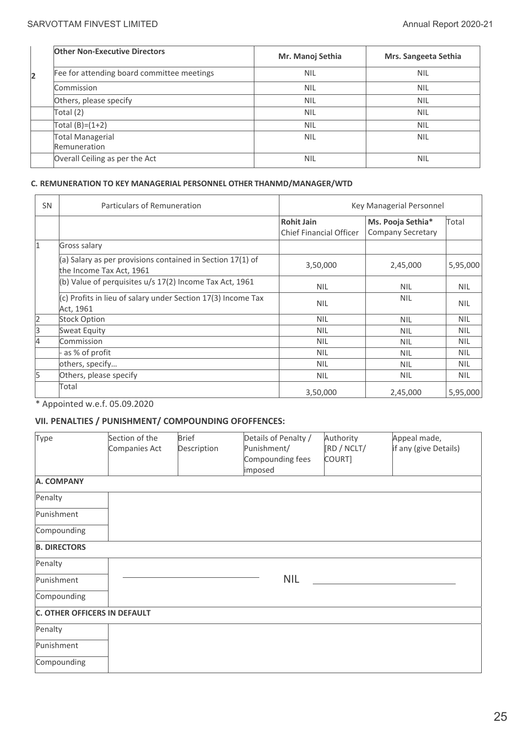| | Other Non-Executive Directors | Mr. Manoj Sethia | Mrs. Sangeeta Sethia |
|---|---|---|---|
| 2 | Fee for attending board committee meetings | NIL | NIL |
| | Commission | NIL | NIL |
| | Others, please specify | NIL | NIL |
| | Total (2) | NIL | NIL |
| | Total (B)=(1+2) | NIL | NIL |
| | Total Managerial Remuneration | NIL | NIL |
| | Overall Ceiling as per the Act | NIL | NIL |

**C. REMUNERATION TO KEY MANAGERIAL PERSONNEL OTHER THANMD/MANAGER/WTD**

| SN | Particulars of Remuneration | Key Managerial Personnel | | |
|---|---|---|---|---|
| | | **Rohit Jain** Chief Financial Officer | **Ms. Pooja Sethia*** Company Secretary | Total |
| 1 | Gross salary | | | |
| | (a) Salary as per provisions contained in Section 17(1) of the Income Tax Act, 1961 | 3,50,000 | 2,45,000 | 5,95,000 |
| | (b) Value of perquisites u/s 17(2) Income Tax Act, 1961 | NIL | NIL | NIL |
| | (c) Profits in lieu of salary under Section 17(3) Income Tax Act, 1961 | NIL | NIL | NIL |
| 2 | Stock Option | NIL | NIL | NIL |
| 3 | Sweat Equity | NIL | NIL | NIL |
| 4 | Commission | NIL | NIL | NIL |
| | - as % of profit | NIL | NIL | NIL |
| | others, specify… | NIL | NIL | NIL |
| 5 | Others, please specify | NIL | NIL | NIL |
| | Total | 3,50,000 | 2,45,000 | 5,95,000 |

\* Appointed w.e.f. 05.09.2020

**VII. PENALTIES / PUNISHMENT/ COMPOUNDING OFOFFENCES:**

| Type | Section of the Companies Act | Brief Description | Details of Penalty / Punishment/ Compounding fees imposed | Authority [RD / NCLT/ COURT] | Appeal made, if any (give Details) |
|---|---|---|---|---|---|
| **A. COMPANY** | | | | | |
| Penalty | | | | | |
| Punishment | | | | | |
| Compounding | | | | | |
| **B. DIRECTORS** | | | | | |
| Penalty | | | | | |
| Punishment | | | NIL | | |
| Compounding | | | | | |
| **C. OTHER OFFICERS IN DEFAULT** | | | | | |
| Penalty | | | | | |
| Punishment | | | | | |
| Compounding | | | | | |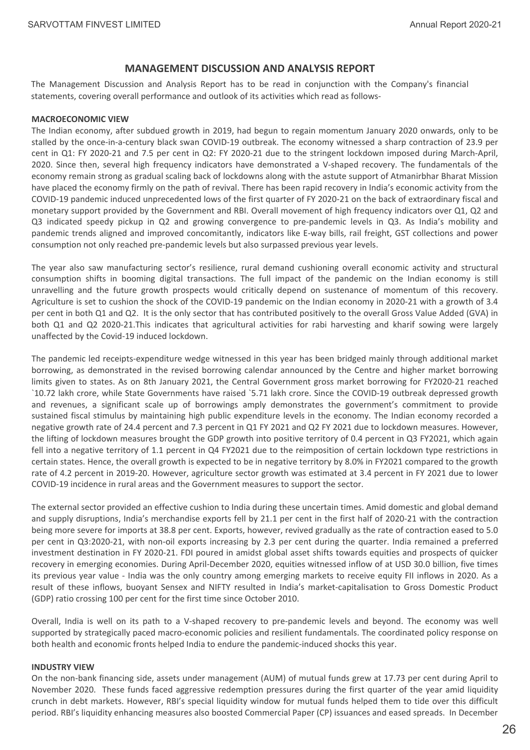# MANAGEMENT DISCUSSION AND ANALYSIS REPORT

The Management Discussion and Analysis Report has to be read in conjunction with the Company's financial statements, covering overall performance and outlook of its activities which read as follows-

**MACROECONOMIC VIEW**

The Indian economy, after subdued growth in 2019, had begun to regain momentum January 2020 onwards, only to be stalled by the once-in-a-century black swan COVID-19 outbreak. The economy witnessed a sharp contraction of 23.9 per cent in Q1: FY 2020-21 and 7.5 per cent in Q2: FY 2020-21 due to the stringent lockdown imposed during March-April, 2020. Since then, several high frequency indicators have demonstrated a V-shaped recovery. The fundamentals of the economy remain strong as gradual scaling back of lockdowns along with the astute support of Atmanirbhar Bharat Mission have placed the economy firmly on the path of revival. There has been rapid recovery in India's economic activity from the COVID-19 pandemic induced unprecedented lows of the first quarter of FY 2020-21 on the back of extraordinary fiscal and monetary support provided by the Government and RBI. Overall movement of high frequency indicators over Q1, Q2 and Q3 indicated speedy pickup in Q2 and growing convergence to pre-pandemic levels in Q3. As India's mobility and pandemic trends aligned and improved concomitantly, indicators like E-way bills, rail freight, GST collections and power consumption not only reached pre-pandemic levels but also surpassed previous year levels.

The year also saw manufacturing sector's resilience, rural demand cushioning overall economic activity and structural consumption shifts in booming digital transactions. The full impact of the pandemic on the Indian economy is still unravelling and the future growth prospects would critically depend on sustenance of momentum of this recovery. Agriculture is set to cushion the shock of the COVID-19 pandemic on the Indian economy in 2020-21 with a growth of 3.4 per cent in both Q1 and Q2. It is the only sector that has contributed positively to the overall Gross Value Added (GVA) in both Q1 and Q2 2020-21.This indicates that agricultural activities for rabi harvesting and kharif sowing were largely unaffected by the Covid-19 induced lockdown.

The pandemic led receipts-expenditure wedge witnessed in this year has been bridged mainly through additional market borrowing, as demonstrated in the revised borrowing calendar announced by the Centre and higher market borrowing limits given to states. As on 8th January 2021, the Central Government gross market borrowing for FY2020-21 reached `10.72 lakh crore, while State Governments have raised `5.71 lakh crore. Since the COVID-19 outbreak depressed growth and revenues, a significant scale up of borrowings amply demonstrates the government's commitment to provide sustained fiscal stimulus by maintaining high public expenditure levels in the economy. The Indian economy recorded a negative growth rate of 24.4 percent and 7.3 percent in Q1 FY 2021 and Q2 FY 2021 due to lockdown measures. However, the lifting of lockdown measures brought the GDP growth into positive territory of 0.4 percent in Q3 FY2021, which again fell into a negative territory of 1.1 percent in Q4 FY2021 due to the reimposition of certain lockdown type restrictions in certain states. Hence, the overall growth is expected to be in negative territory by 8.0% in FY2021 compared to the growth rate of 4.2 percent in 2019-20. However, agriculture sector growth was estimated at 3.4 percent in FY 2021 due to lower COVID-19 incidence in rural areas and the Government measures to support the sector.

The external sector provided an effective cushion to India during these uncertain times. Amid domestic and global demand and supply disruptions, India's merchandise exports fell by 21.1 per cent in the first half of 2020-21 with the contraction being more severe for imports at 38.8 per cent. Exports, however, revived gradually as the rate of contraction eased to 5.0 per cent in Q3:2020-21, with non-oil exports increasing by 2.3 per cent during the quarter. India remained a preferred investment destination in FY 2020-21. FDI poured in amidst global asset shifts towards equities and prospects of quicker recovery in emerging economies. During April-December 2020, equities witnessed inflow of at USD 30.0 billion, five times its previous year value - India was the only country among emerging markets to receive equity FII inflows in 2020. As a result of these inflows, buoyant Sensex and NIFTY resulted in India's market-capitalisation to Gross Domestic Product (GDP) ratio crossing 100 per cent for the first time since October 2010.

Overall, India is well on its path to a V-shaped recovery to pre-pandemic levels and beyond. The economy was well supported by strategically paced macro-economic policies and resilient fundamentals. The coordinated policy response on both health and economic fronts helped India to endure the pandemic-induced shocks this year.

**INDUSTRY VIEW**

On the non-bank financing side, assets under management (AUM) of mutual funds grew at 17.73 per cent during April to November 2020. These funds faced aggressive redemption pressures during the first quarter of the year amid liquidity crunch in debt markets. However, RBI's special liquidity window for mutual funds helped them to tide over this difficult period. RBI's liquidity enhancing measures also boosted Commercial Paper (CP) issuances and eased spreads. In December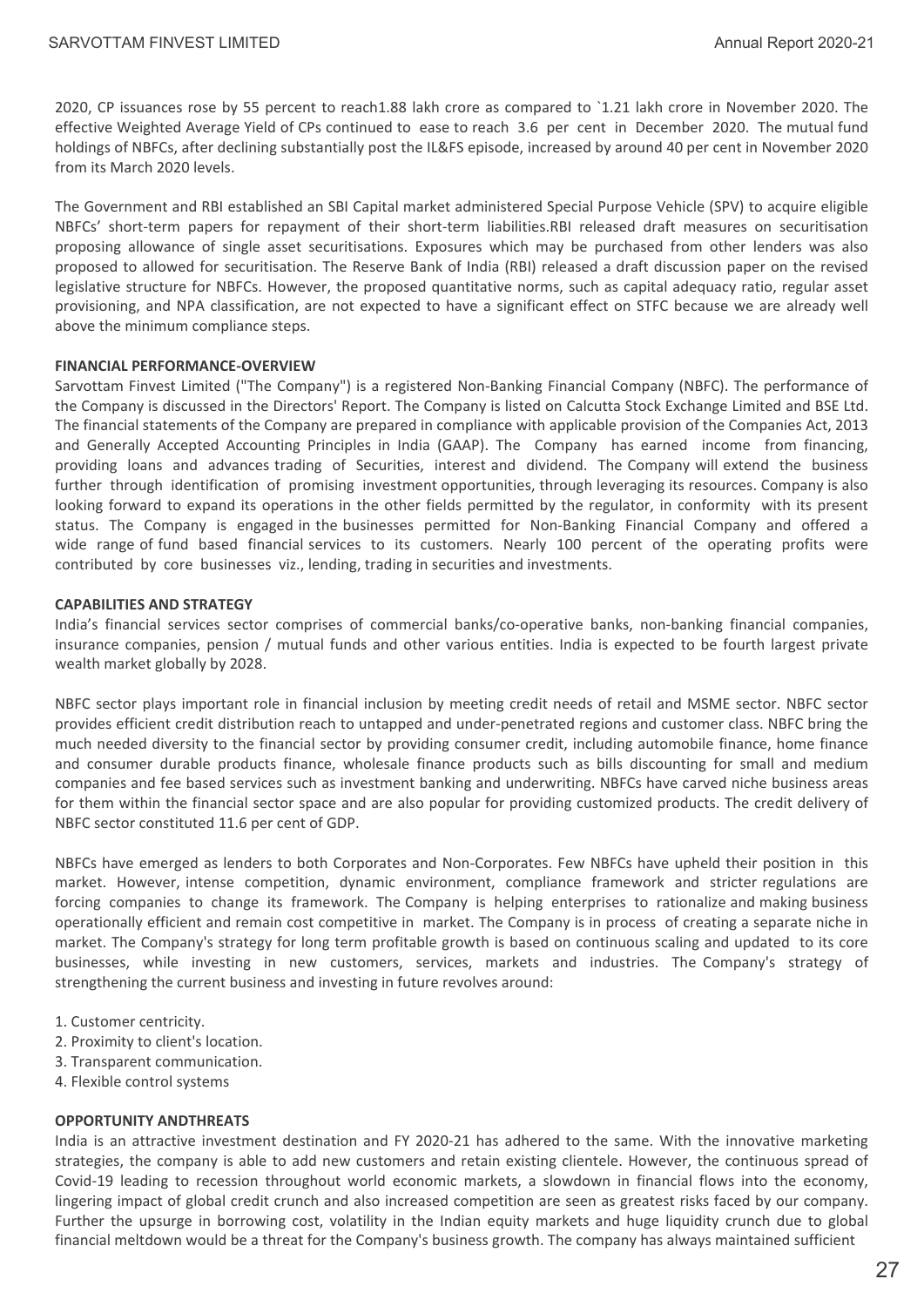2020, CP issuances rose by 55 percent to reach1.88 lakh crore as compared to `1.21 lakh crore in November 2020. The effective Weighted Average Yield of CPs continued to ease to reach 3.6 per cent in December 2020. The mutual fund holdings of NBFCs, after declining substantially post the IL&FS episode, increased by around 40 per cent in November 2020 from its March 2020 levels.

The Government and RBI established an SBI Capital market administered Special Purpose Vehicle (SPV) to acquire eligible NBFCs' short-term papers for repayment of their short-term liabilities.RBI released draft measures on securitisation proposing allowance of single asset securitisations. Exposures which may be purchased from other lenders was also proposed to allowed for securitisation. The Reserve Bank of India (RBI) released a draft discussion paper on the revised legislative structure for NBFCs. However, the proposed quantitative norms, such as capital adequacy ratio, regular asset provisioning, and NPA classification, are not expected to have a significant effect on STFC because we are already well above the minimum compliance steps.

**FINANCIAL PERFORMANCE-OVERVIEW**

Sarvottam Finvest Limited ("The Company") is a registered Non-Banking Financial Company (NBFC). The performance of the Company is discussed in the Directors' Report. The Company is listed on Calcutta Stock Exchange Limited and BSE Ltd. The financial statements of the Company are prepared in compliance with applicable provision of the Companies Act, 2013 and Generally Accepted Accounting Principles in India (GAAP). The Company has earned income from financing, providing loans and advances trading of Securities, interest and dividend. The Company will extend the business further through identification of promising investment opportunities, through leveraging its resources. Company is also looking forward to expand its operations in the other fields permitted by the regulator, in conformity with its present status. The Company is engaged in the businesses permitted for Non-Banking Financial Company and offered a wide range of fund based financial services to its customers. Nearly 100 percent of the operating profits were contributed by core businesses viz., lending, trading in securities and investments.

**CAPABILITIES AND STRATEGY**

India's financial services sector comprises of commercial banks/co-operative banks, non-banking financial companies, insurance companies, pension / mutual funds and other various entities. India is expected to be fourth largest private wealth market globally by 2028.

NBFC sector plays important role in financial inclusion by meeting credit needs of retail and MSME sector. NBFC sector provides efficient credit distribution reach to untapped and under-penetrated regions and customer class. NBFC bring the much needed diversity to the financial sector by providing consumer credit, including automobile finance, home finance and consumer durable products finance, wholesale finance products such as bills discounting for small and medium companies and fee based services such as investment banking and underwriting. NBFCs have carved niche business areas for them within the financial sector space and are also popular for providing customized products. The credit delivery of NBFC sector constituted 11.6 per cent of GDP.

NBFCs have emerged as lenders to both Corporates and Non-Corporates. Few NBFCs have upheld their position in this market. However, intense competition, dynamic environment, compliance framework and stricter regulations are forcing companies to change its framework. The Company is helping enterprises to rationalize and making business operationally efficient and remain cost competitive in market. The Company is in process of creating a separate niche in market. The Company's strategy for long term profitable growth is based on continuous scaling and updated to its core businesses, while investing in new customers, services, markets and industries. The Company's strategy of strengthening the current business and investing in future revolves around:

1. Customer centricity.
2. Proximity to client's location.
3. Transparent communication.
4. Flexible control systems

**OPPORTUNITY ANDTHREATS**

India is an attractive investment destination and FY 2020-21 has adhered to the same. With the innovative marketing strategies, the company is able to add new customers and retain existing clientele. However, the continuous spread of Covid-19 leading to recession throughout world economic markets, a slowdown in financial flows into the economy, lingering impact of global credit crunch and also increased competition are seen as greatest risks faced by our company. Further the upsurge in borrowing cost, volatility in the Indian equity markets and huge liquidity crunch due to global financial meltdown would be a threat for the Company's business growth. The company has always maintained sufficient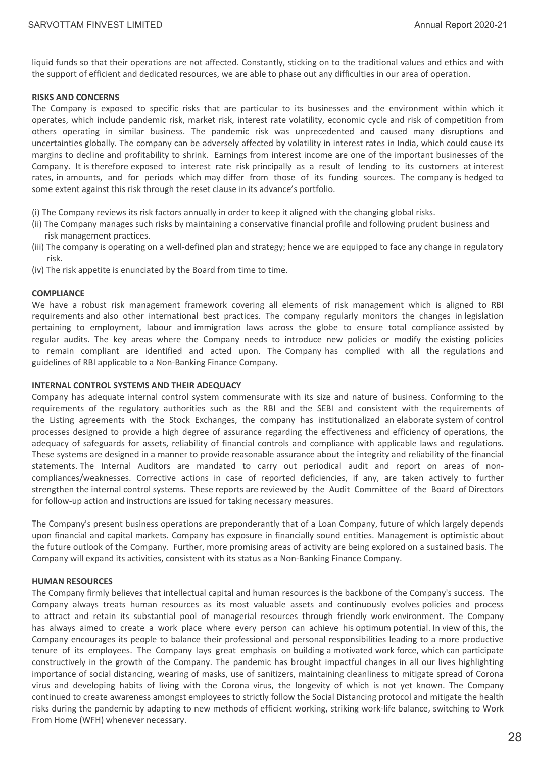liquid funds so that their operations are not affected. Constantly, sticking on to the traditional values and ethics and with the support of efficient and dedicated resources, we are able to phase out any difficulties in our area of operation.

**RISKS AND CONCERNS**

The Company is exposed to specific risks that are particular to its businesses and the environment within which it operates, which include pandemic risk, market risk, interest rate volatility, economic cycle and risk of competition from others operating in similar business. The pandemic risk was unprecedented and caused many disruptions and uncertainties globally. The company can be adversely affected by volatility in interest rates in India, which could cause its margins to decline and profitability to shrink. Earnings from interest income are one of the important businesses of the Company. It is therefore exposed to interest rate risk principally as a result of lending to its customers at interest rates, in amounts, and for periods which may differ from those of its funding sources. The company is hedged to some extent against this risk through the reset clause in its advance's portfolio.

(i) The Company reviews its risk factors annually in order to keep it aligned with the changing global risks.

(ii) The Company manages such risks by maintaining a conservative financial profile and following prudent business and risk management practices.

(iii) The company is operating on a well-defined plan and strategy; hence we are equipped to face any change in regulatory risk.

(iv) The risk appetite is enunciated by the Board from time to time.

**COMPLIANCE**

We have a robust risk management framework covering all elements of risk management which is aligned to RBI requirements and also other international best practices. The company regularly monitors the changes in legislation pertaining to employment, labour and immigration laws across the globe to ensure total compliance assisted by regular audits. The key areas where the Company needs to introduce new policies or modify the existing policies to remain compliant are identified and acted upon. The Company has complied with all the regulations and guidelines of RBI applicable to a Non-Banking Finance Company.

**INTERNAL CONTROL SYSTEMS AND THEIR ADEQUACY**

Company has adequate internal control system commensurate with its size and nature of business. Conforming to the requirements of the regulatory authorities such as the RBI and the SEBI and consistent with the requirements of the Listing agreements with the Stock Exchanges, the company has institutionalized an elaborate system of control processes designed to provide a high degree of assurance regarding the effectiveness and efficiency of operations, the adequacy of safeguards for assets, reliability of financial controls and compliance with applicable laws and regulations. These systems are designed in a manner to provide reasonable assurance about the integrity and reliability of the financial statements. The Internal Auditors are mandated to carry out periodical audit and report on areas of non-compliances/weaknesses. Corrective actions in case of reported deficiencies, if any, are taken actively to further strengthen the internal control systems. These reports are reviewed by the Audit Committee of the Board of Directors for follow-up action and instructions are issued for taking necessary measures.

The Company's present business operations are preponderantly that of a Loan Company, future of which largely depends upon financial and capital markets. Company has exposure in financially sound entities. Management is optimistic about the future outlook of the Company. Further, more promising areas of activity are being explored on a sustained basis. The Company will expand its activities, consistent with its status as a Non-Banking Finance Company.

**HUMAN RESOURCES**

The Company firmly believes that intellectual capital and human resources is the backbone of the Company's success. The Company always treats human resources as its most valuable assets and continuously evolves policies and process to attract and retain its substantial pool of managerial resources through friendly work environment. The Company has always aimed to create a work place where every person can achieve his optimum potential. In view of this, the Company encourages its people to balance their professional and personal responsibilities leading to a more productive tenure of its employees. The Company lays great emphasis on building a motivated work force, which can participate constructively in the growth of the Company. The pandemic has brought impactful changes in all our lives highlighting importance of social distancing, wearing of masks, use of sanitizers, maintaining cleanliness to mitigate spread of Corona virus and developing habits of living with the Corona virus, the longevity of which is not yet known. The Company continued to create awareness amongst employees to strictly follow the Social Distancing protocol and mitigate the health risks during the pandemic by adapting to new methods of efficient working, striking work-life balance, switching to Work From Home (WFH) whenever necessary.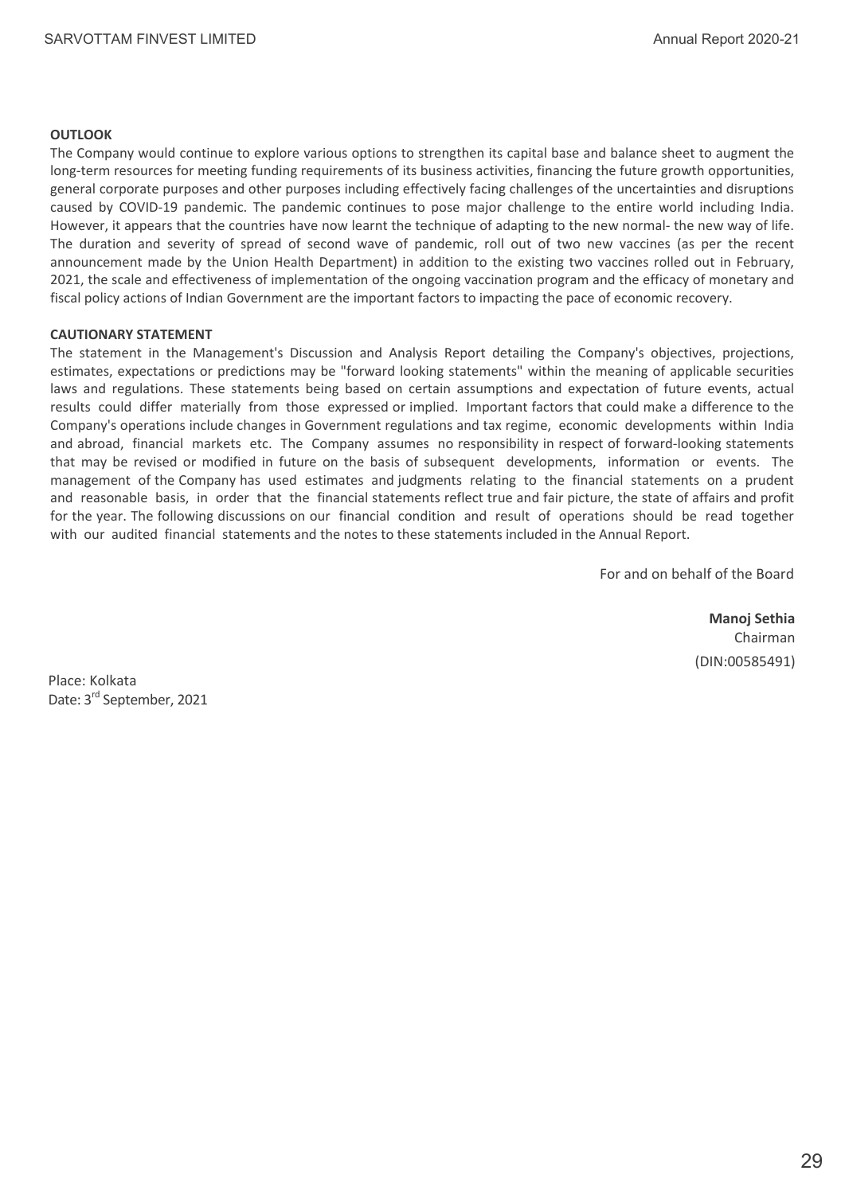**OUTLOOK**

The Company would continue to explore various options to strengthen its capital base and balance sheet to augment the long-term resources for meeting funding requirements of its business activities, financing the future growth opportunities, general corporate purposes and other purposes including effectively facing challenges of the uncertainties and disruptions caused by COVID-19 pandemic. The pandemic continues to pose major challenge to the entire world including India. However, it appears that the countries have now learnt the technique of adapting to the new normal- the new way of life. The duration and severity of spread of second wave of pandemic, roll out of two new vaccines (as per the recent announcement made by the Union Health Department) in addition to the existing two vaccines rolled out in February, 2021, the scale and effectiveness of implementation of the ongoing vaccination program and the efficacy of monetary and fiscal policy actions of Indian Government are the important factors to impacting the pace of economic recovery.

**CAUTIONARY STATEMENT**

The statement in the Management's Discussion and Analysis Report detailing the Company's objectives, projections, estimates, expectations or predictions may be "forward looking statements" within the meaning of applicable securities laws and regulations. These statements being based on certain assumptions and expectation of future events, actual results could differ materially from those expressed or implied. Important factors that could make a difference to the Company's operations include changes in Government regulations and tax regime, economic developments within India and abroad, financial markets etc. The Company assumes no responsibility in respect of forward-looking statements that may be revised or modified in future on the basis of subsequent developments, information or events. The management of the Company has used estimates and judgments relating to the financial statements on a prudent and reasonable basis, in order that the financial statements reflect true and fair picture, the state of affairs and profit for the year. The following discussions on our financial condition and result of operations should be read together with our audited financial statements and the notes to these statements included in the Annual Report.

For and on behalf of the Board

**Manoj Sethia**
Chairman
(DIN:00585491)

Place: Kolkata
Date: 3rd September, 2021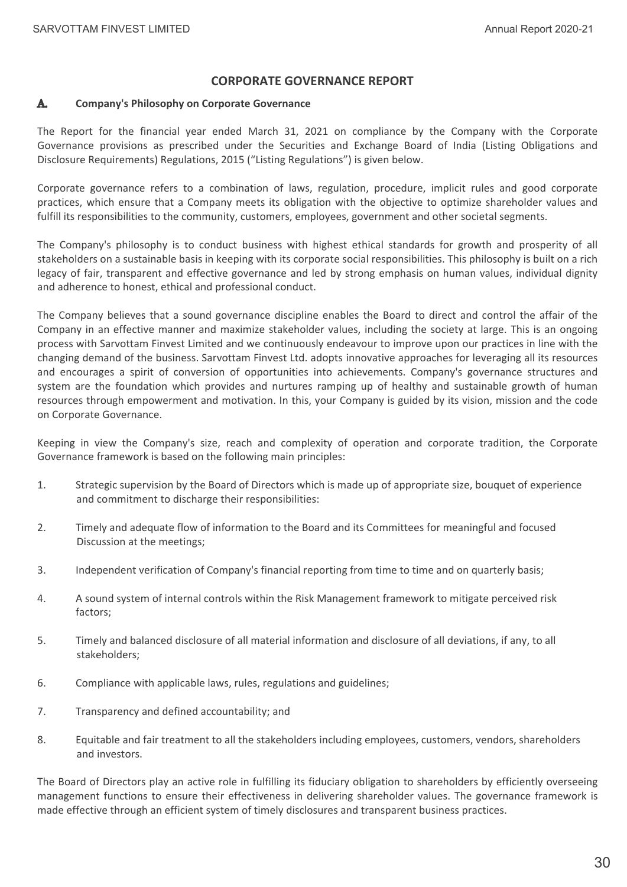# CORPORATE GOVERNANCE REPORT

## A. Company's Philosophy on Corporate Governance

The Report for the financial year ended March 31, 2021 on compliance by the Company with the Corporate Governance provisions as prescribed under the Securities and Exchange Board of India (Listing Obligations and Disclosure Requirements) Regulations, 2015 ("Listing Regulations") is given below.

Corporate governance refers to a combination of laws, regulation, procedure, implicit rules and good corporate practices, which ensure that a Company meets its obligation with the objective to optimize shareholder values and fulfill its responsibilities to the community, customers, employees, government and other societal segments.

The Company's philosophy is to conduct business with highest ethical standards for growth and prosperity of all stakeholders on a sustainable basis in keeping with its corporate social responsibilities. This philosophy is built on a rich legacy of fair, transparent and effective governance and led by strong emphasis on human values, individual dignity and adherence to honest, ethical and professional conduct.

The Company believes that a sound governance discipline enables the Board to direct and control the affair of the Company in an effective manner and maximize stakeholder values, including the society at large. This is an ongoing process with Sarvottam Finvest Limited and we continuously endeavour to improve upon our practices in line with the changing demand of the business. Sarvottam Finvest Ltd. adopts innovative approaches for leveraging all its resources and encourages a spirit of conversion of opportunities into achievements. Company's governance structures and system are the foundation which provides and nurtures ramping up of healthy and sustainable growth of human resources through empowerment and motivation. In this, your Company is guided by its vision, mission and the code on Corporate Governance.

Keeping in view the Company's size, reach and complexity of operation and corporate tradition, the Corporate Governance framework is based on the following main principles:

1. Strategic supervision by the Board of Directors which is made up of appropriate size, bouquet of experience and commitment to discharge their responsibilities:
2. Timely and adequate flow of information to the Board and its Committees for meaningful and focused Discussion at the meetings;
3. Independent verification of Company's financial reporting from time to time and on quarterly basis;
4. A sound system of internal controls within the Risk Management framework to mitigate perceived risk factors;
5. Timely and balanced disclosure of all material information and disclosure of all deviations, if any, to all stakeholders;
6. Compliance with applicable laws, rules, regulations and guidelines;
7. Transparency and defined accountability; and
8. Equitable and fair treatment to all the stakeholders including employees, customers, vendors, shareholders and investors.

The Board of Directors play an active role in fulfilling its fiduciary obligation to shareholders by efficiently overseeing management functions to ensure their effectiveness in delivering shareholder values. The governance framework is made effective through an efficient system of timely disclosures and transparent business practices.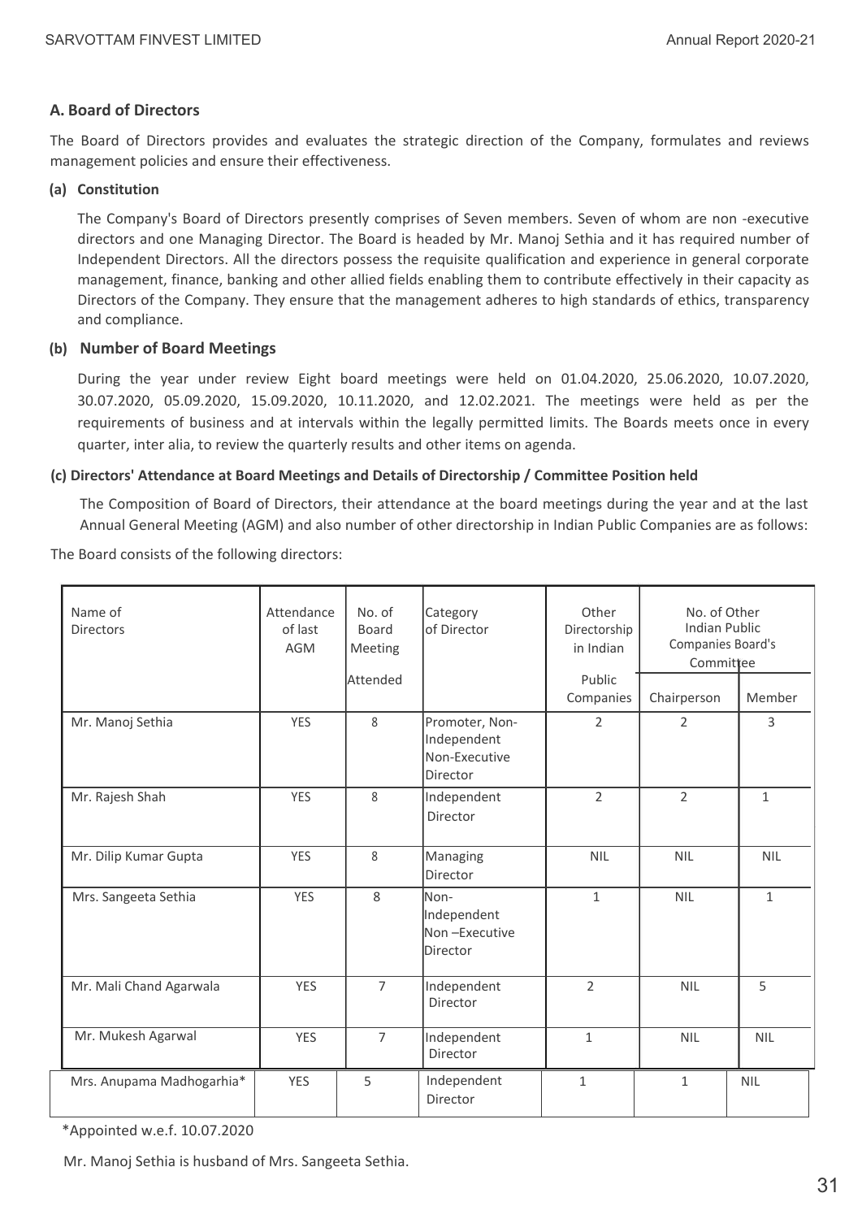## A. Board of Directors

The Board of Directors provides and evaluates the strategic direction of the Company, formulates and reviews management policies and ensure their effectiveness.

### (a) Constitution

The Company's Board of Directors presently comprises of Seven members. Seven of whom are non -executive directors and one Managing Director. The Board is headed by Mr. Manoj Sethia and it has required number of Independent Directors. All the directors possess the requisite qualification and experience in general corporate management, finance, banking and other allied fields enabling them to contribute effectively in their capacity as Directors of the Company. They ensure that the management adheres to high standards of ethics, transparency and compliance.

### (b) Number of Board Meetings

During the year under review Eight board meetings were held on 01.04.2020, 25.06.2020, 10.07.2020, 30.07.2020, 05.09.2020, 15.09.2020, 10.11.2020, and 12.02.2021. The meetings were held as per the requirements of business and at intervals within the legally permitted limits. The Boards meets once in every quarter, inter alia, to review the quarterly results and other items on agenda.

### (c) Directors' Attendance at Board Meetings and Details of Directorship / Committee Position held

The Composition of Board of Directors, their attendance at the board meetings during the year and at the last Annual General Meeting (AGM) and also number of other directorship in Indian Public Companies are as follows:

The Board consists of the following directors:

| Name of Directors | Attendance of last AGM | No. of Board Meeting Attended | Category of Director | Other Directorship in Indian Public Companies | No. of Other Indian Public Companies Board's Committee | |
|---|---|---|---|---|---|---|
| | | | | | Chairperson | Member |
| Mr. Manoj Sethia | YES | 8 | Promoter, Non-Independent Non-Executive Director | 2 | 2 | 3 |
| Mr. Rajesh Shah | YES | 8 | Independent Director | 2 | 2 | 1 |
| Mr. Dilip Kumar Gupta | YES | 8 | Managing Director | NIL | NIL | NIL |
| Mrs. Sangeeta Sethia | YES | 8 | Non-Independent Non –Executive Director | 1 | NIL | 1 |
| Mr. Mali Chand Agarwala | YES | 7 | Independent Director | 2 | NIL | 5 |
| Mr. Mukesh Agarwal | YES | 7 | Independent Director | 1 | NIL | NIL |
| Mrs. Anupama Madhogarhia* | YES | 5 | Independent Director | 1 | 1 | NIL |

*Appointed w.e.f. 10.07.2020

Mr. Manoj Sethia is husband of Mrs. Sangeeta Sethia.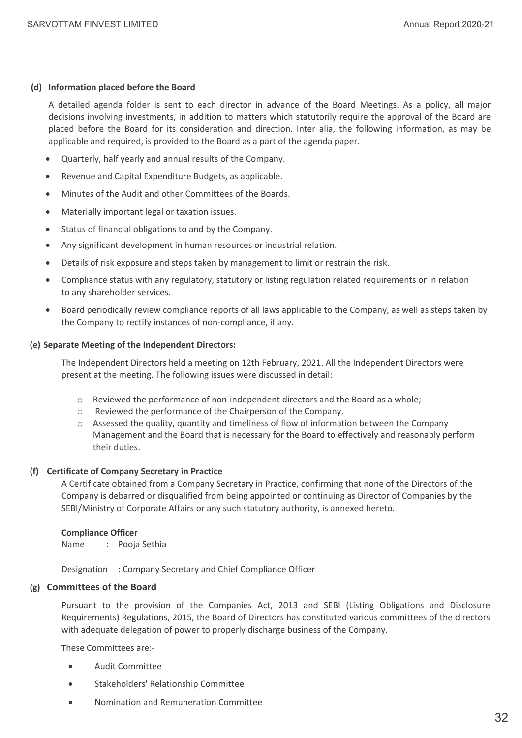**(d) Information placed before the Board**

A detailed agenda folder is sent to each director in advance of the Board Meetings. As a policy, all major decisions involving investments, in addition to matters which statutorily require the approval of the Board are placed before the Board for its consideration and direction. Inter alia, the following information, as may be applicable and required, is provided to the Board as a part of the agenda paper.

- Quarterly, half yearly and annual results of the Company.
- Revenue and Capital Expenditure Budgets, as applicable.
- Minutes of the Audit and other Committees of the Boards.
- Materially important legal or taxation issues.
- Status of financial obligations to and by the Company.
- Any significant development in human resources or industrial relation.
- Details of risk exposure and steps taken by management to limit or restrain the risk.
- Compliance status with any regulatory, statutory or listing regulation related requirements or in relation to any shareholder services.
- Board periodically review compliance reports of all laws applicable to the Company, as well as steps taken by the Company to rectify instances of non-compliance, if any.

**(e) Separate Meeting of the Independent Directors:**

The Independent Directors held a meeting on 12th February, 2021. All the Independent Directors were present at the meeting. The following issues were discussed in detail:

- Reviewed the performance of non-independent directors and the Board as a whole;
- Reviewed the performance of the Chairperson of the Company.
- Assessed the quality, quantity and timeliness of flow of information between the Company Management and the Board that is necessary for the Board to effectively and reasonably perform their duties.

**(f) Certificate of Company Secretary in Practice**

A Certificate obtained from a Company Secretary in Practice, confirming that none of the Directors of the Company is debarred or disqualified from being appointed or continuing as Director of Companies by the SEBI/Ministry of Corporate Affairs or any such statutory authority, is annexed hereto.

**Compliance Officer**

Name : Pooja Sethia

Designation : Company Secretary and Chief Compliance Officer

**(g) Committees of the Board**

Pursuant to the provision of the Companies Act, 2013 and SEBI (Listing Obligations and Disclosure Requirements) Regulations, 2015, the Board of Directors has constituted various committees of the directors with adequate delegation of power to properly discharge business of the Company.

These Committees are:-

- Audit Committee
- Stakeholders' Relationship Committee
- Nomination and Remuneration Committee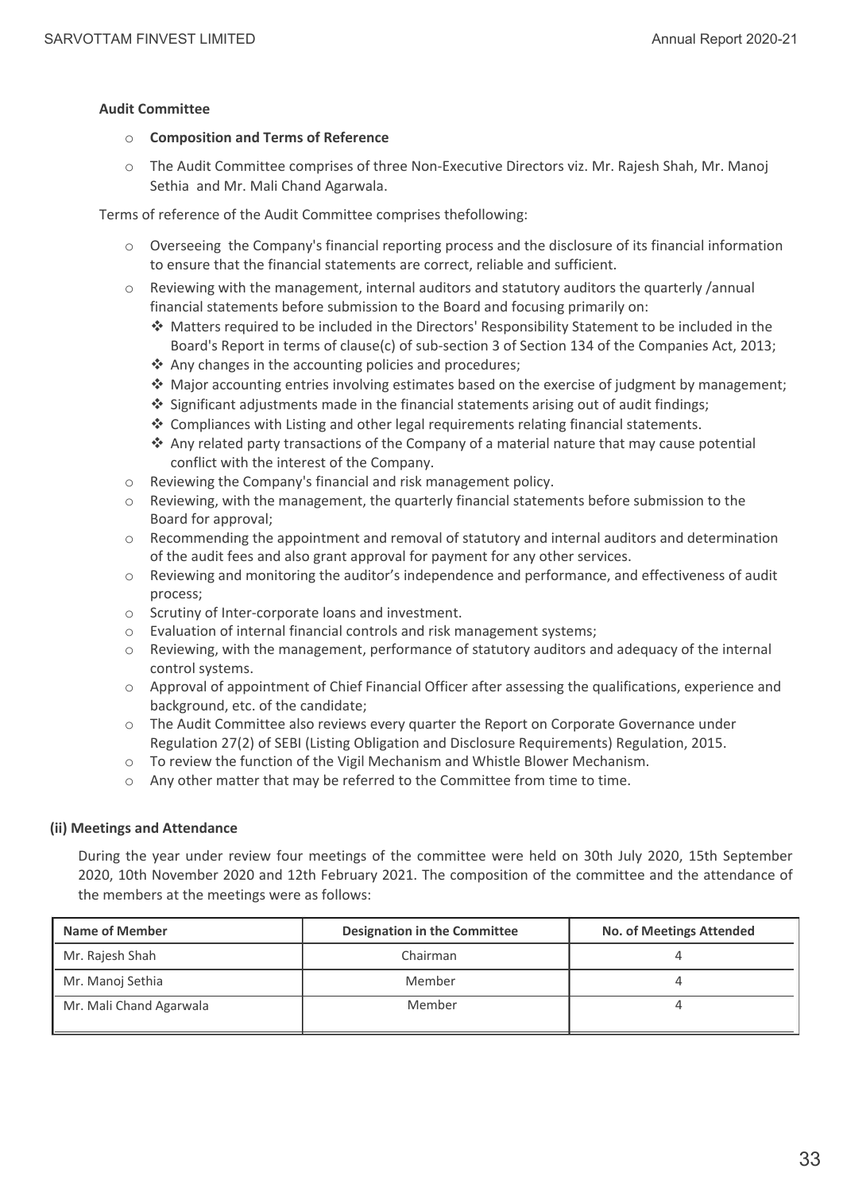**Audit Committee**

- **Composition and Terms of Reference**
- The Audit Committee comprises of three Non-Executive Directors viz. Mr. Rajesh Shah, Mr. Manoj Sethia and Mr. Mali Chand Agarwala.

Terms of reference of the Audit Committee comprises thefollowing:

- Overseeing the Company's financial reporting process and the disclosure of its financial information to ensure that the financial statements are correct, reliable and sufficient.
- Reviewing with the management, internal auditors and statutory auditors the quarterly /annual financial statements before submission to the Board and focusing primarily on:
  - Matters required to be included in the Directors' Responsibility Statement to be included in the Board's Report in terms of clause(c) of sub-section 3 of Section 134 of the Companies Act, 2013;
  - Any changes in the accounting policies and procedures;
  - Major accounting entries involving estimates based on the exercise of judgment by management;
  - Significant adjustments made in the financial statements arising out of audit findings;
  - Compliances with Listing and other legal requirements relating financial statements.
  - Any related party transactions of the Company of a material nature that may cause potential conflict with the interest of the Company.
- Reviewing the Company's financial and risk management policy.
- Reviewing, with the management, the quarterly financial statements before submission to the Board for approval;
- Recommending the appointment and removal of statutory and internal auditors and determination of the audit fees and also grant approval for payment for any other services.
- Reviewing and monitoring the auditor's independence and performance, and effectiveness of audit process;
- Scrutiny of Inter-corporate loans and investment.
- Evaluation of internal financial controls and risk management systems;
- Reviewing, with the management, performance of statutory auditors and adequacy of the internal control systems.
- Approval of appointment of Chief Financial Officer after assessing the qualifications, experience and background, etc. of the candidate;
- The Audit Committee also reviews every quarter the Report on Corporate Governance under Regulation 27(2) of SEBI (Listing Obligation and Disclosure Requirements) Regulation, 2015.
- To review the function of the Vigil Mechanism and Whistle Blower Mechanism.
- Any other matter that may be referred to the Committee from time to time.

**(ii) Meetings and Attendance**

During the year under review four meetings of the committee were held on 30th July 2020, 15th September 2020, 10th November 2020 and 12th February 2021. The composition of the committee and the attendance of the members at the meetings were as follows:

| Name of Member | Designation in the Committee | No. of Meetings Attended |
|---|---|---|
| Mr. Rajesh Shah | Chairman | 4 |
| Mr. Manoj Sethia | Member | 4 |
| Mr. Mali Chand Agarwala | Member | 4 |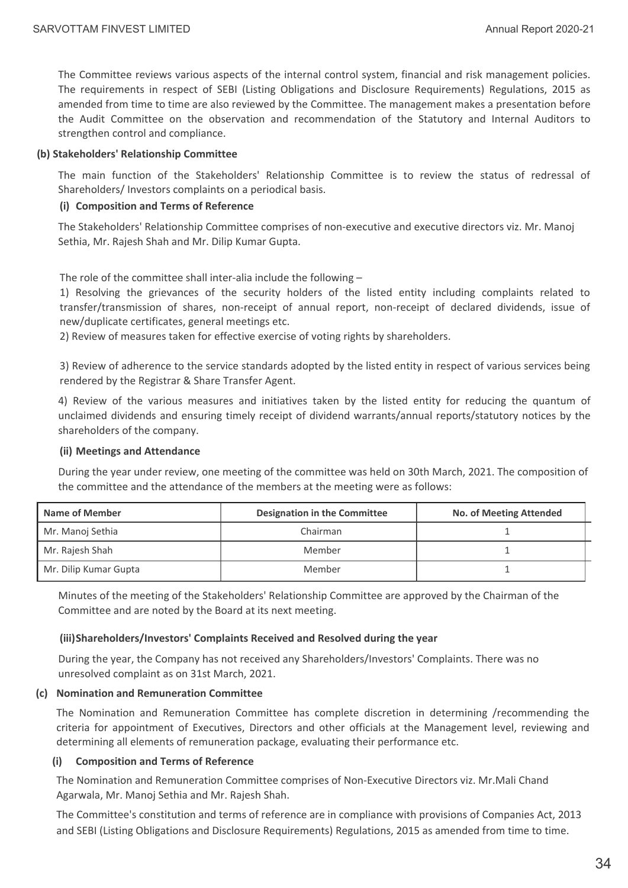The Committee reviews various aspects of the internal control system, financial and risk management policies. The requirements in respect of SEBI (Listing Obligations and Disclosure Requirements) Regulations, 2015 as amended from time to time are also reviewed by the Committee. The management makes a presentation before the Audit Committee on the observation and recommendation of the Statutory and Internal Auditors to strengthen control and compliance.

**(b) Stakeholders' Relationship Committee**

The main function of the Stakeholders' Relationship Committee is to review the status of redressal of Shareholders/ Investors complaints on a periodical basis.

**(i) Composition and Terms of Reference**

The Stakeholders' Relationship Committee comprises of non-executive and executive directors viz. Mr. Manoj Sethia, Mr. Rajesh Shah and Mr. Dilip Kumar Gupta.

The role of the committee shall inter-alia include the following –

1) Resolving the grievances of the security holders of the listed entity including complaints related to transfer/transmission of shares, non-receipt of annual report, non-receipt of declared dividends, issue of new/duplicate certificates, general meetings etc.

2) Review of measures taken for effective exercise of voting rights by shareholders.

3) Review of adherence to the service standards adopted by the listed entity in respect of various services being rendered by the Registrar & Share Transfer Agent.

4) Review of the various measures and initiatives taken by the listed entity for reducing the quantum of unclaimed dividends and ensuring timely receipt of dividend warrants/annual reports/statutory notices by the shareholders of the company.

**(ii) Meetings and Attendance**

During the year under review, one meeting of the committee was held on 30th March, 2021. The composition of the committee and the attendance of the members at the meeting were as follows:

| Name of Member | Designation in the Committee | No. of Meeting Attended |
|---|---|---|
| Mr. Manoj Sethia | Chairman | 1 |
| Mr. Rajesh Shah | Member | 1 |
| Mr. Dilip Kumar Gupta | Member | 1 |

Minutes of the meeting of the Stakeholders' Relationship Committee are approved by the Chairman of the Committee and are noted by the Board at its next meeting.

**(iii) Shareholders/Investors' Complaints Received and Resolved during the year**

During the year, the Company has not received any Shareholders/Investors' Complaints. There was no unresolved complaint as on 31st March, 2021.

**(c) Nomination and Remuneration Committee**

The Nomination and Remuneration Committee has complete discretion in determining /recommending the criteria for appointment of Executives, Directors and other officials at the Management level, reviewing and determining all elements of remuneration package, evaluating their performance etc.

**(i) Composition and Terms of Reference**

The Nomination and Remuneration Committee comprises of Non-Executive Directors viz. Mr.Mali Chand Agarwala, Mr. Manoj Sethia and Mr. Rajesh Shah.

The Committee's constitution and terms of reference are in compliance with provisions of Companies Act, 2013 and SEBI (Listing Obligations and Disclosure Requirements) Regulations, 2015 as amended from time to time.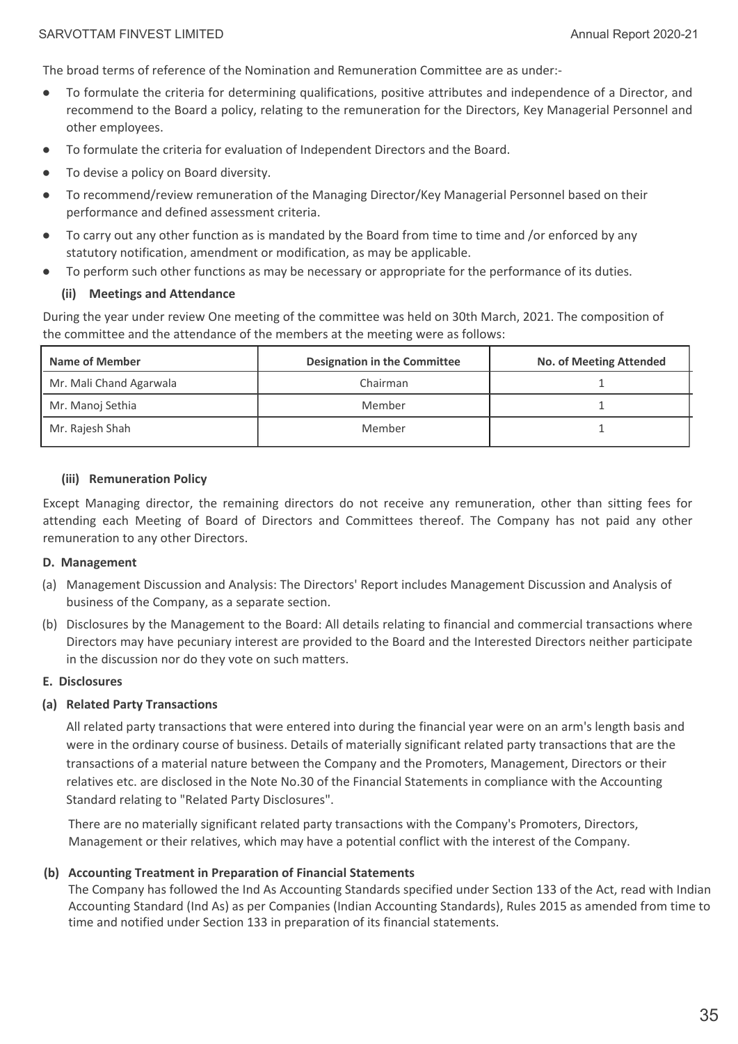The broad terms of reference of the Nomination and Remuneration Committee are as under:-

- To formulate the criteria for determining qualifications, positive attributes and independence of a Director, and recommend to the Board a policy, relating to the remuneration for the Directors, Key Managerial Personnel and other employees.
- To formulate the criteria for evaluation of Independent Directors and the Board.
- To devise a policy on Board diversity.
- To recommend/review remuneration of the Managing Director/Key Managerial Personnel based on their performance and defined assessment criteria.
- To carry out any other function as is mandated by the Board from time to time and /or enforced by any statutory notification, amendment or modification, as may be applicable.
- To perform such other functions as may be necessary or appropriate for the performance of its duties.

**(ii) Meetings and Attendance**

During the year under review One meeting of the committee was held on 30th March, 2021. The composition of the committee and the attendance of the members at the meeting were as follows:

| Name of Member | Designation in the Committee | No. of Meeting Attended |
|---|---|---|
| Mr. Mali Chand Agarwala | Chairman | 1 |
| Mr. Manoj Sethia | Member | 1 |
| Mr. Rajesh Shah | Member | 1 |

**(iii) Remuneration Policy**

Except Managing director, the remaining directors do not receive any remuneration, other than sitting fees for attending each Meeting of Board of Directors and Committees thereof. The Company has not paid any other remuneration to any other Directors.

**D. Management**

(a) Management Discussion and Analysis: The Directors' Report includes Management Discussion and Analysis of business of the Company, as a separate section.

(b) Disclosures by the Management to the Board: All details relating to financial and commercial transactions where Directors may have pecuniary interest are provided to the Board and the Interested Directors neither participate in the discussion nor do they vote on such matters.

**E. Disclosures**

**(a) Related Party Transactions**

All related party transactions that were entered into during the financial year were on an arm's length basis and were in the ordinary course of business. Details of materially significant related party transactions that are the transactions of a material nature between the Company and the Promoters, Management, Directors or their relatives etc. are disclosed in the Note No.30 of the Financial Statements in compliance with the Accounting Standard relating to "Related Party Disclosures".

There are no materially significant related party transactions with the Company's Promoters, Directors, Management or their relatives, which may have a potential conflict with the interest of the Company.

**(b) Accounting Treatment in Preparation of Financial Statements**

The Company has followed the Ind As Accounting Standards specified under Section 133 of the Act, read with Indian Accounting Standard (Ind As) as per Companies (Indian Accounting Standards), Rules 2015 as amended from time to time and notified under Section 133 in preparation of its financial statements.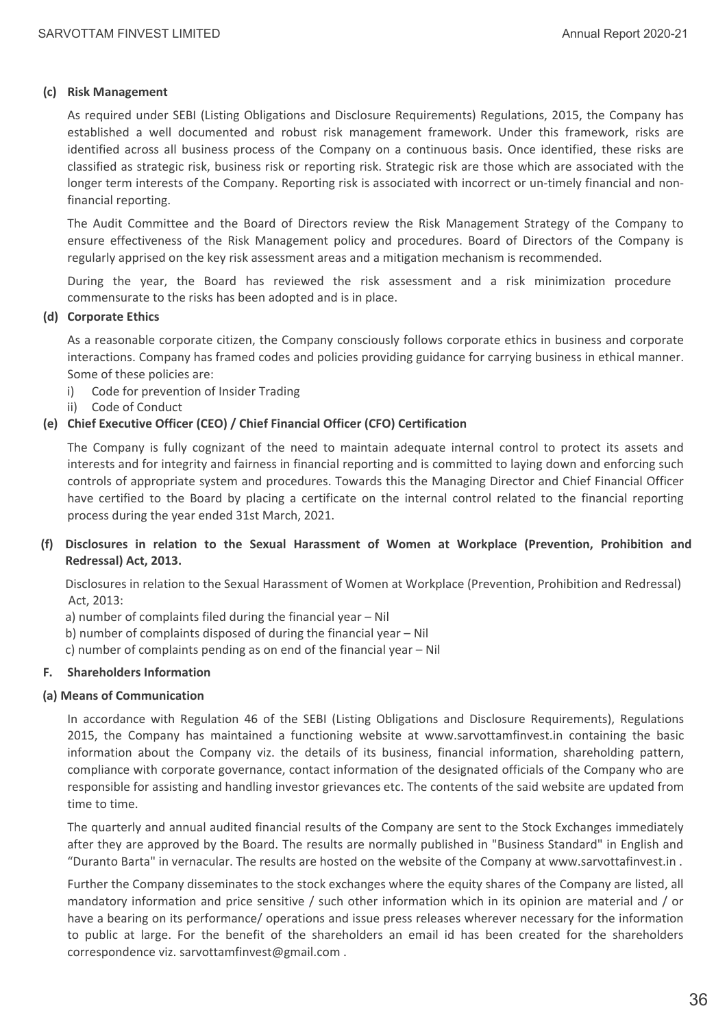### (c) Risk Management

As required under SEBI (Listing Obligations and Disclosure Requirements) Regulations, 2015, the Company has established a well documented and robust risk management framework. Under this framework, risks are identified across all business process of the Company on a continuous basis. Once identified, these risks are classified as strategic risk, business risk or reporting risk. Strategic risk are those which are associated with the longer term interests of the Company. Reporting risk is associated with incorrect or un-timely financial and non-financial reporting.

The Audit Committee and the Board of Directors review the Risk Management Strategy of the Company to ensure effectiveness of the Risk Management policy and procedures. Board of Directors of the Company is regularly apprised on the key risk assessment areas and a mitigation mechanism is recommended.

During the year, the Board has reviewed the risk assessment and a risk minimization procedure commensurate to the risks has been adopted and is in place.

### (d) Corporate Ethics

As a reasonable corporate citizen, the Company consciously follows corporate ethics in business and corporate interactions. Company has framed codes and policies providing guidance for carrying business in ethical manner. Some of these policies are:

i) Code for prevention of Insider Trading
ii) Code of Conduct

### (e) Chief Executive Officer (CEO) / Chief Financial Officer (CFO) Certification

The Company is fully cognizant of the need to maintain adequate internal control to protect its assets and interests and for integrity and fairness in financial reporting and is committed to laying down and enforcing such controls of appropriate system and procedures. Towards this the Managing Director and Chief Financial Officer have certified to the Board by placing a certificate on the internal control related to the financial reporting process during the year ended 31st March, 2021.

### (f) Disclosures in relation to the Sexual Harassment of Women at Workplace (Prevention, Prohibition and Redressal) Act, 2013.

Disclosures in relation to the Sexual Harassment of Women at Workplace (Prevention, Prohibition and Redressal) Act, 2013:

a) number of complaints filed during the financial year – Nil
b) number of complaints disposed of during the financial year – Nil
c) number of complaints pending as on end of the financial year – Nil

## F. Shareholders Information

### (a) Means of Communication

In accordance with Regulation 46 of the SEBI (Listing Obligations and Disclosure Requirements), Regulations 2015, the Company has maintained a functioning website at www.sarvottamfinvest.in containing the basic information about the Company viz. the details of its business, financial information, shareholding pattern, compliance with corporate governance, contact information of the designated officials of the Company who are responsible for assisting and handling investor grievances etc. The contents of the said website are updated from time to time.

The quarterly and annual audited financial results of the Company are sent to the Stock Exchanges immediately after they are approved by the Board. The results are normally published in "Business Standard" in English and "Duranto Barta" in vernacular. The results are hosted on the website of the Company at www.sarvottafinvest.in .

Further the Company disseminates to the stock exchanges where the equity shares of the Company are listed, all mandatory information and price sensitive / such other information which in its opinion are material and / or have a bearing on its performance/ operations and issue press releases wherever necessary for the information to public at large. For the benefit of the shareholders an email id has been created for the shareholders correspondence viz. sarvottamfinvest@gmail.com .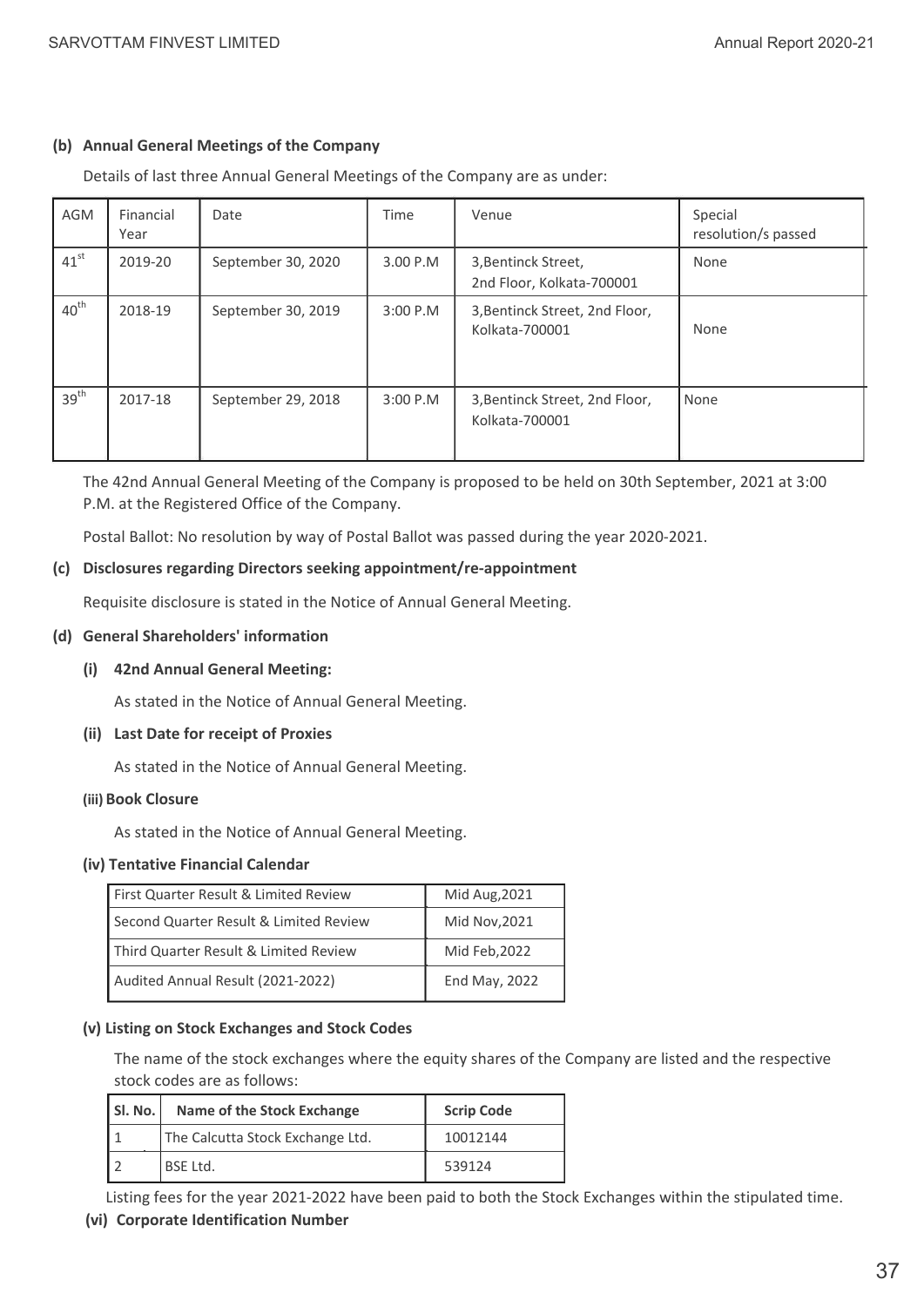**(b) Annual General Meetings of the Company**

Details of last three Annual General Meetings of the Company are as under:

| AGM | Financial Year | Date | Time | Venue | Special resolution/s passed |
|---|---|---|---|---|---|
| 41st | 2019-20 | September 30, 2020 | 3.00 P.M | 3,Bentinck Street, 2nd Floor, Kolkata-700001 | None |
| 40th | 2018-19 | September 30, 2019 | 3:00 P.M | 3,Bentinck Street, 2nd Floor, Kolkata-700001 | None |
| 39th | 2017-18 | September 29, 2018 | 3:00 P.M | 3,Bentinck Street, 2nd Floor, Kolkata-700001 | None |

The 42nd Annual General Meeting of the Company is proposed to be held on 30th September, 2021 at 3:00 P.M. at the Registered Office of the Company.

Postal Ballot: No resolution by way of Postal Ballot was passed during the year 2020-2021.

**(c) Disclosures regarding Directors seeking appointment/re-appointment**

Requisite disclosure is stated in the Notice of Annual General Meeting.

**(d) General Shareholders' information**

**(i) 42nd Annual General Meeting:**

As stated in the Notice of Annual General Meeting.

**(ii) Last Date for receipt of Proxies**

As stated in the Notice of Annual General Meeting.

**(iii) Book Closure**

As stated in the Notice of Annual General Meeting.

**(iv) Tentative Financial Calendar**

| | |
|---|---|
| First Quarter Result & Limited Review | Mid Aug,2021 |
| Second Quarter Result & Limited Review | Mid Nov,2021 |
| Third Quarter Result & Limited Review | Mid Feb,2022 |
| Audited Annual Result (2021-2022) | End May, 2022 |

**(v) Listing on Stock Exchanges and Stock Codes**

The name of the stock exchanges where the equity shares of the Company are listed and the respective stock codes are as follows:

| Sl. No. | Name of the Stock Exchange | Scrip Code |
|---|---|---|
| 1 | The Calcutta Stock Exchange Ltd. | 10012144 |
| 2 | BSE Ltd. | 539124 |

Listing fees for the year 2021-2022 have been paid to both the Stock Exchanges within the stipulated time.

**(vi) Corporate Identification Number**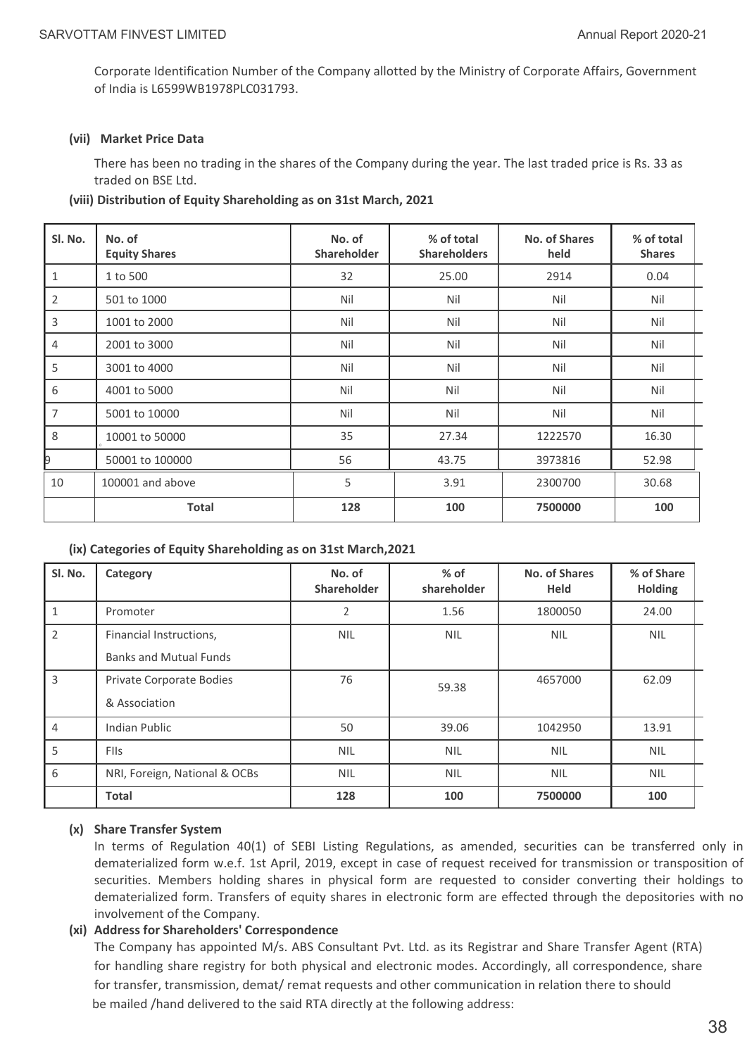Corporate Identification Number of the Company allotted by the Ministry of Corporate Affairs, Government of India is L6599WB1978PLC031793.

**(vii) Market Price Data**

There has been no trading in the shares of the Company during the year. The last traded price is Rs. 33 as traded on BSE Ltd.

**(viii) Distribution of Equity Shareholding as on 31st March, 2021**

| Sl. No. | No. of Equity Shares | No. of Shareholder | % of total Shareholders | No. of Shares held | % of total Shares |
|---|---|---|---|---|---|
| 1 | 1 to 500 | 32 | 25.00 | 2914 | 0.04 |
| 2 | 501 to 1000 | Nil | Nil | Nil | Nil |
| 3 | 1001 to 2000 | Nil | Nil | Nil | Nil |
| 4 | 2001 to 3000 | Nil | Nil | Nil | Nil |
| 5 | 3001 to 4000 | Nil | Nil | Nil | Nil |
| 6 | 4001 to 5000 | Nil | Nil | Nil | Nil |
| 7 | 5001 to 10000 | Nil | Nil | Nil | Nil |
| 8 | 10001 to 50000 | 35 | 27.34 | 1222570 | 16.30 |
| 9 | 50001 to 100000 | 56 | 43.75 | 3973816 | 52.98 |
| 10 | 100001 and above | 5 | 3.91 | 2300700 | 30.68 |
| | **Total** | **128** | **100** | **7500000** | **100** |

**(ix) Categories of Equity Shareholding as on 31st March,2021**

| Sl. No. | Category | No. of Shareholder | % of shareholder | No. of Shares Held | % of Share Holding |
|---|---|---|---|---|---|
| 1 | Promoter | 2 | 1.56 | 1800050 | 24.00 |
| 2 | Financial Instructions, Banks and Mutual Funds | NIL | NIL | NIL | NIL |
| 3 | Private Corporate Bodies & Association | 76 | 59.38 | 4657000 | 62.09 |
| 4 | Indian Public | 50 | 39.06 | 1042950 | 13.91 |
| 5 | FIIs | NIL | NIL | NIL | NIL |
| 6 | NRI, Foreign, National & OCBs | NIL | NIL | NIL | NIL |
| | **Total** | **128** | **100** | **7500000** | **100** |

**(x) Share Transfer System**

In terms of Regulation 40(1) of SEBI Listing Regulations, as amended, securities can be transferred only in dematerialized form w.e.f. 1st April, 2019, except in case of request received for transmission or transposition of securities. Members holding shares in physical form are requested to consider converting their holdings to dematerialized form. Transfers of equity shares in electronic form are effected through the depositories with no involvement of the Company.

**(xi) Address for Shareholders' Correspondence**

The Company has appointed M/s. ABS Consultant Pvt. Ltd. as its Registrar and Share Transfer Agent (RTA) for handling share registry for both physical and electronic modes. Accordingly, all correspondence, share for transfer, transmission, demat/ remat requests and other communication in relation there to should be mailed /hand delivered to the said RTA directly at the following address: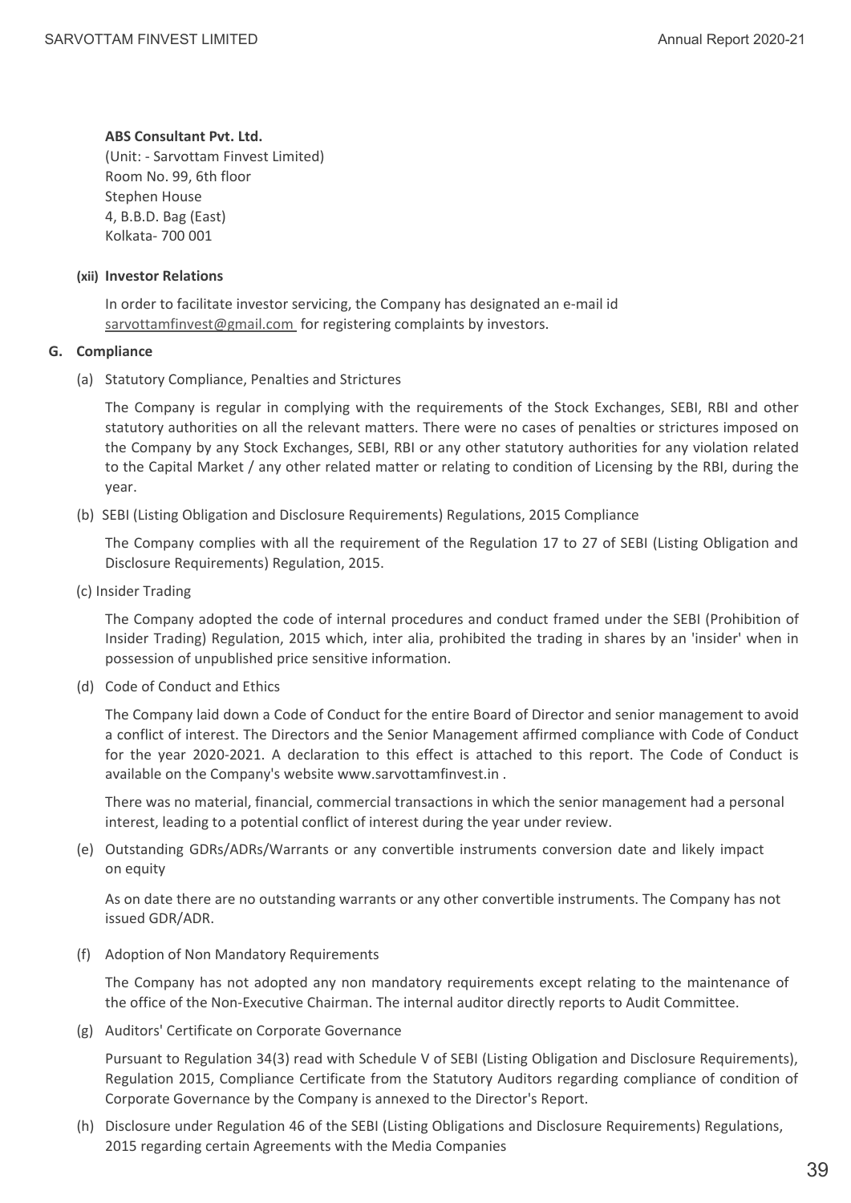**ABS Consultant Pvt. Ltd.**
(Unit: - Sarvottam Finvest Limited)
Room No. 99, 6th floor
Stephen House
4, B.B.D. Bag (East)
Kolkata- 700 001

**(xii) Investor Relations**

In order to facilitate investor servicing, the Company has designated an e-mail id sarvottamfinvest@gmail.com for registering complaints by investors.

## G. Compliance

(a) Statutory Compliance, Penalties and Strictures

The Company is regular in complying with the requirements of the Stock Exchanges, SEBI, RBI and other statutory authorities on all the relevant matters. There were no cases of penalties or strictures imposed on the Company by any Stock Exchanges, SEBI, RBI or any other statutory authorities for any violation related to the Capital Market / any other related matter or relating to condition of Licensing by the RBI, during the year.

(b) SEBI (Listing Obligation and Disclosure Requirements) Regulations, 2015 Compliance

The Company complies with all the requirement of the Regulation 17 to 27 of SEBI (Listing Obligation and Disclosure Requirements) Regulation, 2015.

(c) Insider Trading

The Company adopted the code of internal procedures and conduct framed under the SEBI (Prohibition of Insider Trading) Regulation, 2015 which, inter alia, prohibited the trading in shares by an 'insider' when in possession of unpublished price sensitive information.

(d) Code of Conduct and Ethics

The Company laid down a Code of Conduct for the entire Board of Director and senior management to avoid a conflict of interest. The Directors and the Senior Management affirmed compliance with Code of Conduct for the year 2020-2021. A declaration to this effect is attached to this report. The Code of Conduct is available on the Company's website www.sarvottamfinvest.in .

There was no material, financial, commercial transactions in which the senior management had a personal interest, leading to a potential conflict of interest during the year under review.

(e) Outstanding GDRs/ADRs/Warrants or any convertible instruments conversion date and likely impact on equity

As on date there are no outstanding warrants or any other convertible instruments. The Company has not issued GDR/ADR.

(f) Adoption of Non Mandatory Requirements

The Company has not adopted any non mandatory requirements except relating to the maintenance of the office of the Non-Executive Chairman. The internal auditor directly reports to Audit Committee.

(g) Auditors' Certificate on Corporate Governance

Pursuant to Regulation 34(3) read with Schedule V of SEBI (Listing Obligation and Disclosure Requirements), Regulation 2015, Compliance Certificate from the Statutory Auditors regarding compliance of condition of Corporate Governance by the Company is annexed to the Director's Report.

(h) Disclosure under Regulation 46 of the SEBI (Listing Obligations and Disclosure Requirements) Regulations, 2015 regarding certain Agreements with the Media Companies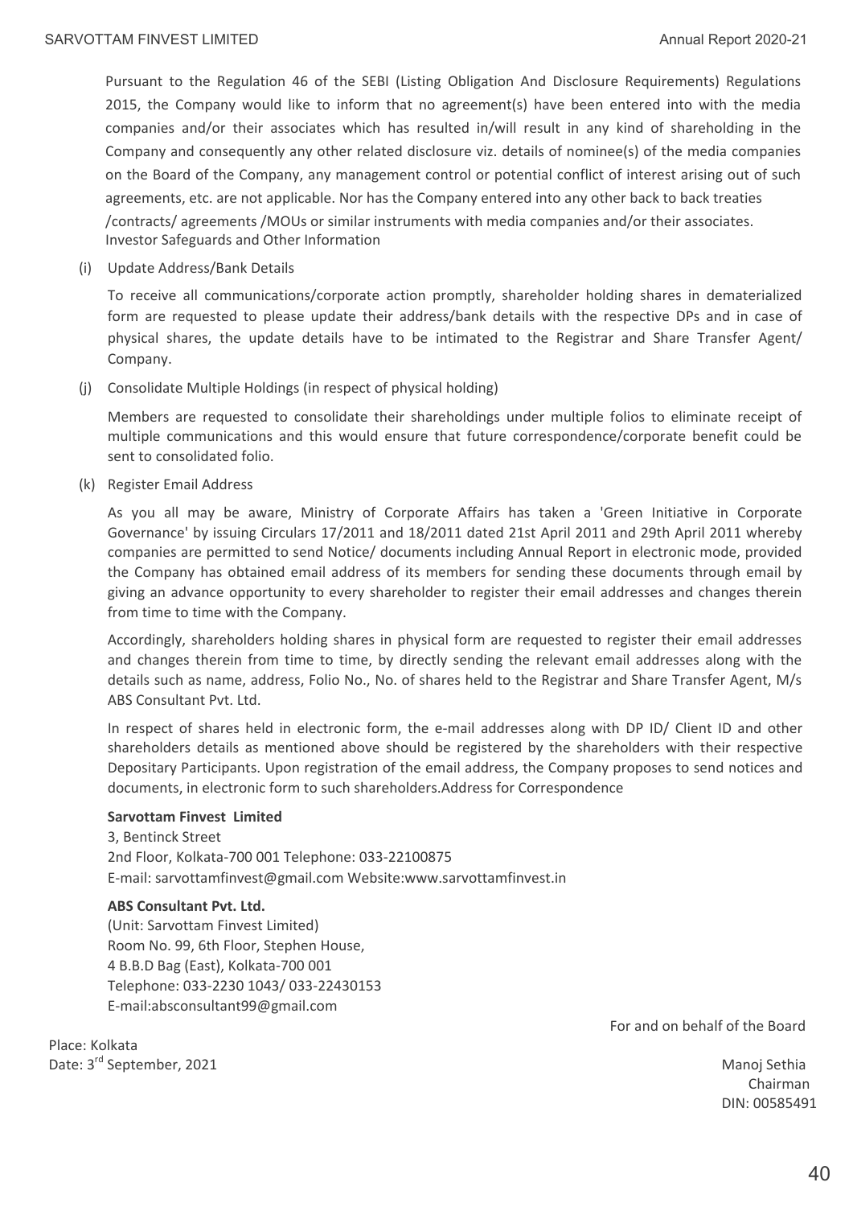Pursuant to the Regulation 46 of the SEBI (Listing Obligation And Disclosure Requirements) Regulations 2015, the Company would like to inform that no agreement(s) have been entered into with the media companies and/or their associates which has resulted in/will result in any kind of shareholding in the Company and consequently any other related disclosure viz. details of nominee(s) of the media companies on the Board of the Company, any management control or potential conflict of interest arising out of such agreements, etc. are not applicable. Nor has the Company entered into any other back to back treaties /contracts/ agreements /MOUs or similar instruments with media companies and/or their associates.

Investor Safeguards and Other Information

(i) Update Address/Bank Details

To receive all communications/corporate action promptly, shareholder holding shares in dematerialized form are requested to please update their address/bank details with the respective DPs and in case of physical shares, the update details have to be intimated to the Registrar and Share Transfer Agent/ Company.

(j) Consolidate Multiple Holdings (in respect of physical holding)

Members are requested to consolidate their shareholdings under multiple folios to eliminate receipt of multiple communications and this would ensure that future correspondence/corporate benefit could be sent to consolidated folio.

(k) Register Email Address

As you all may be aware, Ministry of Corporate Affairs has taken a 'Green Initiative in Corporate Governance' by issuing Circulars 17/2011 and 18/2011 dated 21st April 2011 and 29th April 2011 whereby companies are permitted to send Notice/ documents including Annual Report in electronic mode, provided the Company has obtained email address of its members for sending these documents through email by giving an advance opportunity to every shareholder to register their email addresses and changes therein from time to time with the Company.

Accordingly, shareholders holding shares in physical form are requested to register their email addresses and changes therein from time to time, by directly sending the relevant email addresses along with the details such as name, address, Folio No., No. of shares held to the Registrar and Share Transfer Agent, M/s ABS Consultant Pvt. Ltd.

In respect of shares held in electronic form, the e-mail addresses along with DP ID/ Client ID and other shareholders details as mentioned above should be registered by the shareholders with their respective Depositary Participants. Upon registration of the email address, the Company proposes to send notices and documents, in electronic form to such shareholders.Address for Correspondence

**Sarvottam Finvest Limited**
3, Bentinck Street
2nd Floor, Kolkata-700 001 Telephone: 033-22100875
E-mail: sarvottamfinvest@gmail.com Website:www.sarvottamfinvest.in

**ABS Consultant Pvt. Ltd.**
(Unit: Sarvottam Finvest Limited)
Room No. 99, 6th Floor, Stephen House,
4 B.B.D Bag (East), Kolkata-700 001
Telephone: 033-2230 1043/ 033-22430153
E-mail:absconsultant99@gmail.com

For and on behalf of the Board

Place: Kolkata
Date: 3rd September, 2021

Manoj Sethia
Chairman
DIN: 00585491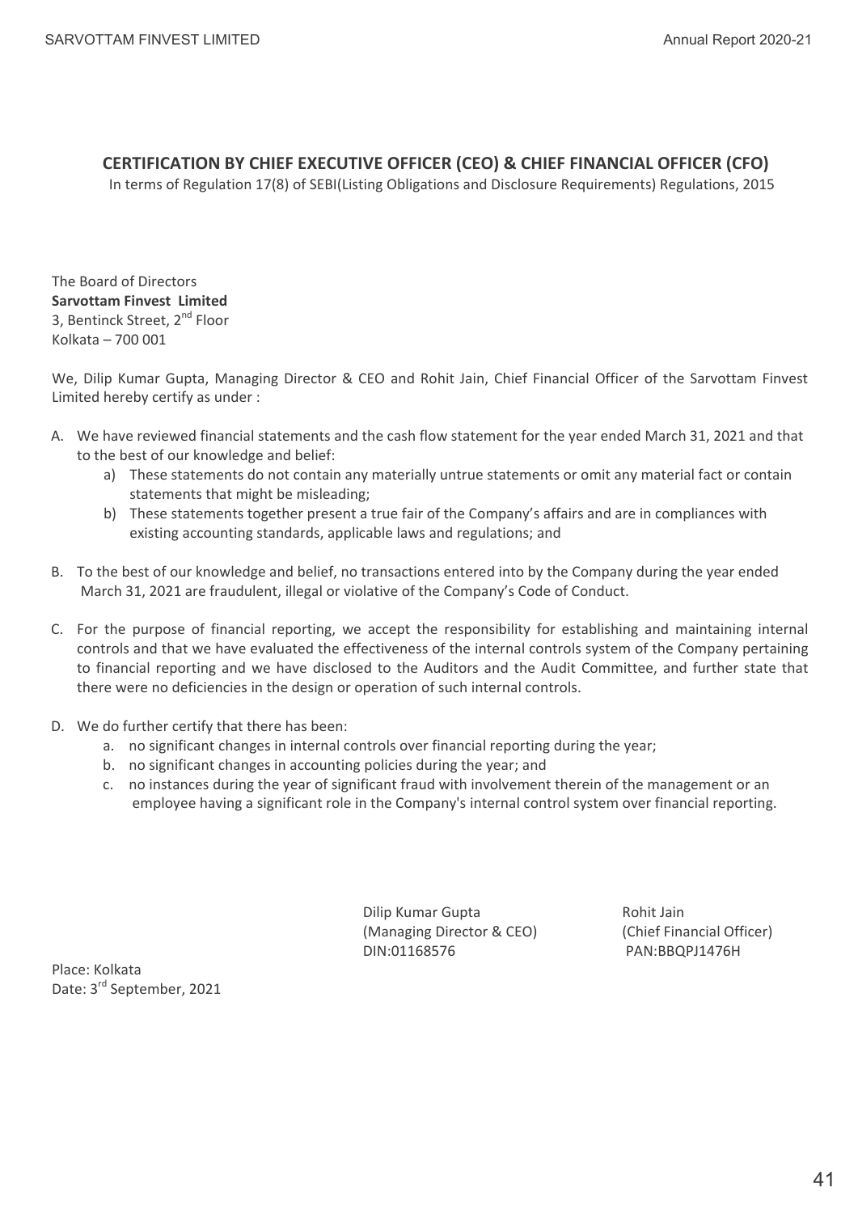## CERTIFICATION BY CHIEF EXECUTIVE OFFICER (CEO) & CHIEF FINANCIAL OFFICER (CFO)

In terms of Regulation 17(8) of SEBI(Listing Obligations and Disclosure Requirements) Regulations, 2015

The Board of Directors
**Sarvottam Finvest Limited**
3, Bentinck Street, 2nd Floor
Kolkata – 700 001

We, Dilip Kumar Gupta, Managing Director & CEO and Rohit Jain, Chief Financial Officer of the Sarvottam Finvest Limited hereby certify as under :

A. We have reviewed financial statements and the cash flow statement for the year ended March 31, 2021 and that to the best of our knowledge and belief:
   a) These statements do not contain any materially untrue statements or omit any material fact or contain statements that might be misleading;
   b) These statements together present a true fair of the Company's affairs and are in compliances with existing accounting standards, applicable laws and regulations; and

B. To the best of our knowledge and belief, no transactions entered into by the Company during the year ended March 31, 2021 are fraudulent, illegal or violative of the Company's Code of Conduct.

C. For the purpose of financial reporting, we accept the responsibility for establishing and maintaining internal controls and that we have evaluated the effectiveness of the internal controls system of the Company pertaining to financial reporting and we have disclosed to the Auditors and the Audit Committee, and further state that there were no deficiencies in the design or operation of such internal controls.

D. We do further certify that there has been:
   a. no significant changes in internal controls over financial reporting during the year;
   b. no significant changes in accounting policies during the year; and
   c. no instances during the year of significant fraud with involvement therein of the management or an employee having a significant role in the Company's internal control system over financial reporting.

Dilip Kumar Gupta
(Managing Director & CEO)
DIN:01168576

Rohit Jain
(Chief Financial Officer)
PAN:BBQPJ1476H

Place: Kolkata
Date: 3rd September, 2021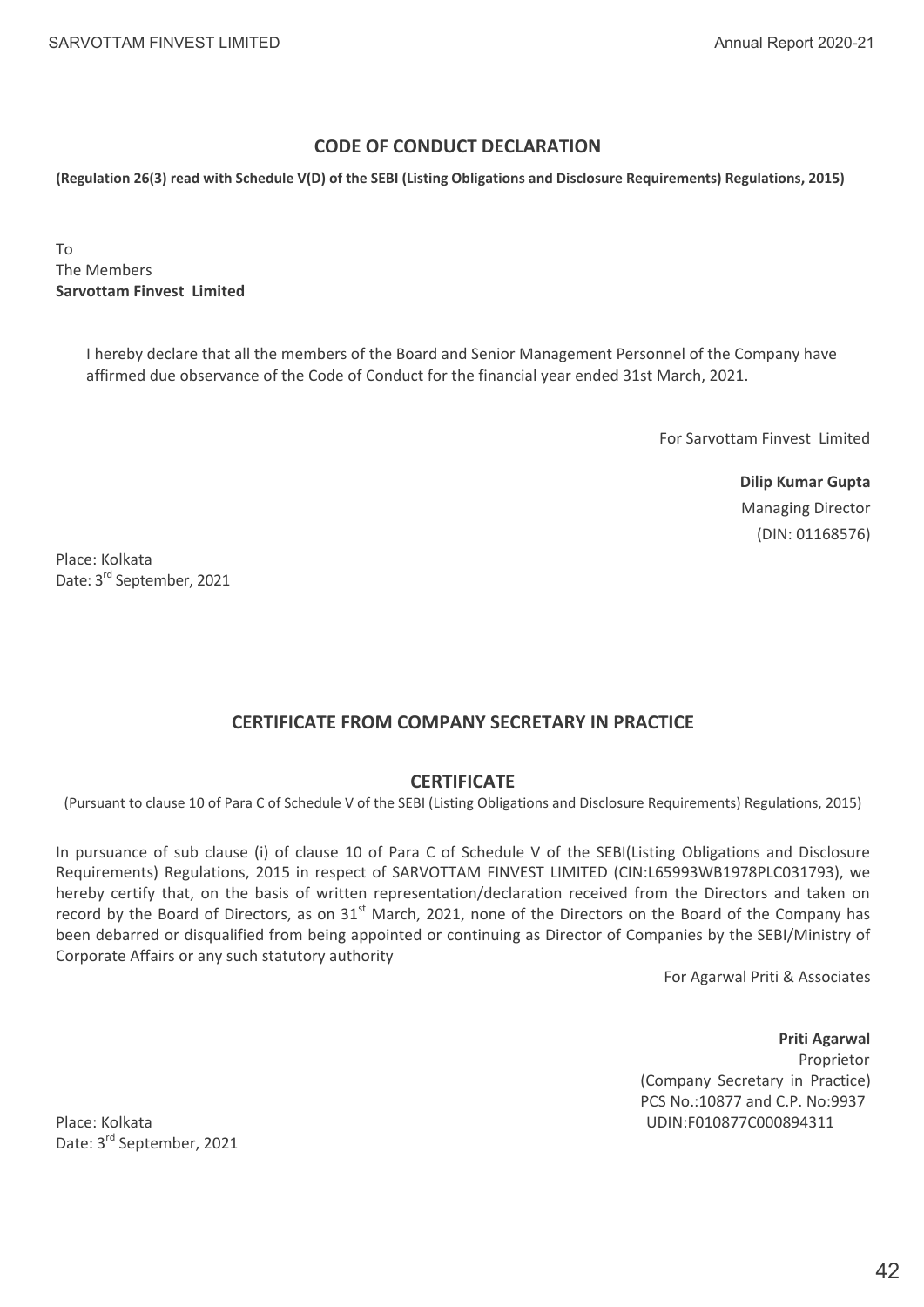## CODE OF CONDUCT DECLARATION

**(Regulation 26(3) read with Schedule V(D) of the SEBI (Listing Obligations and Disclosure Requirements) Regulations, 2015)**

To
The Members
**Sarvottam Finvest Limited**

I hereby declare that all the members of the Board and Senior Management Personnel of the Company have affirmed due observance of the Code of Conduct for the financial year ended 31st March, 2021.

For Sarvottam Finvest Limited

**Dilip Kumar Gupta**
Managing Director
(DIN: 01168576)

Place: Kolkata
Date: 3rd September, 2021

## CERTIFICATE FROM COMPANY SECRETARY IN PRACTICE

### CERTIFICATE

(Pursuant to clause 10 of Para C of Schedule V of the SEBI (Listing Obligations and Disclosure Requirements) Regulations, 2015)

In pursuance of sub clause (i) of clause 10 of Para C of Schedule V of the SEBI(Listing Obligations and Disclosure Requirements) Regulations, 2015 in respect of SARVOTTAM FINVEST LIMITED (CIN:L65993WB1978PLC031793), we hereby certify that, on the basis of written representation/declaration received from the Directors and taken on record by the Board of Directors, as on 31st March, 2021, none of the Directors on the Board of the Company has been debarred or disqualified from being appointed or continuing as Director of Companies by the SEBI/Ministry of Corporate Affairs or any such statutory authority

For Agarwal Priti & Associates

**Priti Agarwal**
Proprietor
(Company Secretary in Practice)
PCS No.:10877 and C.P. No:9937
UDIN:F010877C000894311

Place: Kolkata
Date: 3rd September, 2021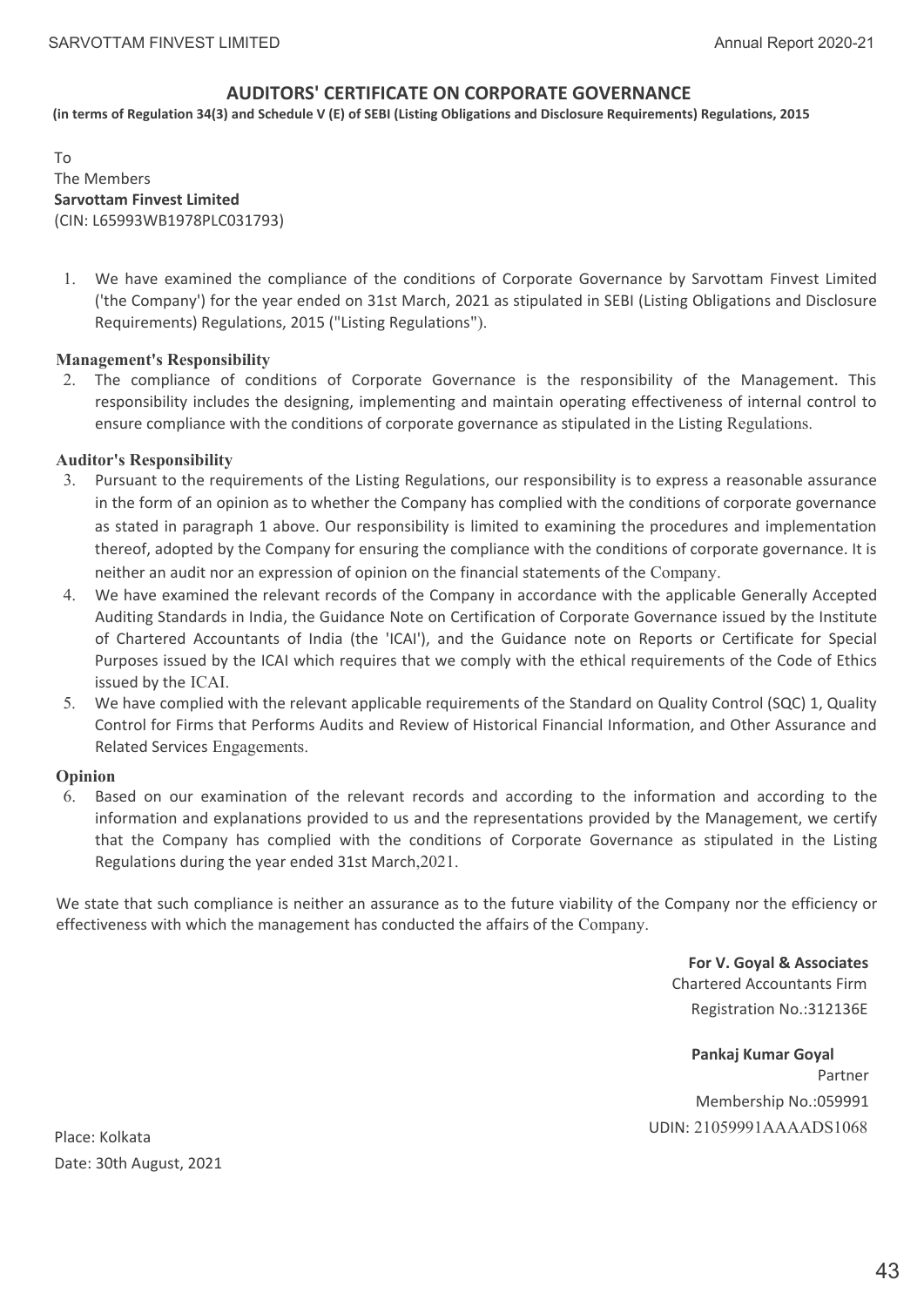## AUDITORS' CERTIFICATE ON CORPORATE GOVERNANCE

**(in terms of Regulation 34(3) and Schedule V (E) of SEBI (Listing Obligations and Disclosure Requirements) Regulations, 2015**

To
The Members
**Sarvottam Finvest Limited**
(CIN: L65993WB1978PLC031793)

1. We have examined the compliance of the conditions of Corporate Governance by Sarvottam Finvest Limited ('the Company') for the year ended on 31st March, 2021 as stipulated in SEBI (Listing Obligations and Disclosure Requirements) Regulations, 2015 ("Listing Regulations").

**Management's Responsibility**

2. The compliance of conditions of Corporate Governance is the responsibility of the Management. This responsibility includes the designing, implementing and maintain operating effectiveness of internal control to ensure compliance with the conditions of corporate governance as stipulated in the Listing Regulations.

**Auditor's Responsibility**

3. Pursuant to the requirements of the Listing Regulations, our responsibility is to express a reasonable assurance in the form of an opinion as to whether the Company has complied with the conditions of corporate governance as stated in paragraph 1 above. Our responsibility is limited to examining the procedures and implementation thereof, adopted by the Company for ensuring the compliance with the conditions of corporate governance. It is neither an audit nor an expression of opinion on the financial statements of the Company.
4. We have examined the relevant records of the Company in accordance with the applicable Generally Accepted Auditing Standards in India, the Guidance Note on Certification of Corporate Governance issued by the Institute of Chartered Accountants of India (the 'ICAI'), and the Guidance note on Reports or Certificate for Special Purposes issued by the ICAI which requires that we comply with the ethical requirements of the Code of Ethics issued by the ICAI.
5. We have complied with the relevant applicable requirements of the Standard on Quality Control (SQC) 1, Quality Control for Firms that Performs Audits and Review of Historical Financial Information, and Other Assurance and Related Services Engagements.

**Opinion**

6. Based on our examination of the relevant records and according to the information and according to the information and explanations provided to us and the representations provided by the Management, we certify that the Company has complied with the conditions of Corporate Governance as stipulated in the Listing Regulations during the year ended 31st March,2021.

We state that such compliance is neither an assurance as to the future viability of the Company nor the efficiency or effectiveness with which the management has conducted the affairs of the Company.

**For V. Goyal & Associates**
Chartered Accountants Firm
Registration No.:312136E

**Pankaj Kumar Goyal**
Partner
Membership No.:059991
UDIN: 21059991AAAADS1068

Place: Kolkata
Date: 30th August, 2021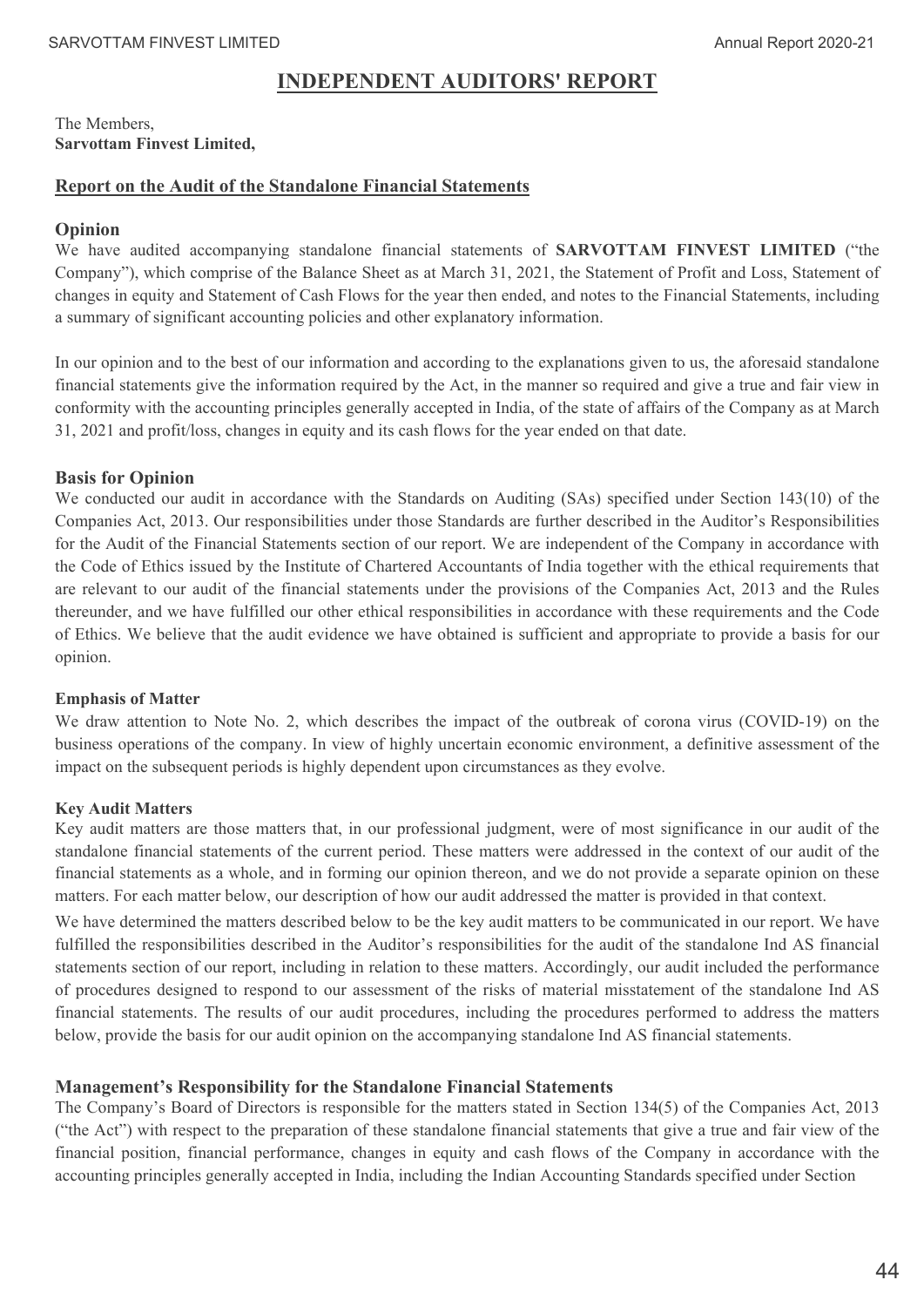# INDEPENDENT AUDITORS' REPORT

The Members,
**Sarvottam Finvest Limited,**

## Report on the Audit of the Standalone Financial Statements

### Opinion

We have audited accompanying standalone financial statements of **SARVOTTAM FINVEST LIMITED** ("the Company"), which comprise of the Balance Sheet as at March 31, 2021, the Statement of Profit and Loss, Statement of changes in equity and Statement of Cash Flows for the year then ended, and notes to the Financial Statements, including a summary of significant accounting policies and other explanatory information.

In our opinion and to the best of our information and according to the explanations given to us, the aforesaid standalone financial statements give the information required by the Act, in the manner so required and give a true and fair view in conformity with the accounting principles generally accepted in India, of the state of affairs of the Company as at March 31, 2021 and profit/loss, changes in equity and its cash flows for the year ended on that date.

### Basis for Opinion

We conducted our audit in accordance with the Standards on Auditing (SAs) specified under Section 143(10) of the Companies Act, 2013. Our responsibilities under those Standards are further described in the Auditor's Responsibilities for the Audit of the Financial Statements section of our report. We are independent of the Company in accordance with the Code of Ethics issued by the Institute of Chartered Accountants of India together with the ethical requirements that are relevant to our audit of the financial statements under the provisions of the Companies Act, 2013 and the Rules thereunder, and we have fulfilled our other ethical responsibilities in accordance with these requirements and the Code of Ethics. We believe that the audit evidence we have obtained is sufficient and appropriate to provide a basis for our opinion.

#### Emphasis of Matter

We draw attention to Note No. 2, which describes the impact of the outbreak of corona virus (COVID-19) on the business operations of the company. In view of highly uncertain economic environment, a definitive assessment of the impact on the subsequent periods is highly dependent upon circumstances as they evolve.

#### Key Audit Matters

Key audit matters are those matters that, in our professional judgment, were of most significance in our audit of the standalone financial statements of the current period. These matters were addressed in the context of our audit of the financial statements as a whole, and in forming our opinion thereon, and we do not provide a separate opinion on these matters. For each matter below, our description of how our audit addressed the matter is provided in that context.

We have determined the matters described below to be the key audit matters to be communicated in our report. We have fulfilled the responsibilities described in the Auditor's responsibilities for the audit of the standalone Ind AS financial statements section of our report, including in relation to these matters. Accordingly, our audit included the performance of procedures designed to respond to our assessment of the risks of material misstatement of the standalone Ind AS financial statements. The results of our audit procedures, including the procedures performed to address the matters below, provide the basis for our audit opinion on the accompanying standalone Ind AS financial statements.

### Management's Responsibility for the Standalone Financial Statements

The Company's Board of Directors is responsible for the matters stated in Section 134(5) of the Companies Act, 2013 ("the Act") with respect to the preparation of these standalone financial statements that give a true and fair view of the financial position, financial performance, changes in equity and cash flows of the Company in accordance with the accounting principles generally accepted in India, including the Indian Accounting Standards specified under Section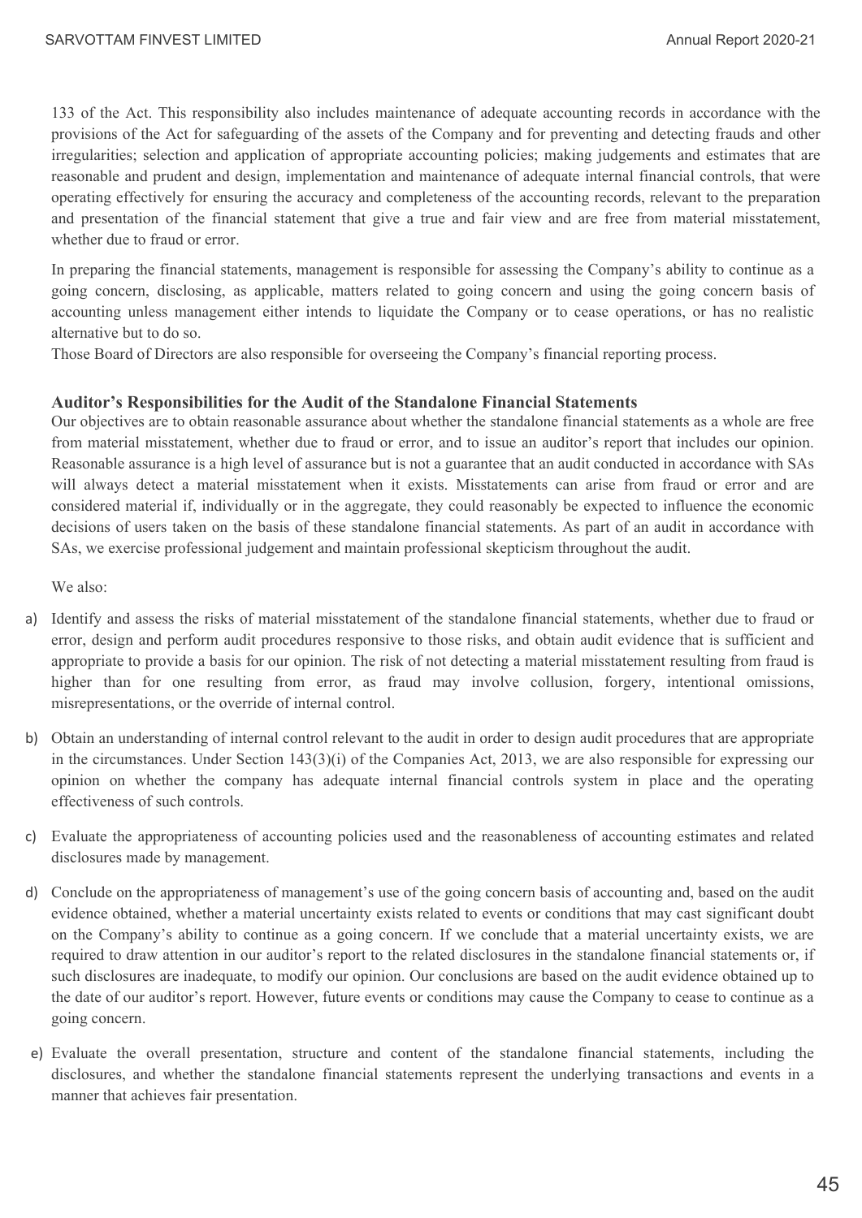133 of the Act. This responsibility also includes maintenance of adequate accounting records in accordance with the provisions of the Act for safeguarding of the assets of the Company and for preventing and detecting frauds and other irregularities; selection and application of appropriate accounting policies; making judgements and estimates that are reasonable and prudent and design, implementation and maintenance of adequate internal financial controls, that were operating effectively for ensuring the accuracy and completeness of the accounting records, relevant to the preparation and presentation of the financial statement that give a true and fair view and are free from material misstatement, whether due to fraud or error.

In preparing the financial statements, management is responsible for assessing the Company's ability to continue as a going concern, disclosing, as applicable, matters related to going concern and using the going concern basis of accounting unless management either intends to liquidate the Company or to cease operations, or has no realistic alternative but to do so.

Those Board of Directors are also responsible for overseeing the Company's financial reporting process.

### Auditor's Responsibilities for the Audit of the Standalone Financial Statements

Our objectives are to obtain reasonable assurance about whether the standalone financial statements as a whole are free from material misstatement, whether due to fraud or error, and to issue an auditor's report that includes our opinion. Reasonable assurance is a high level of assurance but is not a guarantee that an audit conducted in accordance with SAs will always detect a material misstatement when it exists. Misstatements can arise from fraud or error and are considered material if, individually or in the aggregate, they could reasonably be expected to influence the economic decisions of users taken on the basis of these standalone financial statements. As part of an audit in accordance with SAs, we exercise professional judgement and maintain professional skepticism throughout the audit.

We also:

a) Identify and assess the risks of material misstatement of the standalone financial statements, whether due to fraud or error, design and perform audit procedures responsive to those risks, and obtain audit evidence that is sufficient and appropriate to provide a basis for our opinion. The risk of not detecting a material misstatement resulting from fraud is higher than for one resulting from error, as fraud may involve collusion, forgery, intentional omissions, misrepresentations, or the override of internal control.

b) Obtain an understanding of internal control relevant to the audit in order to design audit procedures that are appropriate in the circumstances. Under Section 143(3)(i) of the Companies Act, 2013, we are also responsible for expressing our opinion on whether the company has adequate internal financial controls system in place and the operating effectiveness of such controls.

c) Evaluate the appropriateness of accounting policies used and the reasonableness of accounting estimates and related disclosures made by management.

d) Conclude on the appropriateness of management's use of the going concern basis of accounting and, based on the audit evidence obtained, whether a material uncertainty exists related to events or conditions that may cast significant doubt on the Company's ability to continue as a going concern. If we conclude that a material uncertainty exists, we are required to draw attention in our auditor's report to the related disclosures in the standalone financial statements or, if such disclosures are inadequate, to modify our opinion. Our conclusions are based on the audit evidence obtained up to the date of our auditor's report. However, future events or conditions may cause the Company to cease to continue as a going concern.

e) Evaluate the overall presentation, structure and content of the standalone financial statements, including the disclosures, and whether the standalone financial statements represent the underlying transactions and events in a manner that achieves fair presentation.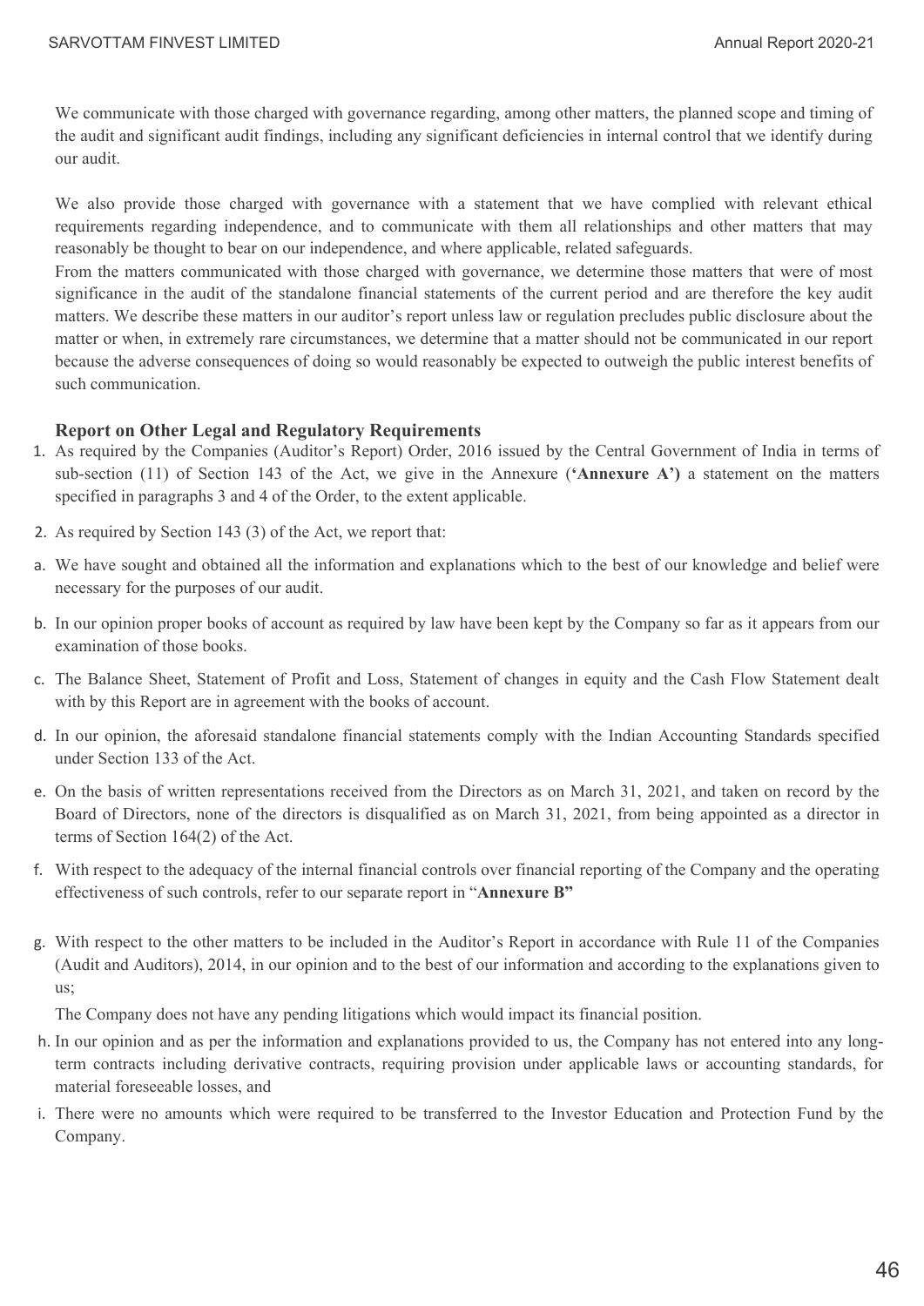We communicate with those charged with governance regarding, among other matters, the planned scope and timing of the audit and significant audit findings, including any significant deficiencies in internal control that we identify during our audit.

We also provide those charged with governance with a statement that we have complied with relevant ethical requirements regarding independence, and to communicate with them all relationships and other matters that may reasonably be thought to bear on our independence, and where applicable, related safeguards.

From the matters communicated with those charged with governance, we determine those matters that were of most significance in the audit of the standalone financial statements of the current period and are therefore the key audit matters. We describe these matters in our auditor's report unless law or regulation precludes public disclosure about the matter or when, in extremely rare circumstances, we determine that a matter should not be communicated in our report because the adverse consequences of doing so would reasonably be expected to outweigh the public interest benefits of such communication.

### Report on Other Legal and Regulatory Requirements

1. As required by the Companies (Auditor's Report) Order, 2016 issued by the Central Government of India in terms of sub-section (11) of Section 143 of the Act, we give in the Annexure (**'Annexure A')** a statement on the matters specified in paragraphs 3 and 4 of the Order, to the extent applicable.

2. As required by Section 143 (3) of the Act, we report that:

a. We have sought and obtained all the information and explanations which to the best of our knowledge and belief were necessary for the purposes of our audit.

b. In our opinion proper books of account as required by law have been kept by the Company so far as it appears from our examination of those books.

c. The Balance Sheet, Statement of Profit and Loss, Statement of changes in equity and the Cash Flow Statement dealt with by this Report are in agreement with the books of account.

d. In our opinion, the aforesaid standalone financial statements comply with the Indian Accounting Standards specified under Section 133 of the Act.

e. On the basis of written representations received from the Directors as on March 31, 2021, and taken on record by the Board of Directors, none of the directors is disqualified as on March 31, 2021, from being appointed as a director in terms of Section 164(2) of the Act.

f. With respect to the adequacy of the internal financial controls over financial reporting of the Company and the operating effectiveness of such controls, refer to our separate report in "**Annexure B"**

g. With respect to the other matters to be included in the Auditor's Report in accordance with Rule 11 of the Companies (Audit and Auditors), 2014, in our opinion and to the best of our information and according to the explanations given to us;

   The Company does not have any pending litigations which would impact its financial position.

h. In our opinion and as per the information and explanations provided to us, the Company has not entered into any long-term contracts including derivative contracts, requiring provision under applicable laws or accounting standards, for material foreseeable losses, and

i. There were no amounts which were required to be transferred to the Investor Education and Protection Fund by the Company.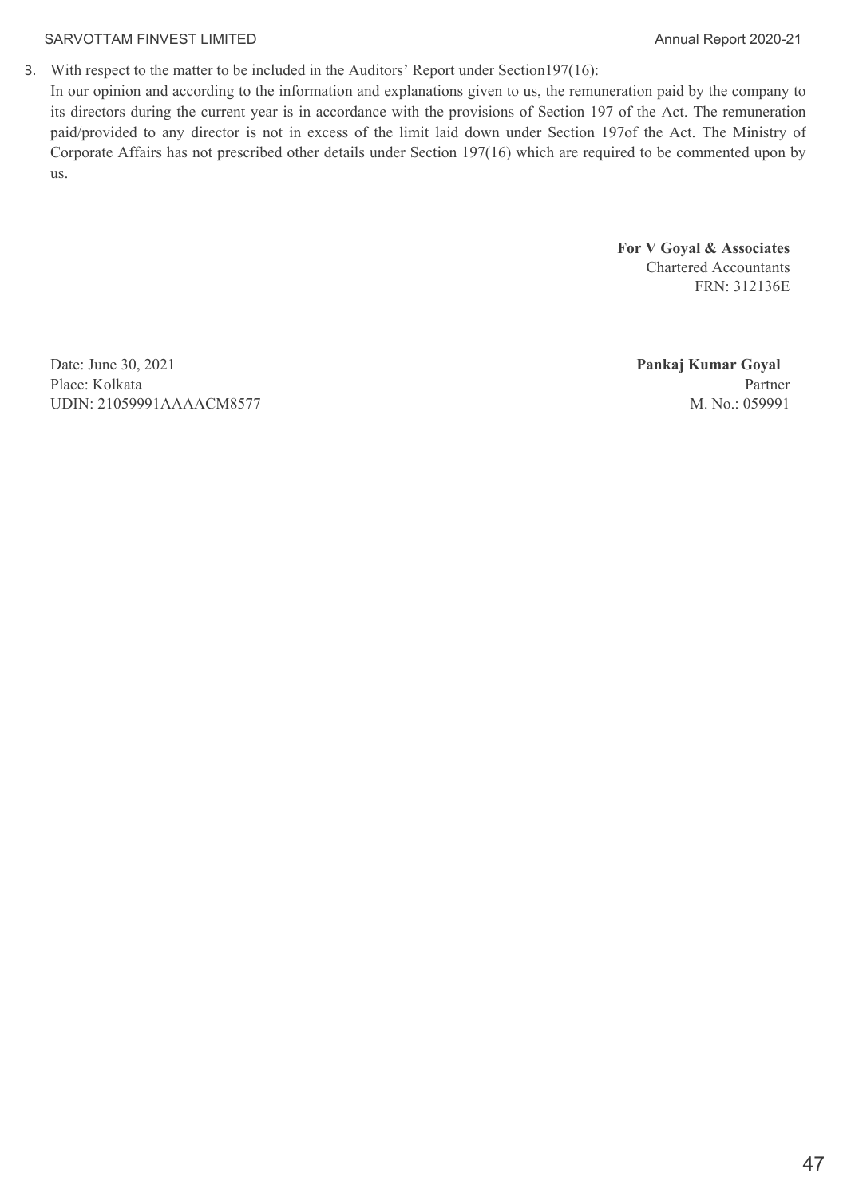3. With respect to the matter to be included in the Auditors' Report under Section197(16):

   In our opinion and according to the information and explanations given to us, the remuneration paid by the company to its directors during the current year is in accordance with the provisions of Section 197 of the Act. The remuneration paid/provided to any director is not in excess of the limit laid down under Section 197of the Act. The Ministry of Corporate Affairs has not prescribed other details under Section 197(16) which are required to be commented upon by us.

**For V Goyal & Associates**
Chartered Accountants
FRN: 312136E

Date: June 30, 2021
Place: Kolkata
UDIN: 21059991AAAACM8577

**Pankaj Kumar Goyal**
Partner
M. No.: 059991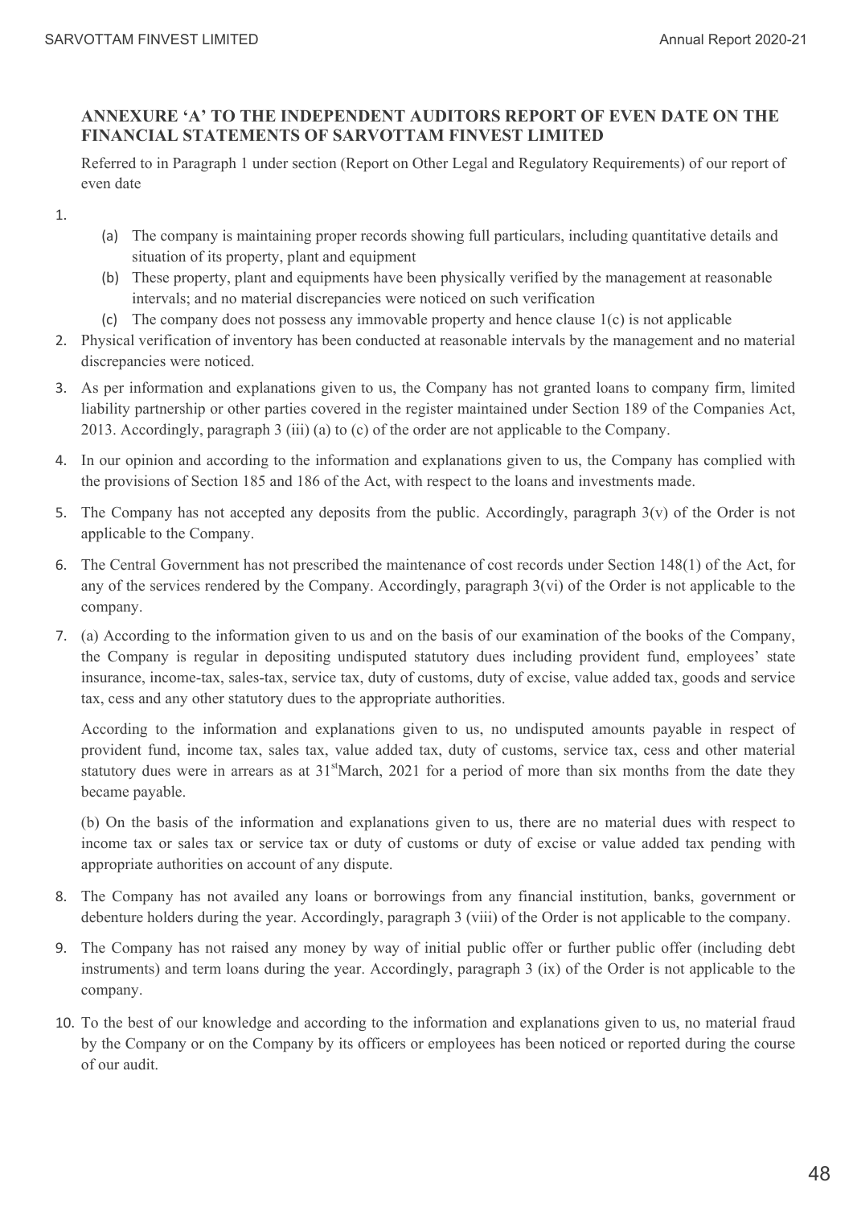## ANNEXURE 'A' TO THE INDEPENDENT AUDITORS REPORT OF EVEN DATE ON THE FINANCIAL STATEMENTS OF SARVOTTAM FINVEST LIMITED

Referred to in Paragraph 1 under section (Report on Other Legal and Regulatory Requirements) of our report of even date

1.
   (a) The company is maintaining proper records showing full particulars, including quantitative details and situation of its property, plant and equipment
   (b) These property, plant and equipments have been physically verified by the management at reasonable intervals; and no material discrepancies were noticed on such verification
   (c) The company does not possess any immovable property and hence clause 1(c) is not applicable
2. Physical verification of inventory has been conducted at reasonable intervals by the management and no material discrepancies were noticed.
3. As per information and explanations given to us, the Company has not granted loans to company firm, limited liability partnership or other parties covered in the register maintained under Section 189 of the Companies Act, 2013. Accordingly, paragraph 3 (iii) (a) to (c) of the order are not applicable to the Company.
4. In our opinion and according to the information and explanations given to us, the Company has complied with the provisions of Section 185 and 186 of the Act, with respect to the loans and investments made.
5. The Company has not accepted any deposits from the public. Accordingly, paragraph 3(v) of the Order is not applicable to the Company.
6. The Central Government has not prescribed the maintenance of cost records under Section 148(1) of the Act, for any of the services rendered by the Company. Accordingly, paragraph 3(vi) of the Order is not applicable to the company.
7. (a) According to the information given to us and on the basis of our examination of the books of the Company, the Company is regular in depositing undisputed statutory dues including provident fund, employees' state insurance, income-tax, sales-tax, service tax, duty of customs, duty of excise, value added tax, goods and service tax, cess and any other statutory dues to the appropriate authorities.

   According to the information and explanations given to us, no undisputed amounts payable in respect of provident fund, income tax, sales tax, value added tax, duty of customs, service tax, cess and other material statutory dues were in arrears as at 31st March, 2021 for a period of more than six months from the date they became payable.

   (b) On the basis of the information and explanations given to us, there are no material dues with respect to income tax or sales tax or service tax or duty of customs or duty of excise or value added tax pending with appropriate authorities on account of any dispute.
8. The Company has not availed any loans or borrowings from any financial institution, banks, government or debenture holders during the year. Accordingly, paragraph 3 (viii) of the Order is not applicable to the company.
9. The Company has not raised any money by way of initial public offer or further public offer (including debt instruments) and term loans during the year. Accordingly, paragraph 3 (ix) of the Order is not applicable to the company.
10. To the best of our knowledge and according to the information and explanations given to us, no material fraud by the Company or on the Company by its officers or employees has been noticed or reported during the course of our audit.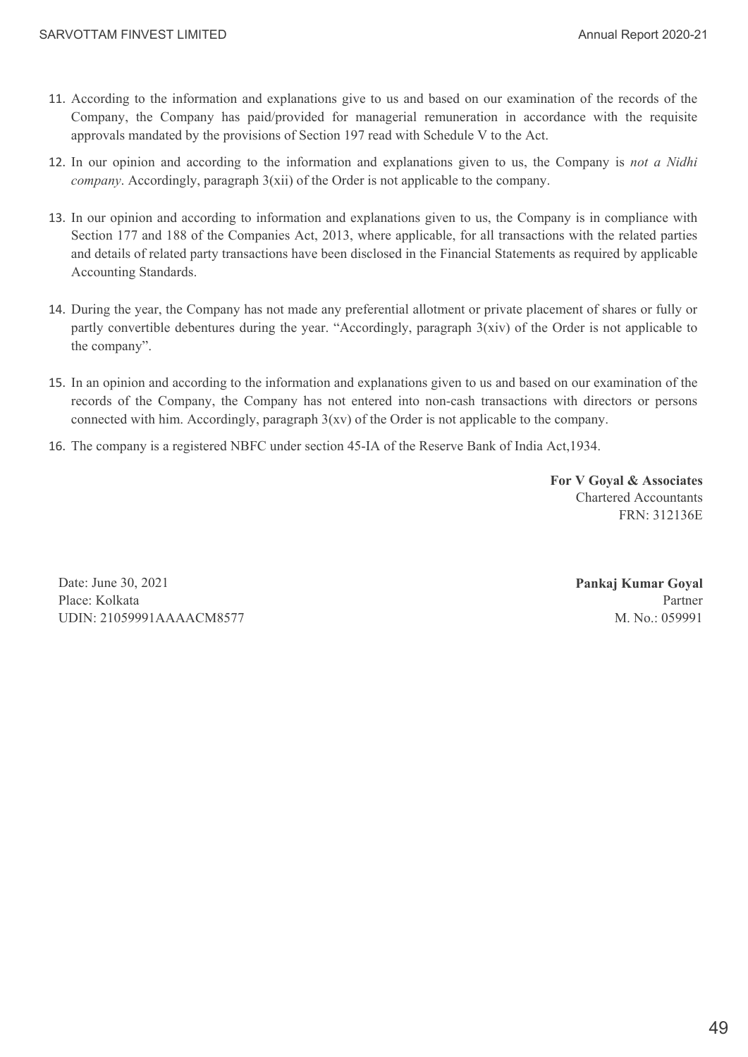11. According to the information and explanations give to us and based on our examination of the records of the Company, the Company has paid/provided for managerial remuneration in accordance with the requisite approvals mandated by the provisions of Section 197 read with Schedule V to the Act.

12. In our opinion and according to the information and explanations given to us, the Company is *not a Nidhi company*. Accordingly, paragraph 3(xii) of the Order is not applicable to the company.

13. In our opinion and according to information and explanations given to us, the Company is in compliance with Section 177 and 188 of the Companies Act, 2013, where applicable, for all transactions with the related parties and details of related party transactions have been disclosed in the Financial Statements as required by applicable Accounting Standards.

14. During the year, the Company has not made any preferential allotment or private placement of shares or fully or partly convertible debentures during the year. "Accordingly, paragraph 3(xiv) of the Order is not applicable to the company".

15. In an opinion and according to the information and explanations given to us and based on our examination of the records of the Company, the Company has not entered into non-cash transactions with directors or persons connected with him. Accordingly, paragraph 3(xv) of the Order is not applicable to the company.

16. The company is a registered NBFC under section 45-IA of the Reserve Bank of India Act,1934.

**For V Goyal & Associates**
Chartered Accountants
FRN: 312136E

Date: June 30, 2021
Place: Kolkata
UDIN: 21059991AAAACM8577

**Pankaj Kumar Goyal**
Partner
M. No.: 059991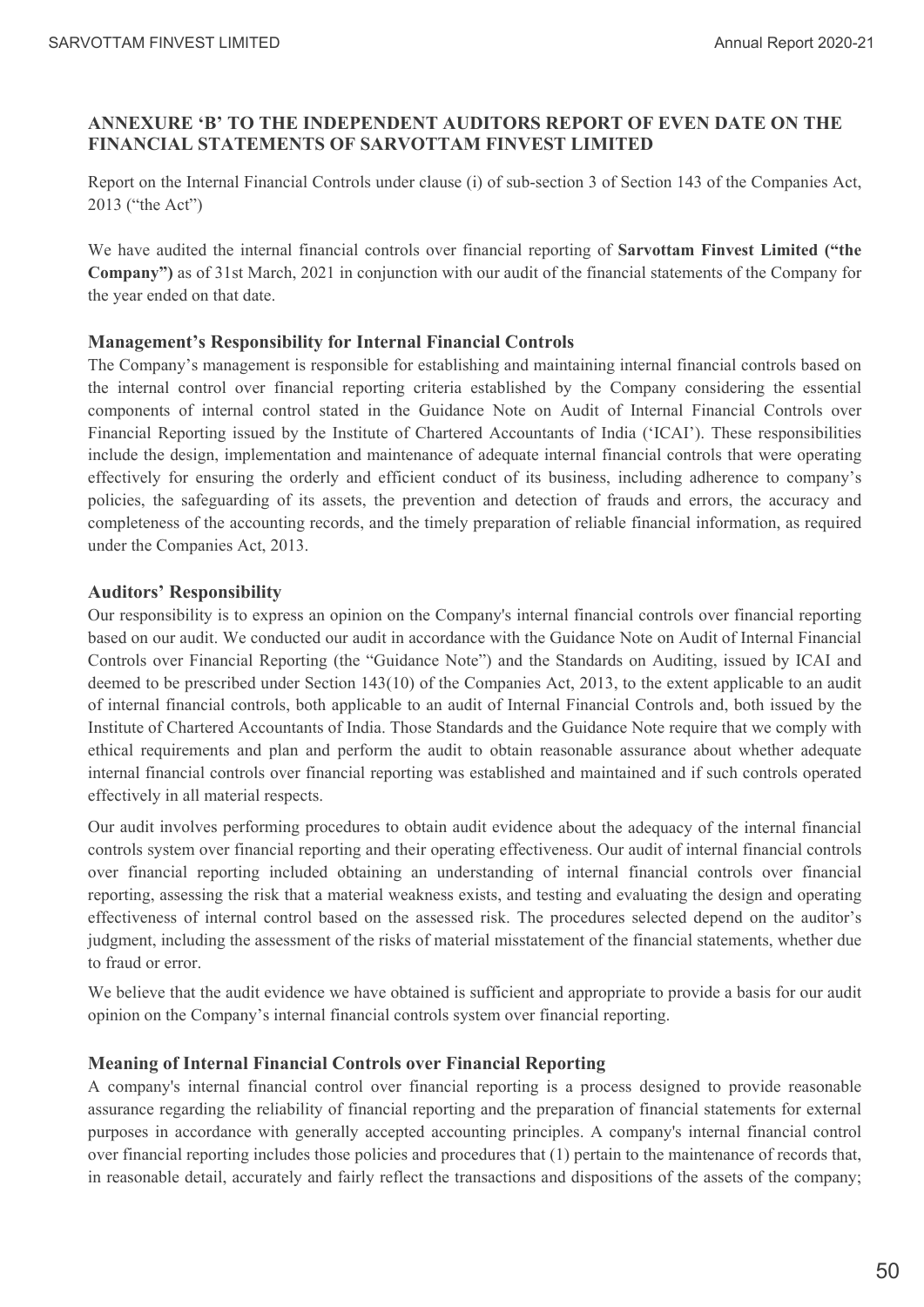## ANNEXURE 'B' TO THE INDEPENDENT AUDITORS REPORT OF EVEN DATE ON THE FINANCIAL STATEMENTS OF SARVOTTAM FINVEST LIMITED

Report on the Internal Financial Controls under clause (i) of sub-section 3 of Section 143 of the Companies Act, 2013 ("the Act")

We have audited the internal financial controls over financial reporting of **Sarvottam Finvest Limited ("the Company")** as of 31st March, 2021 in conjunction with our audit of the financial statements of the Company for the year ended on that date.

### Management's Responsibility for Internal Financial Controls

The Company's management is responsible for establishing and maintaining internal financial controls based on the internal control over financial reporting criteria established by the Company considering the essential components of internal control stated in the Guidance Note on Audit of Internal Financial Controls over Financial Reporting issued by the Institute of Chartered Accountants of India ('ICAI'). These responsibilities include the design, implementation and maintenance of adequate internal financial controls that were operating effectively for ensuring the orderly and efficient conduct of its business, including adherence to company's policies, the safeguarding of its assets, the prevention and detection of frauds and errors, the accuracy and completeness of the accounting records, and the timely preparation of reliable financial information, as required under the Companies Act, 2013.

### Auditors' Responsibility

Our responsibility is to express an opinion on the Company's internal financial controls over financial reporting based on our audit. We conducted our audit in accordance with the Guidance Note on Audit of Internal Financial Controls over Financial Reporting (the "Guidance Note") and the Standards on Auditing, issued by ICAI and deemed to be prescribed under Section 143(10) of the Companies Act, 2013, to the extent applicable to an audit of internal financial controls, both applicable to an audit of Internal Financial Controls and, both issued by the Institute of Chartered Accountants of India. Those Standards and the Guidance Note require that we comply with ethical requirements and plan and perform the audit to obtain reasonable assurance about whether adequate internal financial controls over financial reporting was established and maintained and if such controls operated effectively in all material respects.

Our audit involves performing procedures to obtain audit evidence about the adequacy of the internal financial controls system over financial reporting and their operating effectiveness. Our audit of internal financial controls over financial reporting included obtaining an understanding of internal financial controls over financial reporting, assessing the risk that a material weakness exists, and testing and evaluating the design and operating effectiveness of internal control based on the assessed risk. The procedures selected depend on the auditor's judgment, including the assessment of the risks of material misstatement of the financial statements, whether due to fraud or error.

We believe that the audit evidence we have obtained is sufficient and appropriate to provide a basis for our audit opinion on the Company's internal financial controls system over financial reporting.

### Meaning of Internal Financial Controls over Financial Reporting

A company's internal financial control over financial reporting is a process designed to provide reasonable assurance regarding the reliability of financial reporting and the preparation of financial statements for external purposes in accordance with generally accepted accounting principles. A company's internal financial control over financial reporting includes those policies and procedures that (1) pertain to the maintenance of records that, in reasonable detail, accurately and fairly reflect the transactions and dispositions of the assets of the company;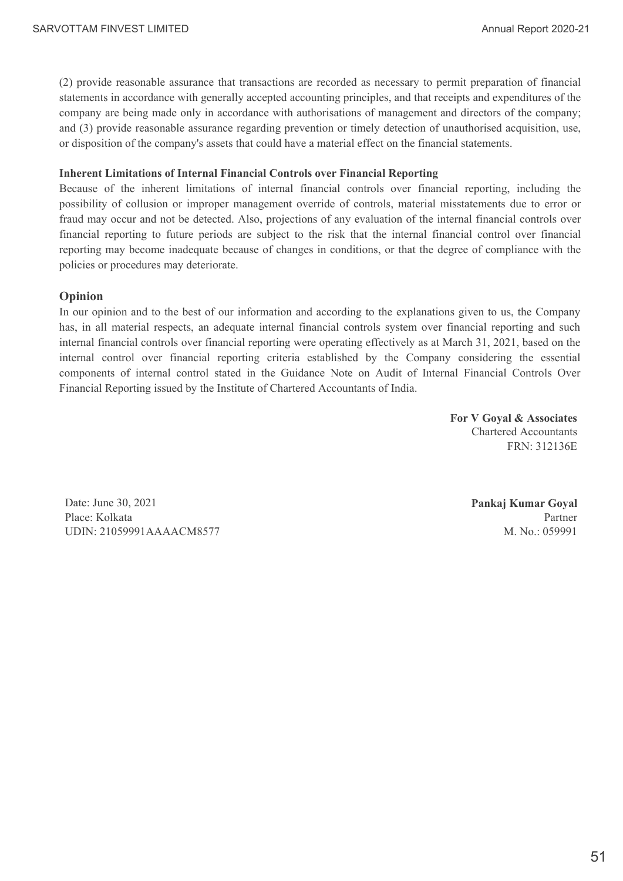(2) provide reasonable assurance that transactions are recorded as necessary to permit preparation of financial statements in accordance with generally accepted accounting principles, and that receipts and expenditures of the company are being made only in accordance with authorisations of management and directors of the company; and (3) provide reasonable assurance regarding prevention or timely detection of unauthorised acquisition, use, or disposition of the company's assets that could have a material effect on the financial statements.

**Inherent Limitations of Internal Financial Controls over Financial Reporting**

Because of the inherent limitations of internal financial controls over financial reporting, including the possibility of collusion or improper management override of controls, material misstatements due to error or fraud may occur and not be detected. Also, projections of any evaluation of the internal financial controls over financial reporting to future periods are subject to the risk that the internal financial control over financial reporting may become inadequate because of changes in conditions, or that the degree of compliance with the policies or procedures may deteriorate.

## Opinion

In our opinion and to the best of our information and according to the explanations given to us, the Company has, in all material respects, an adequate internal financial controls system over financial reporting and such internal financial controls over financial reporting were operating effectively as at March 31, 2021, based on the internal control over financial reporting criteria established by the Company considering the essential components of internal control stated in the Guidance Note on Audit of Internal Financial Controls Over Financial Reporting issued by the Institute of Chartered Accountants of India.

**For V Goyal & Associates**
Chartered Accountants
FRN: 312136E

Date: June 30, 2021
Place: Kolkata
UDIN: 21059991AAAACM8577

**Pankaj Kumar Goyal**
Partner
M. No.: 059991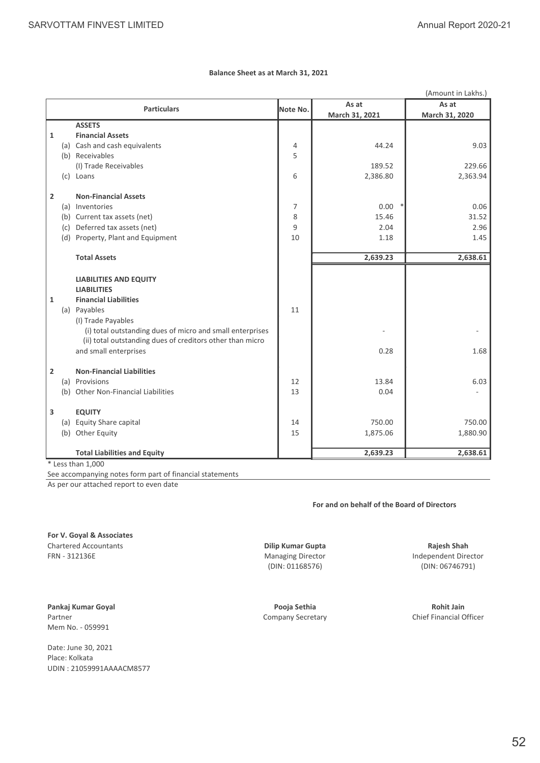## Balance Sheet as at March 31, 2021

(Amount in Lakhs.)

| | | Particulars | Note No. | As at March 31, 2021 | As at March 31, 2020 |
|---|---|---|---|---|---|
| | | **ASSETS** | | | |
| **1** | | **Financial Assets** | | | |
| | (a) | Cash and cash equivalents | 4 | 44.24 | 9.03 |
| | (b) | Receivables | 5 | | |
| | | (I) Trade Receivables | | 189.52 | 229.66 |
| | (c) | Loans | 6 | 2,386.80 | 2,363.94 |
| **2** | | **Non-Financial Assets** | | | |
| | (a) | Inventories | 7 | 0.00 * | 0.06 |
| | (b) | Current tax assets (net) | 8 | 15.46 | 31.52 |
| | (c) | Deferred tax assets (net) | 9 | 2.04 | 2.96 |
| | (d) | Property, Plant and Equipment | 10 | 1.18 | 1.45 |
| | | **Total Assets** | | **2,639.23** | **2,638.61** |
| | | **LIABILITIES AND EQUITY** | | | |
| | | **LIABILITIES** | | | |
| **1** | | **Financial Liabilities** | | | |
| | (a) | Payables | 11 | | |
| | | (I) Trade Payables | | | |
| | | (i) total outstanding dues of micro and small enterprises | | - | - |
| | | (ii) total outstanding dues of creditors other than micro and small enterprises | | 0.28 | 1.68 |
| **2** | | **Non-Financial Liabilities** | | | |
| | (a) | Provisions | 12 | 13.84 | 6.03 |
| | (b) | Other Non-Financial Liabilities | 13 | 0.04 | - |
| **3** | | **EQUITY** | | | |
| | (a) | Equity Share capital | 14 | 750.00 | 750.00 |
| | (b) | Other Equity | 15 | 1,875.06 | 1,880.90 |
| | | **Total Liabilities and Equity** | | **2,639.23** | **2,638.61** |

* Less than 1,000

See accompanying notes form part of financial statements

As per our attached report to even date

**For and on behalf of the Board of Directors**

**For V. Goyal & Associates**
Chartered Accountants
FRN - 312136E

**Dilip Kumar Gupta**
Managing Director
(DIN: 01168576)

**Rajesh Shah**
Independent Director
(DIN: 06746791)

**Pankaj Kumar Goyal**
Partner
Mem No. - 059991

**Pooja Sethia**
Company Secretary

**Rohit Jain**
Chief Financial Officer

Date: June 30, 2021
Place: Kolkata
UDIN : 21059991AAAACM8577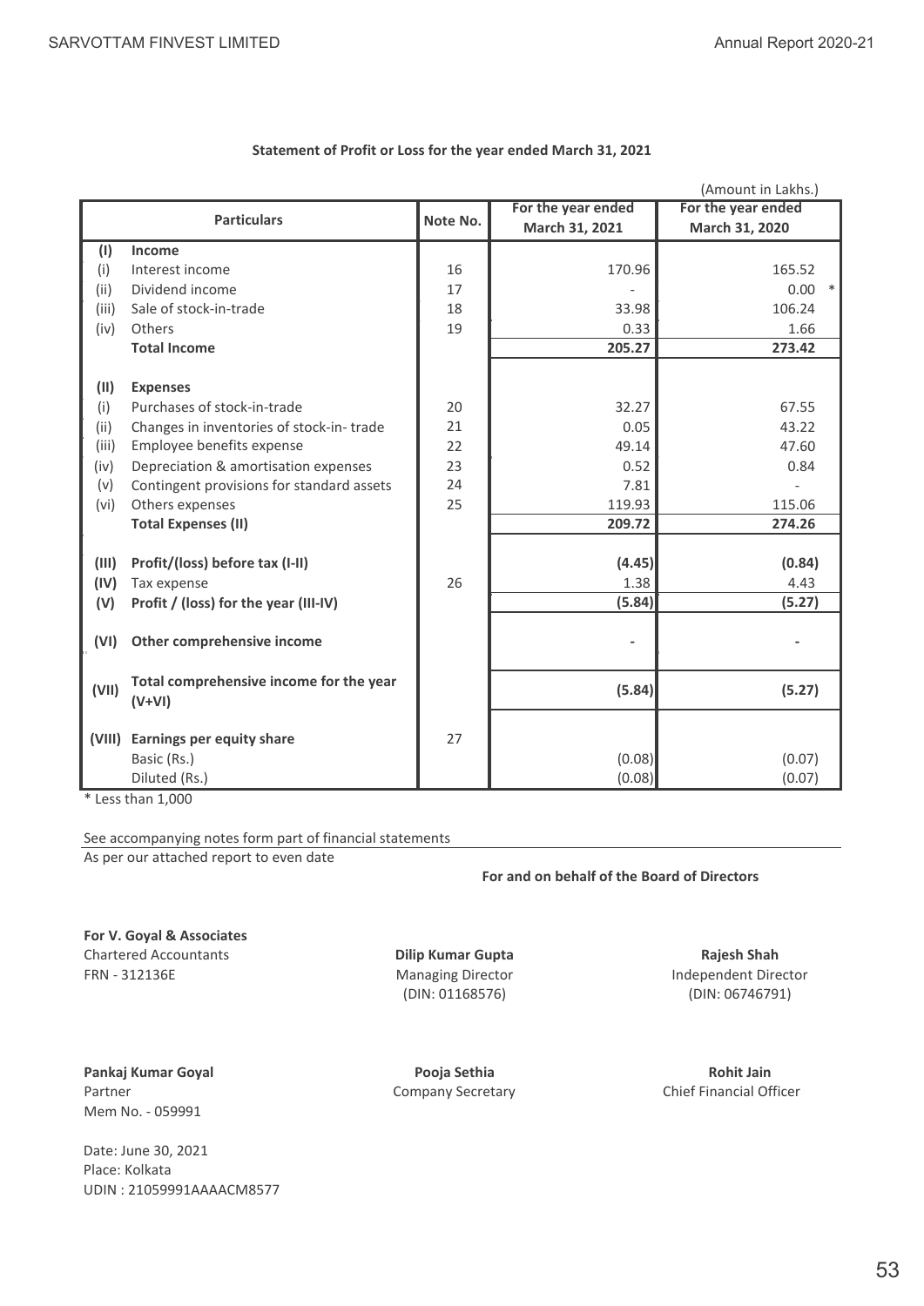**Statement of Profit or Loss for the year ended March 31, 2021**

(Amount in Lakhs.)

| | Particulars | Note No. | For the year ended March 31, 2021 | For the year ended March 31, 2020 |
|---|---|---|---|---|
| **(I)** | **Income** | | | |
| (i) | Interest income | 16 | 170.96 | 165.52 |
| (ii) | Dividend income | 17 | - | 0.00 * |
| (iii) | Sale of stock-in-trade | 18 | 33.98 | 106.24 |
| (iv) | Others | 19 | 0.33 | 1.66 |
| | **Total Income** | | **205.27** | **273.42** |
| **(II)** | **Expenses** | | | |
| (i) | Purchases of stock-in-trade | 20 | 32.27 | 67.55 |
| (ii) | Changes in inventories of stock-in- trade | 21 | 0.05 | 43.22 |
| (iii) | Employee benefits expense | 22 | 49.14 | 47.60 |
| (iv) | Depreciation & amortisation expenses | 23 | 0.52 | 0.84 |
| (v) | Contingent provisions for standard assets | 24 | 7.81 | - |
| (vi) | Others expenses | 25 | 119.93 | 115.06 |
| | **Total Expenses (II)** | | **209.72** | **274.26** |
| **(III)** | **Profit/(loss) before tax (I-II)** | | **(4.45)** | **(0.84)** |
| **(IV)** | Tax expense | 26 | 1.38 | 4.43 |
| **(V)** | **Profit / (loss) for the year (III-IV)** | | **(5.84)** | **(5.27)** |
| **(VI)** | **Other comprehensive income** | | - | - |
| **(VII)** | **Total comprehensive income for the year (V+VI)** | | **(5.84)** | **(5.27)** |
| **(VIII)** | **Earnings per equity share** | 27 | | |
| | Basic (Rs.) | | (0.08) | (0.07) |
| | Diluted (Rs.) | | (0.08) | (0.07) |

\* Less than 1,000

See accompanying notes form part of financial statements

As per our attached report to even date

**For and on behalf of the Board of Directors**

**For V. Goyal & Associates**
Chartered Accountants
FRN - 312136E

**Dilip Kumar Gupta**
Managing Director
(DIN: 01168576)

**Rajesh Shah**
Independent Director
(DIN: 06746791)

**Pankaj Kumar Goyal**
Partner
Mem No. - 059991

**Pooja Sethia**
Company Secretary

**Rohit Jain**
Chief Financial Officer

Date: June 30, 2021
Place: Kolkata
UDIN : 21059991AAAACM8577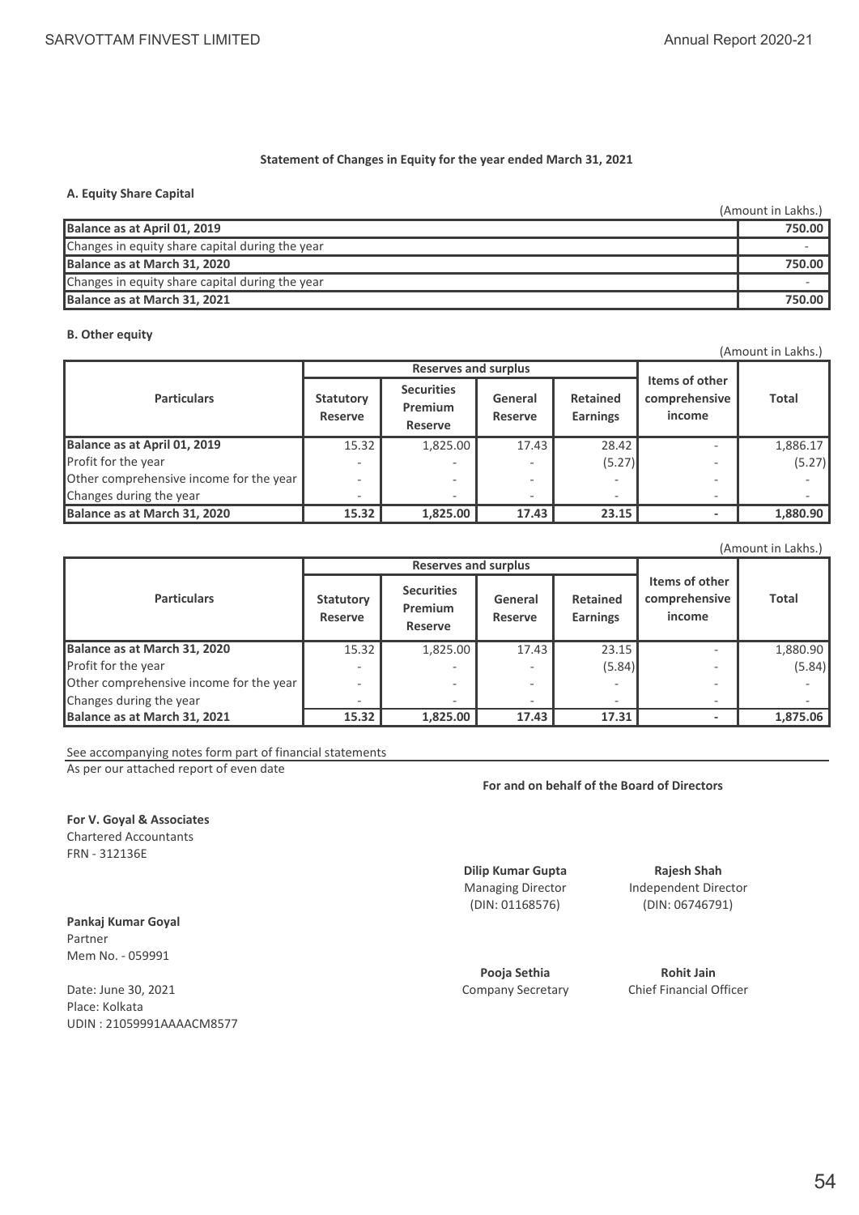## Statement of Changes in Equity for the year ended March 31, 2021

### A. Equity Share Capital

(Amount in Lakhs.)

| | |
|---|---|
| **Balance as at April 01, 2019** | **750.00** |
| Changes in equity share capital during the year | - |
| **Balance as at March 31, 2020** | **750.00** |
| Changes in equity share capital during the year | - |
| **Balance as at March 31, 2021** | **750.00** |

### B. Other equity

(Amount in Lakhs.)

| Particulars | Reserves and surplus | | | | Items of other comprehensive income | Total |
|---|---|---|---|---|---|---|
| | Statutory Reserve | Securities Premium Reserve | General Reserve | Retained Earnings | | |
| **Balance as at April 01, 2019** | 15.32 | 1,825.00 | 17.43 | 28.42 | - | 1,886.17 |
| Profit for the year | - | - | - | (5.27) | - | (5.27) |
| Other comprehensive income for the year | - | - | - | - | - | - |
| Changes during the year | - | - | - | - | - | - |
| **Balance as at March 31, 2020** | **15.32** | **1,825.00** | **17.43** | **23.15** | **-** | **1,880.90** |

(Amount in Lakhs.)

| Particulars | Reserves and surplus | | | | Items of other comprehensive income | Total |
|---|---|---|---|---|---|---|
| | Statutory Reserve | Securities Premium Reserve | General Reserve | Retained Earnings | | |
| **Balance as at March 31, 2020** | 15.32 | 1,825.00 | 17.43 | 23.15 | - | 1,880.90 |
| Profit for the year | - | - | - | (5.84) | - | (5.84) |
| Other comprehensive income for the year | - | - | - | - | - | - |
| Changes during the year | - | - | - | - | - | - |
| **Balance as at March 31, 2021** | **15.32** | **1,825.00** | **17.43** | **17.31** | **-** | **1,875.06** |

See accompanying notes form part of financial statements

As per our attached report of even date

**For and on behalf of the Board of Directors**

**For V. Goyal & Associates**
Chartered Accountants
FRN - 312136E

**Dilip Kumar Gupta**
Managing Director
(DIN: 01168576)

**Rajesh Shah**
Independent Director
(DIN: 06746791)

**Pankaj Kumar Goyal**
Partner
Mem No. - 059991

**Pooja Sethia**
Company Secretary

**Rohit Jain**
Chief Financial Officer

Date: June 30, 2021
Place: Kolkata
UDIN : 21059991AAAACM8577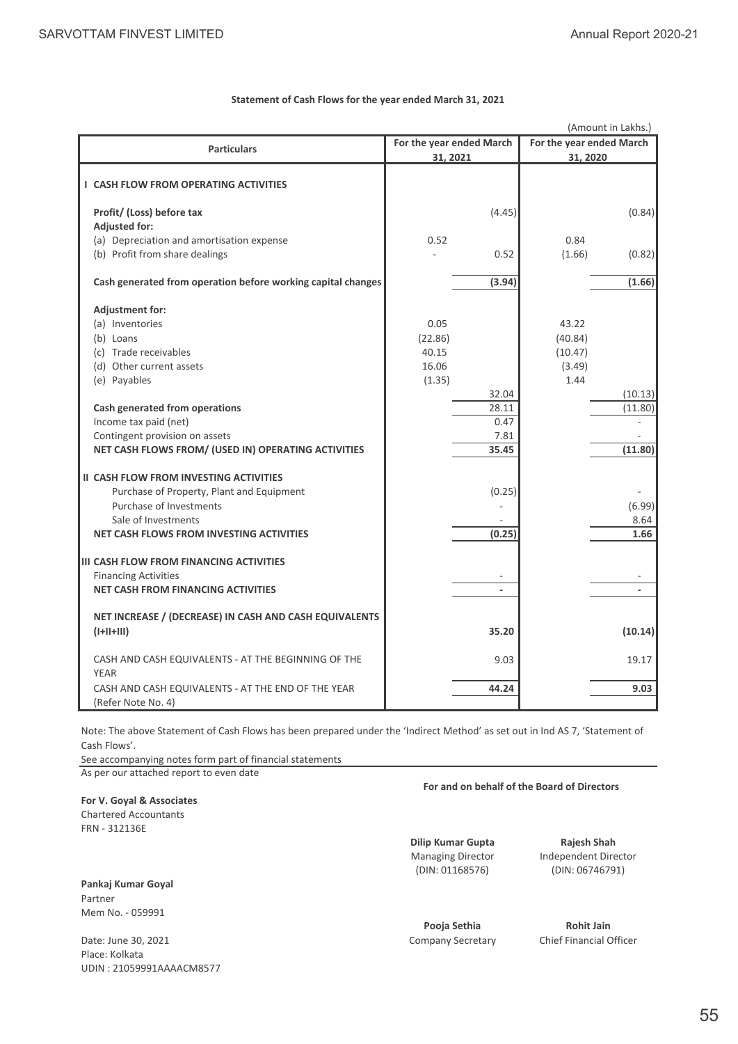**Statement of Cash Flows for the year ended March 31, 2021**

(Amount in Lakhs.)

| Particulars | For the year ended March 31, 2021 | | For the year ended March 31, 2020 | |
|---|---|---|---|---|
| **I CASH FLOW FROM OPERATING ACTIVITIES** | | | | |
| **Profit/ (Loss) before tax** | | (4.45) | | (0.84) |
| **Adjusted for:** | | | | |
| (a) Depreciation and amortisation expense | 0.52 | | 0.84 | |
| (b) Profit from share dealings | - | 0.52 | (1.66) | (0.82) |
| **Cash generated from operation before working capital changes** | | **(3.94)** | | **(1.66)** |
| **Adjustment for:** | | | | |
| (a) Inventories | 0.05 | | 43.22 | |
| (b) Loans | (22.86) | | (40.84) | |
| (c) Trade receivables | 40.15 | | (10.47) | |
| (d) Other current assets | 16.06 | | (3.49) | |
| (e) Payables | (1.35) | | 1.44 | |
| | | 32.04 | | (10.13) |
| **Cash generated from operations** | | 28.11 | | (11.80) |
| Income tax paid (net) | | 0.47 | | - |
| Contingent provision on assets | | 7.81 | | - |
| **NET CASH FLOWS FROM/ (USED IN) OPERATING ACTIVITIES** | | **35.45** | | **(11.80)** |
| **II CASH FLOW FROM INVESTING ACTIVITIES** | | | | |
| Purchase of Property, Plant and Equipment | | (0.25) | | - |
| Purchase of Investments | | - | | (6.99) |
| Sale of Investments | | - | | 8.64 |
| **NET CASH FLOWS FROM INVESTING ACTIVITIES** | | **(0.25)** | | **1.66** |
| **III CASH FLOW FROM FINANCING ACTIVITIES** | | | | |
| Financing Activities | | - | | - |
| **NET CASH FROM FINANCING ACTIVITIES** | | **-** | | **-** |
| **NET INCREASE / (DECREASE) IN CASH AND CASH EQUIVALENTS (I+II+III)** | | **35.20** | | **(10.14)** |
| CASH AND CASH EQUIVALENTS - AT THE BEGINNING OF THE YEAR | | 9.03 | | 19.17 |
| CASH AND CASH EQUIVALENTS - AT THE END OF THE YEAR (Refer Note No. 4) | | **44.24** | | **9.03** |

Note: The above Statement of Cash Flows has been prepared under the 'Indirect Method' as set out in Ind AS 7, 'Statement of Cash Flows'.

See accompanying notes form part of financial statements

As per our attached report to even date

**For and on behalf of the Board of Directors**

**For V. Goyal & Associates**
Chartered Accountants
FRN - 312136E

**Dilip Kumar Gupta**
Managing Director
(DIN: 01168576)

**Rajesh Shah**
Independent Director
(DIN: 06746791)

**Pankaj Kumar Goyal**
Partner
Mem No. - 059991

**Pooja Sethia**
Company Secretary

**Rohit Jain**
Chief Financial Officer

Date: June 30, 2021
Place: Kolkata
UDIN : 21059991AAAACM8577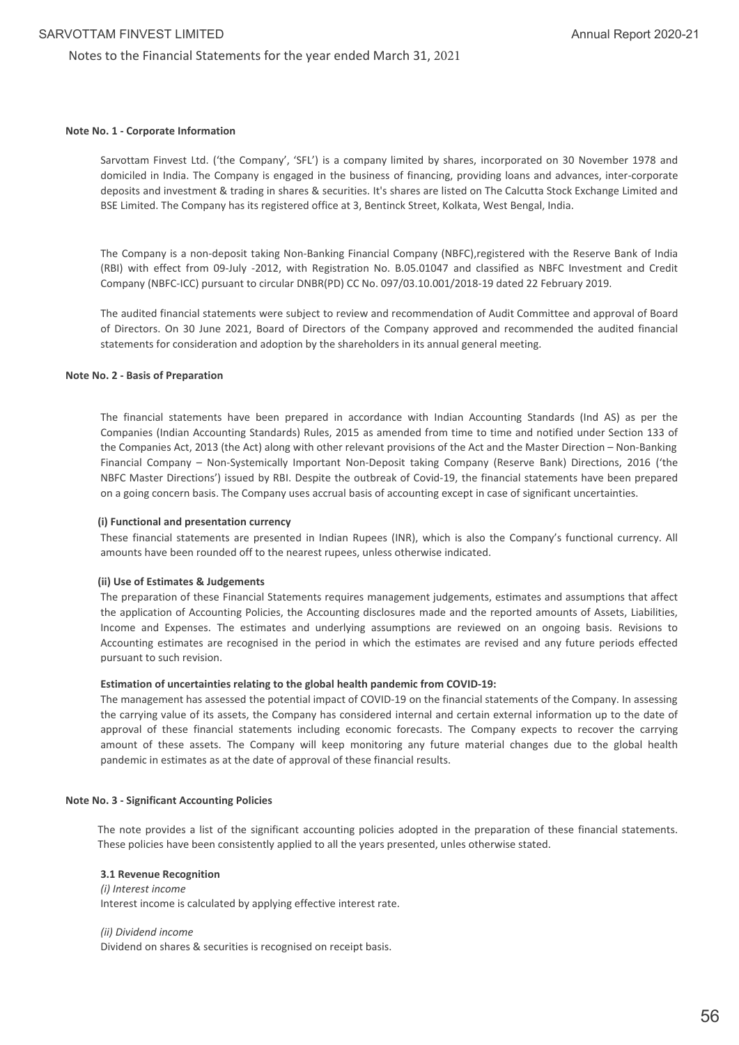Notes to the Financial Statements for the year ended March 31, 2021

**Note No. 1 - Corporate Information**

Sarvottam Finvest Ltd. ('the Company', 'SFL') is a company limited by shares, incorporated on 30 November 1978 and domiciled in India. The Company is engaged in the business of financing, providing loans and advances, inter-corporate deposits and investment & trading in shares & securities. It's shares are listed on The Calcutta Stock Exchange Limited and BSE Limited. The Company has its registered office at 3, Bentinck Street, Kolkata, West Bengal, India.

The Company is a non-deposit taking Non-Banking Financial Company (NBFC),registered with the Reserve Bank of India (RBI) with effect from 09-July -2012, with Registration No. B.05.01047 and classified as NBFC Investment and Credit Company (NBFC-ICC) pursuant to circular DNBR(PD) CC No. 097/03.10.001/2018-19 dated 22 February 2019.

The audited financial statements were subject to review and recommendation of Audit Committee and approval of Board of Directors. On 30 June 2021, Board of Directors of the Company approved and recommended the audited financial statements for consideration and adoption by the shareholders in its annual general meeting.

**Note No. 2 - Basis of Preparation**

The financial statements have been prepared in accordance with Indian Accounting Standards (Ind AS) as per the Companies (Indian Accounting Standards) Rules, 2015 as amended from time to time and notified under Section 133 of the Companies Act, 2013 (the Act) along with other relevant provisions of the Act and the Master Direction – Non-Banking Financial Company – Non-Systemically Important Non-Deposit taking Company (Reserve Bank) Directions, 2016 ('the NBFC Master Directions') issued by RBI. Despite the outbreak of Covid-19, the financial statements have been prepared on a going concern basis. The Company uses accrual basis of accounting except in case of significant uncertainties.

**(i) Functional and presentation currency**

These financial statements are presented in Indian Rupees (INR), which is also the Company's functional currency. All amounts have been rounded off to the nearest rupees, unless otherwise indicated.

**(ii) Use of Estimates & Judgements**

The preparation of these Financial Statements requires management judgements, estimates and assumptions that affect the application of Accounting Policies, the Accounting disclosures made and the reported amounts of Assets, Liabilities, Income and Expenses. The estimates and underlying assumptions are reviewed on an ongoing basis. Revisions to Accounting estimates are recognised in the period in which the estimates are revised and any future periods effected pursuant to such revision.

**Estimation of uncertainties relating to the global health pandemic from COVID-19:**

The management has assessed the potential impact of COVID-19 on the financial statements of the Company. In assessing the carrying value of its assets, the Company has considered internal and certain external information up to the date of approval of these financial statements including economic forecasts. The Company expects to recover the carrying amount of these assets. The Company will keep monitoring any future material changes due to the global health pandemic in estimates as at the date of approval of these financial results.

**Note No. 3 - Significant Accounting Policies**

The note provides a list of the significant accounting policies adopted in the preparation of these financial statements. These policies have been consistently applied to all the years presented, unles otherwise stated.

**3.1 Revenue Recognition**

*(i) Interest income*

Interest income is calculated by applying effective interest rate.

*(ii) Dividend income*

Dividend on shares & securities is recognised on receipt basis.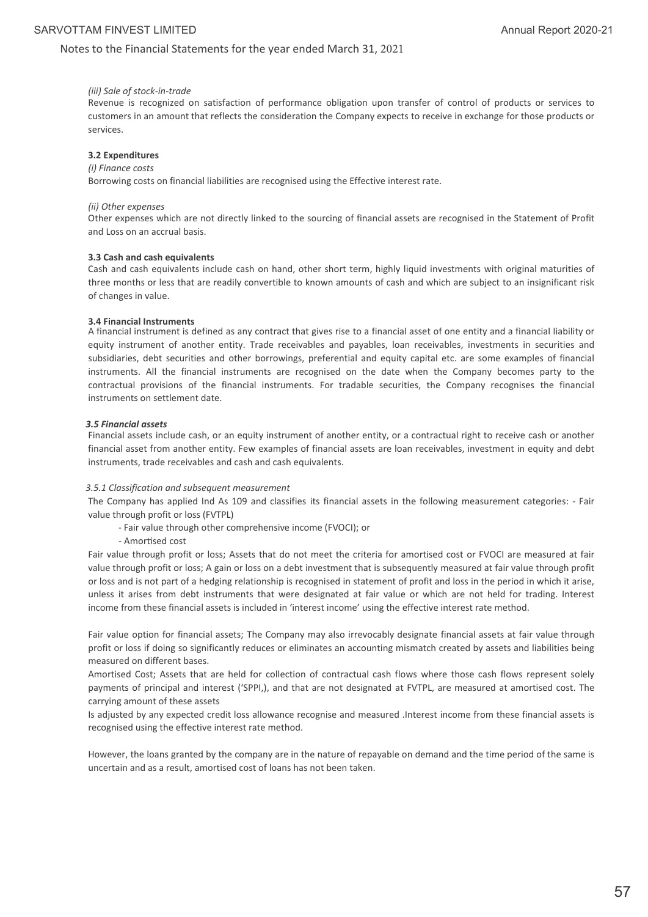Notes to the Financial Statements for the year ended March 31, 2021

*(iii) Sale of stock-in-trade*

Revenue is recognized on satisfaction of performance obligation upon transfer of control of products or services to customers in an amount that reflects the consideration the Company expects to receive in exchange for those products or services.

**3.2 Expenditures**

*(i) Finance costs*

Borrowing costs on financial liabilities are recognised using the Effective interest rate.

*(ii) Other expenses*

Other expenses which are not directly linked to the sourcing of financial assets are recognised in the Statement of Profit and Loss on an accrual basis.

**3.3 Cash and cash equivalents**

Cash and cash equivalents include cash on hand, other short term, highly liquid investments with original maturities of three months or less that are readily convertible to known amounts of cash and which are subject to an insignificant risk of changes in value.

**3.4 Financial Instruments**

A financial instrument is defined as any contract that gives rise to a financial asset of one entity and a financial liability or equity instrument of another entity. Trade receivables and payables, loan receivables, investments in securities and subsidiaries, debt securities and other borrowings, preferential and equity capital etc. are some examples of financial instruments. All the financial instruments are recognised on the date when the Company becomes party to the contractual provisions of the financial instruments. For tradable securities, the Company recognises the financial instruments on settlement date.

***3.5 Financial assets***

Financial assets include cash, or an equity instrument of another entity, or a contractual right to receive cash or another financial asset from another entity. Few examples of financial assets are loan receivables, investment in equity and debt instruments, trade receivables and cash and cash equivalents.

*3.5.1 Classification and subsequent measurement*

The Company has applied Ind As 109 and classifies its financial assets in the following measurement categories: - Fair value through profit or loss (FVTPL)

- Fair value through other comprehensive income (FVOCI); or
- Amortised cost

Fair value through profit or loss; Assets that do not meet the criteria for amortised cost or FVOCI are measured at fair value through profit or loss; A gain or loss on a debt investment that is subsequently measured at fair value through profit or loss and is not part of a hedging relationship is recognised in statement of profit and loss in the period in which it arise, unless it arises from debt instruments that were designated at fair value or which are not held for trading. Interest income from these financial assets is included in 'interest income' using the effective interest rate method.

Fair value option for financial assets; The Company may also irrevocably designate financial assets at fair value through profit or loss if doing so significantly reduces or eliminates an accounting mismatch created by assets and liabilities being measured on different bases.

Amortised Cost; Assets that are held for collection of contractual cash flows where those cash flows represent solely payments of principal and interest ('SPPI,), and that are not designated at FVTPL, are measured at amortised cost. The carrying amount of these assets

Is adjusted by any expected credit loss allowance recognise and measured .Interest income from these financial assets is recognised using the effective interest rate method.

However, the loans granted by the company are in the nature of repayable on demand and the time period of the same is uncertain and as a result, amortised cost of loans has not been taken.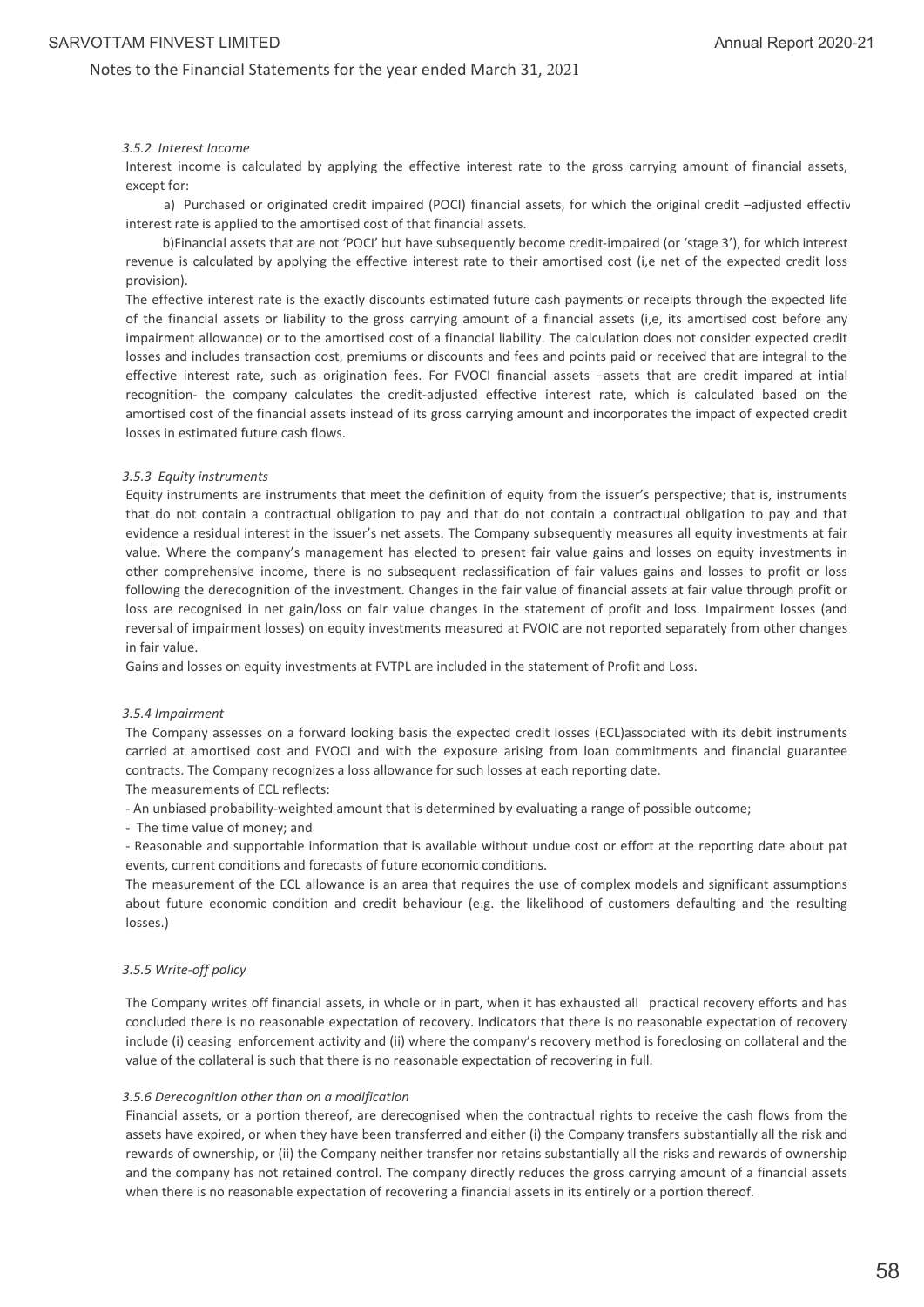Notes to the Financial Statements for the year ended March 31, 2021

*3.5.2 Interest Income*

Interest income is calculated by applying the effective interest rate to the gross carrying amount of financial assets, except for:

a) Purchased or originated credit impaired (POCI) financial assets, for which the original credit –adjusted effectiv interest rate is applied to the amortised cost of that financial assets.

b)Financial assets that are not 'POCI' but have subsequently become credit-impaired (or 'stage 3'), for which interest revenue is calculated by applying the effective interest rate to their amortised cost (i,e net of the expected credit loss provision).

The effective interest rate is the exactly discounts estimated future cash payments or receipts through the expected life of the financial assets or liability to the gross carrying amount of a financial assets (i,e, its amortised cost before any impairment allowance) or to the amortised cost of a financial liability. The calculation does not consider expected credit losses and includes transaction cost, premiums or discounts and fees and points paid or received that are integral to the effective interest rate, such as origination fees. For FVOCI financial assets –assets that are credit impared at intial recognition- the company calculates the credit-adjusted effective interest rate, which is calculated based on the amortised cost of the financial assets instead of its gross carrying amount and incorporates the impact of expected credit losses in estimated future cash flows.

*3.5.3 Equity instruments*

Equity instruments are instruments that meet the definition of equity from the issuer's perspective; that is, instruments that do not contain a contractual obligation to pay and that do not contain a contractual obligation to pay and that evidence a residual interest in the issuer's net assets. The Company subsequently measures all equity investments at fair value. Where the company's management has elected to present fair value gains and losses on equity investments in other comprehensive income, there is no subsequent reclassification of fair values gains and losses to profit or loss following the derecognition of the investment. Changes in the fair value of financial assets at fair value through profit or loss are recognised in net gain/loss on fair value changes in the statement of profit and loss. Impairment losses (and reversal of impairment losses) on equity investments measured at FVOIC are not reported separately from other changes in fair value.

Gains and losses on equity investments at FVTPL are included in the statement of Profit and Loss.

*3.5.4 Impairment*

The Company assesses on a forward looking basis the expected credit losses (ECL)associated with its debit instruments carried at amortised cost and FVOCI and with the exposure arising from loan commitments and financial guarantee contracts. The Company recognizes a loss allowance for such losses at each reporting date.

The measurements of ECL reflects:

- An unbiased probability-weighted amount that is determined by evaluating a range of possible outcome;
- The time value of money; and
- Reasonable and supportable information that is available without undue cost or effort at the reporting date about pat events, current conditions and forecasts of future economic conditions.

The measurement of the ECL allowance is an area that requires the use of complex models and significant assumptions about future economic condition and credit behaviour (e.g. the likelihood of customers defaulting and the resulting losses.)

*3.5.5 Write-off policy*

The Company writes off financial assets, in whole or in part, when it has exhausted all practical recovery efforts and has concluded there is no reasonable expectation of recovery. Indicators that there is no reasonable expectation of recovery include (i) ceasing enforcement activity and (ii) where the company's recovery method is foreclosing on collateral and the value of the collateral is such that there is no reasonable expectation of recovering in full.

*3.5.6 Derecognition other than on a modification*

Financial assets, or a portion thereof, are derecognised when the contractual rights to receive the cash flows from the assets have expired, or when they have been transferred and either (i) the Company transfers substantially all the risk and rewards of ownership, or (ii) the Company neither transfer nor retains substantially all the risks and rewards of ownership and the company has not retained control. The company directly reduces the gross carrying amount of a financial assets when there is no reasonable expectation of recovering a financial assets in its entirely or a portion thereof.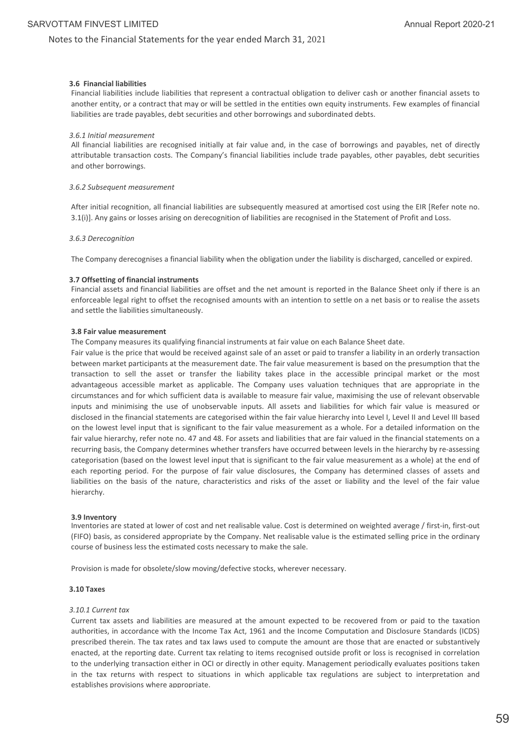### 3.6 Financial liabilities

Financial liabilities include liabilities that represent a contractual obligation to deliver cash or another financial assets to another entity, or a contract that may or will be settled in the entities own equity instruments. Few examples of financial liabilities are trade payables, debt securities and other borrowings and subordinated debts.

*3.6.1 Initial measurement*

All financial liabilities are recognised initially at fair value and, in the case of borrowings and payables, net of directly attributable transaction costs. The Company's financial liabilities include trade payables, other payables, debt securities and other borrowings.

*3.6.2 Subsequent measurement*

After initial recognition, all financial liabilities are subsequently measured at amortised cost using the EIR [Refer note no. 3.1(i)]. Any gains or losses arising on derecognition of liabilities are recognised in the Statement of Profit and Loss.

*3.6.3 Derecognition*

The Company derecognises a financial liability when the obligation under the liability is discharged, cancelled or expired.

### 3.7 Offsetting of financial instruments

Financial assets and financial liabilities are offset and the net amount is reported in the Balance Sheet only if there is an enforceable legal right to offset the recognised amounts with an intention to settle on a net basis or to realise the assets and settle the liabilities simultaneously.

### 3.8 Fair value measurement

The Company measures its qualifying financial instruments at fair value on each Balance Sheet date.

Fair value is the price that would be received against sale of an asset or paid to transfer a liability in an orderly transaction between market participants at the measurement date. The fair value measurement is based on the presumption that the transaction to sell the asset or transfer the liability takes place in the accessible principal market or the most advantageous accessible market as applicable. The Company uses valuation techniques that are appropriate in the circumstances and for which sufficient data is available to measure fair value, maximising the use of relevant observable inputs and minimising the use of unobservable inputs. All assets and liabilities for which fair value is measured or disclosed in the financial statements are categorised within the fair value hierarchy into Level I, Level II and Level III based on the lowest level input that is significant to the fair value measurement as a whole. For a detailed information on the fair value hierarchy, refer note no. 47 and 48. For assets and liabilities that are fair valued in the financial statements on a recurring basis, the Company determines whether transfers have occurred between levels in the hierarchy by re-assessing categorisation (based on the lowest level input that is significant to the fair value measurement as a whole) at the end of each reporting period. For the purpose of fair value disclosures, the Company has determined classes of assets and liabilities on the basis of the nature, characteristics and risks of the asset or liability and the level of the fair value hierarchy.

### 3.9 Inventory

Inventories are stated at lower of cost and net realisable value. Cost is determined on weighted average / first-in, first-out (FIFO) basis, as considered appropriate by the Company. Net realisable value is the estimated selling price in the ordinary course of business less the estimated costs necessary to make the sale.

Provision is made for obsolete/slow moving/defective stocks, wherever necessary.

### 3.10 Taxes

*3.10.1 Current tax*

Current tax assets and liabilities are measured at the amount expected to be recovered from or paid to the taxation authorities, in accordance with the Income Tax Act, 1961 and the Income Computation and Disclosure Standards (ICDS) prescribed therein. The tax rates and tax laws used to compute the amount are those that are enacted or substantively enacted, at the reporting date. Current tax relating to items recognised outside profit or loss is recognised in correlation to the underlying transaction either in OCI or directly in other equity. Management periodically evaluates positions taken in the tax returns with respect to situations in which applicable tax regulations are subject to interpretation and establishes provisions where appropriate.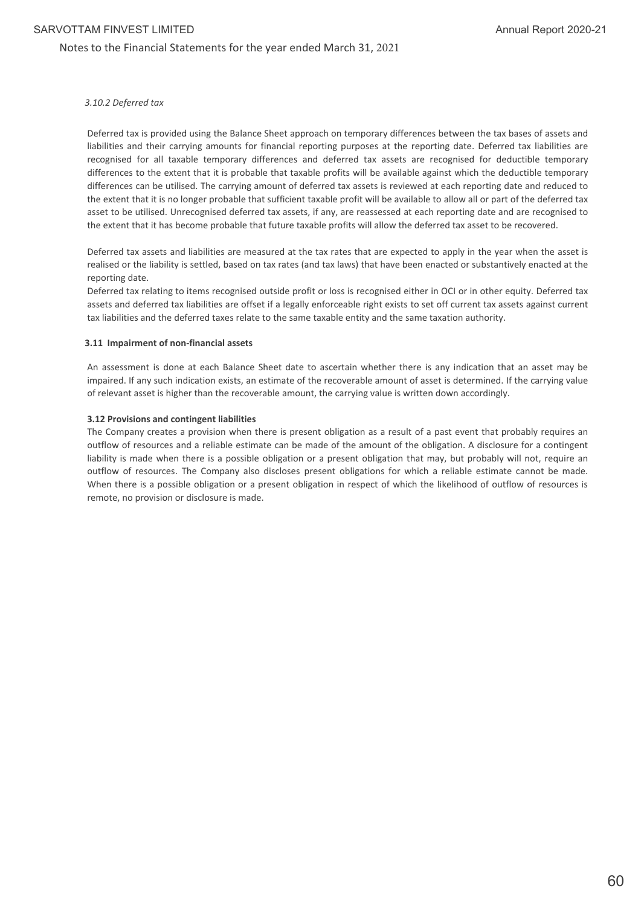*3.10.2 Deferred tax*

Deferred tax is provided using the Balance Sheet approach on temporary differences between the tax bases of assets and liabilities and their carrying amounts for financial reporting purposes at the reporting date. Deferred tax liabilities are recognised for all taxable temporary differences and deferred tax assets are recognised for deductible temporary differences to the extent that it is probable that taxable profits will be available against which the deductible temporary differences can be utilised. The carrying amount of deferred tax assets is reviewed at each reporting date and reduced to the extent that it is no longer probable that sufficient taxable profit will be available to allow all or part of the deferred tax asset to be utilised. Unrecognised deferred tax assets, if any, are reassessed at each reporting date and are recognised to the extent that it has become probable that future taxable profits will allow the deferred tax asset to be recovered.

Deferred tax assets and liabilities are measured at the tax rates that are expected to apply in the year when the asset is realised or the liability is settled, based on tax rates (and tax laws) that have been enacted or substantively enacted at the reporting date.

Deferred tax relating to items recognised outside profit or loss is recognised either in OCI or in other equity. Deferred tax assets and deferred tax liabilities are offset if a legally enforceable right exists to set off current tax assets against current tax liabilities and the deferred taxes relate to the same taxable entity and the same taxation authority.

**3.11 Impairment of non-financial assets**

An assessment is done at each Balance Sheet date to ascertain whether there is any indication that an asset may be impaired. If any such indication exists, an estimate of the recoverable amount of asset is determined. If the carrying value of relevant asset is higher than the recoverable amount, the carrying value is written down accordingly.

**3.12 Provisions and contingent liabilities**

The Company creates a provision when there is present obligation as a result of a past event that probably requires an outflow of resources and a reliable estimate can be made of the amount of the obligation. A disclosure for a contingent liability is made when there is a possible obligation or a present obligation that may, but probably will not, require an outflow of resources. The Company also discloses present obligations for which a reliable estimate cannot be made. When there is a possible obligation or a present obligation in respect of which the likelihood of outflow of resources is remote, no provision or disclosure is made.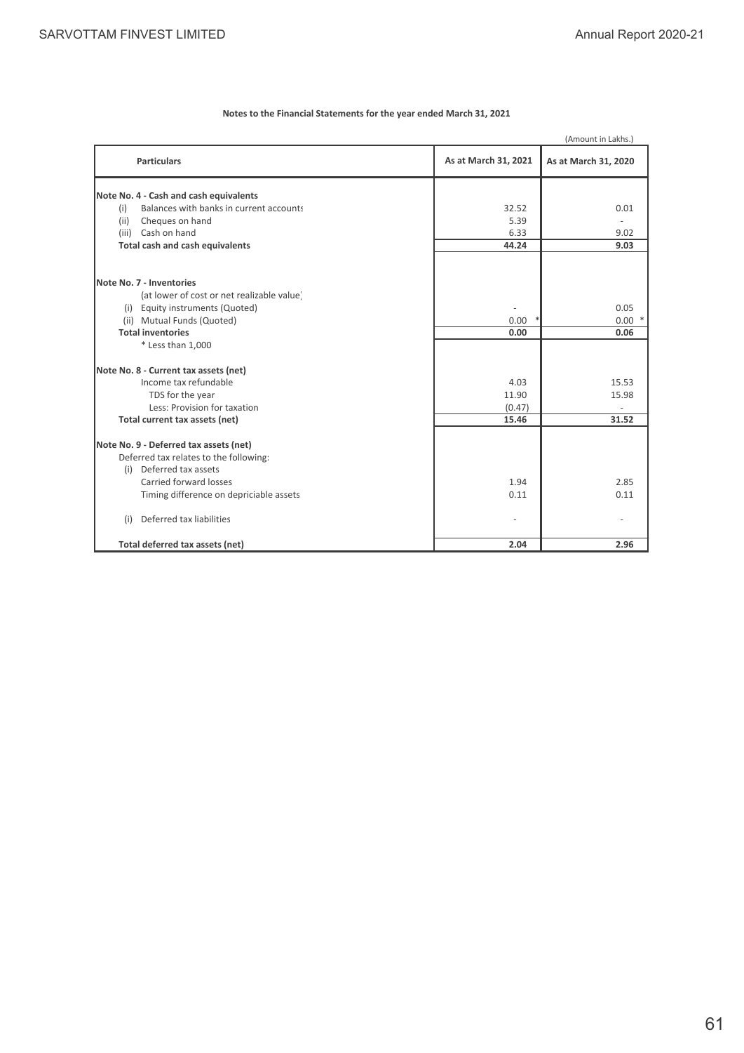**Notes to the Financial Statements for the year ended March 31, 2021**

(Amount in Lakhs.)

| Particulars | As at March 31, 2021 | As at March 31, 2020 |
|---|---|---|
| **Note No. 4 - Cash and cash equivalents** | | |
| (i) Balances with banks in current accounts | 32.52 | 0.01 |
| (ii) Cheques on hand | 5.39 | - |
| (iii) Cash on hand | 6.33 | 9.02 |
| **Total cash and cash equivalents** | **44.24** | **9.03** |
| | | |
| **Note No. 7 - Inventories** | | |
| (at lower of cost or net realizable value) | | |
| (i) Equity instruments (Quoted) | - | 0.05 |
| (ii) Mutual Funds (Quoted) | 0.00 * | 0.00 * |
| **Total inventories** | **0.00** | **0.06** |
| * Less than 1,000 | | |
| | | |
| **Note No. 8 - Current tax assets (net)** | | |
| Income tax refundable | 4.03 | 15.53 |
| TDS for the year | 11.90 | 15.98 |
| Less: Provision for taxation | (0.47) | - |
| **Total current tax assets (net)** | **15.46** | **31.52** |
| | | |
| **Note No. 9 - Deferred tax assets (net)** | | |
| Deferred tax relates to the following: | | |
| (i) Deferred tax assets | | |
| Carried forward losses | 1.94 | 2.85 |
| Timing difference on depriciable assets | 0.11 | 0.11 |
| | | |
| (i) Deferred tax liabilities | - | - |
| | | |
| **Total deferred tax assets (net)** | **2.04** | **2.96** |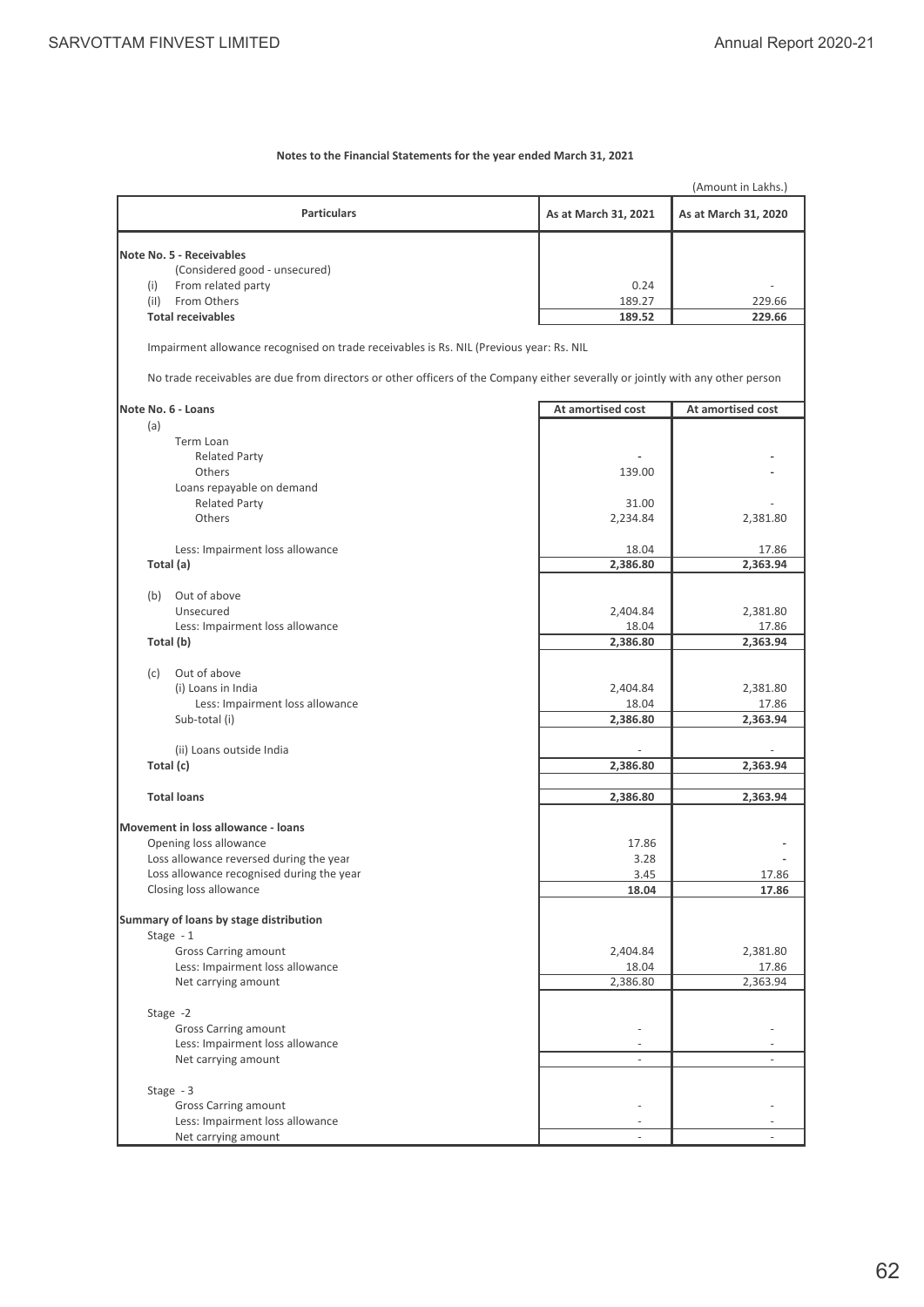**Notes to the Financial Statements for the year ended March 31, 2021**

(Amount in Lakhs.)

| Particulars | As at March 31, 2021 | As at March 31, 2020 |
|---|---|---|
| **Note No. 5 - Receivables** | | |
| (Considered good - unsecured) | | |
| (i) From related party | 0.24 | - |
| (ii) From Others | 189.27 | 229.66 |
| **Total receivables** | **189.52** | **229.66** |

Impairment allowance recognised on trade receivables is Rs. NIL (Previous year: Rs. NIL

No trade receivables are due from directors or other officers of the Company either severally or jointly with any other person

| Particulars | As at March 31, 2021 | As at March 31, 2020 |
|---|---|---|
| **Note No. 6 - Loans** | **At amortised cost** | **At amortised cost** |
| (a) | | |
| Term Loan | | |
| Related Party | - | - |
| Others | 139.00 | - |
| Loans repayable on demand | | |
| Related Party | 31.00 | - |
| Others | 2,234.84 | 2,381.80 |
| Less: Impairment loss allowance | 18.04 | 17.86 |
| **Total (a)** | **2,386.80** | **2,363.94** |
| (b) Out of above | | |
| Unsecured | 2,404.84 | 2,381.80 |
| Less: Impairment loss allowance | 18.04 | 17.86 |
| **Total (b)** | **2,386.80** | **2,363.94** |
| (c) Out of above | | |
| (i) Loans in India | 2,404.84 | 2,381.80 |
| Less: Impairment loss allowance | 18.04 | 17.86 |
| Sub-total (i) | **2,386.80** | **2,363.94** |
| (ii) Loans outside India | - | - |
| **Total (c)** | **2,386.80** | **2,363.94** |
| **Total loans** | **2,386.80** | **2,363.94** |
| **Movement in loss allowance - loans** | | |
| Opening loss allowance | 17.86 | - |
| Loss allowance reversed during the year | 3.28 | - |
| Loss allowance recognised during the year | 3.45 | 17.86 |
| Closing loss allowance | **18.04** | **17.86** |
| **Summary of loans by stage distribution** | | |
| Stage - 1 | | |
| Gross Carring amount | 2,404.84 | 2,381.80 |
| Less: Impairment loss allowance | 18.04 | 17.86 |
| Net carrying amount | 2,386.80 | 2,363.94 |
| Stage -2 | | |
| Gross Carring amount | - | - |
| Less: Impairment loss allowance | - | - |
| Net carrying amount | - | - |
| Stage - 3 | | |
| Gross Carring amount | - | - |
| Less: Impairment loss allowance | - | - |
| Net carrying amount | - | - |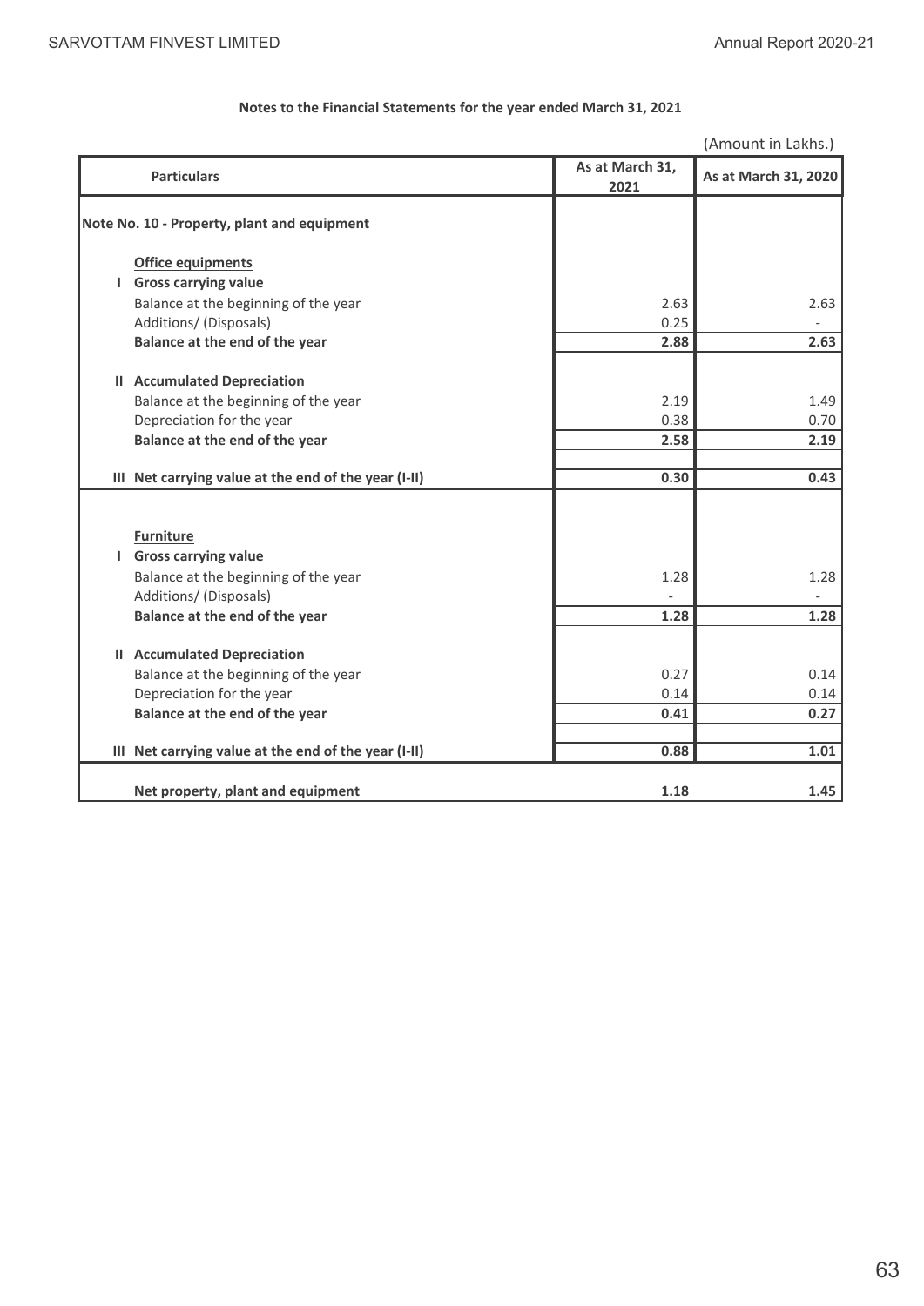Notes to the Financial Statements for the year ended March 31, 2021

(Amount in Lakhs.)

| Particulars | As at March 31, 2021 | As at March 31, 2020 |
|---|---|---|
| **Note No. 10 - Property, plant and equipment** | | |
| **Office equipments** | | |
| **I Gross carrying value** | | |
| Balance at the beginning of the year | 2.63 | 2.63 |
| Additions/ (Disposals) | 0.25 | - |
| **Balance at the end of the year** | **2.88** | **2.63** |
| **II Accumulated Depreciation** | | |
| Balance at the beginning of the year | 2.19 | 1.49 |
| Depreciation for the year | 0.38 | 0.70 |
| **Balance at the end of the year** | **2.58** | **2.19** |
| **III Net carrying value at the end of the year (I-II)** | **0.30** | **0.43** |
| **Furniture** | | |
| **I Gross carrying value** | | |
| Balance at the beginning of the year | 1.28 | 1.28 |
| Additions/ (Disposals) | - | - |
| **Balance at the end of the year** | **1.28** | **1.28** |
| **II Accumulated Depreciation** | | |
| Balance at the beginning of the year | 0.27 | 0.14 |
| Depreciation for the year | 0.14 | 0.14 |
| **Balance at the end of the year** | **0.41** | **0.27** |
| **III Net carrying value at the end of the year (I-II)** | **0.88** | **1.01** |
| **Net property, plant and equipment** | **1.18** | **1.45** |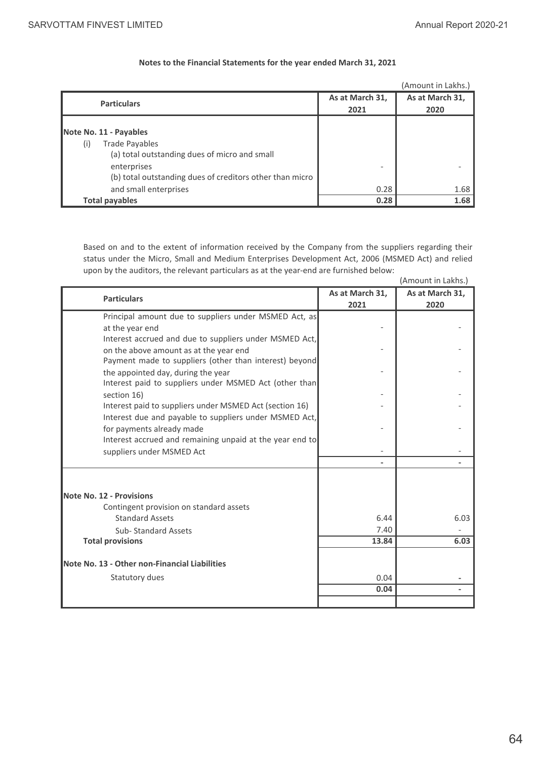**Notes to the Financial Statements for the year ended March 31, 2021**

(Amount in Lakhs.)

| Particulars | As at March 31, 2021 | As at March 31, 2020 |
|---|---|---|
| **Note No. 11 - Payables** | | |
| (i) Trade Payables | | |
| (a) total outstanding dues of micro and small enterprises | - | - |
| (b) total outstanding dues of creditors other than micro and small enterprises | 0.28 | 1.68 |
| **Total payables** | **0.28** | **1.68** |

Based on and to the extent of information received by the Company from the suppliers regarding their status under the Micro, Small and Medium Enterprises Development Act, 2006 (MSMED Act) and relied upon by the auditors, the relevant particulars as at the year-end are furnished below:

(Amount in Lakhs.)

| Particulars | As at March 31, 2021 | As at March 31, 2020 |
|---|---|---|
| Principal amount due to suppliers under MSMED Act, as at the year end | - | - |
| Interest accrued and due to suppliers under MSMED Act, on the above amount as at the year end | - | - |
| Payment made to suppliers (other than interest) beyond the appointed day, during the year | - | - |
| Interest paid to suppliers under MSMED Act (other than section 16) | - | - |
| Interest paid to suppliers under MSMED Act (section 16) | - | - |
| Interest due and payable to suppliers under MSMED Act, for payments already made | - | - |
| Interest accrued and remaining unpaid at the year end to suppliers under MSMED Act | - | - |
| | **-** | **-** |
| **Note No. 12 - Provisions** | | |
| Contingent provision on standard assets | | |
| Standard Assets | 6.44 | 6.03 |
| Sub- Standard Assets | 7.40 | - |
| **Total provisions** | **13.84** | **6.03** |
| **Note No. 13 - Other non-Financial Liabilities** | | |
| Statutory dues | 0.04 | - |
| | **0.04** | **-** |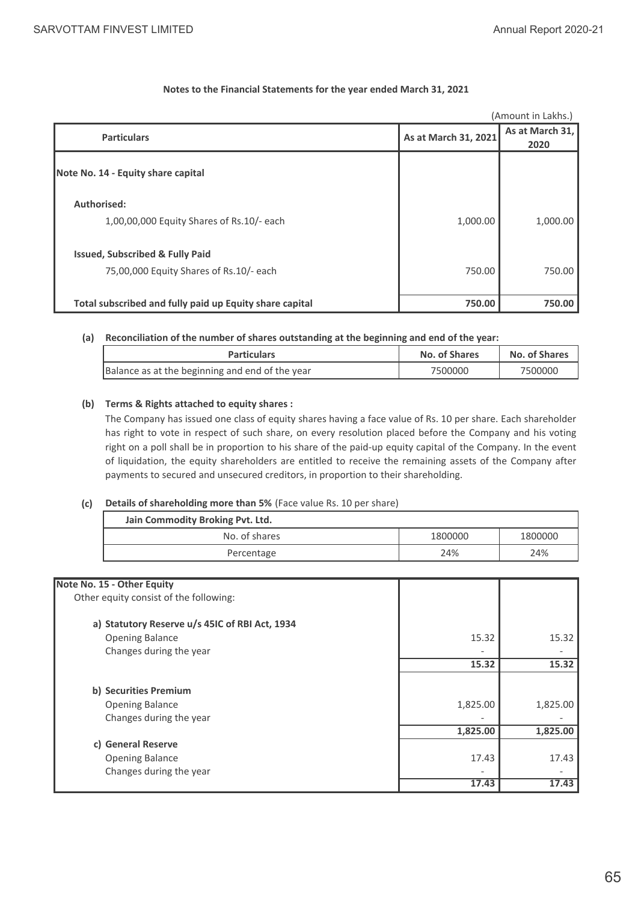**Notes to the Financial Statements for the year ended March 31, 2021**

(Amount in Lakhs.)

| Particulars | As at March 31, 2021 | As at March 31, 2020 |
|---|---|---|
| **Note No. 14 - Equity share capital** | | |
| **Authorised:** | | |
| 1,00,00,000 Equity Shares of Rs.10/- each | 1,000.00 | 1,000.00 |
| **Issued, Subscribed & Fully Paid** | | |
| 75,00,000 Equity Shares of Rs.10/- each | 750.00 | 750.00 |
| **Total subscribed and fully paid up Equity share capital** | **750.00** | **750.00** |

**(a) Reconciliation of the number of shares outstanding at the beginning and end of the year:**

| Particulars | No. of Shares | No. of Shares |
|---|---|---|
| Balance as at the beginning and end of the year | 7500000 | 7500000 |

**(b) Terms & Rights attached to equity shares :**

The Company has issued one class of equity shares having a face value of Rs. 10 per share. Each shareholder has right to vote in respect of such share, on every resolution placed before the Company and his voting right on a poll shall be in proportion to his share of the paid-up equity capital of the Company. In the event of liquidation, the equity shareholders are entitled to receive the remaining assets of the Company after payments to secured and unsecured creditors, in proportion to their shareholding.

**(c) Details of shareholding more than 5%** (Face value Rs. 10 per share)

| **Jain Commodity Broking Pvt. Ltd.** | | |
|---|---|---|
| No. of shares | 1800000 | 1800000 |
| Percentage | 24% | 24% |

| Particulars | As at March 31, 2021 | As at March 31, 2020 |
|---|---|---|
| **Note No. 15 - Other Equity** | | |
| Other equity consist of the following: | | |
| **a) Statutory Reserve u/s 45IC of RBI Act, 1934** | | |
| Opening Balance | 15.32 | 15.32 |
| Changes during the year | - | - |
| | **15.32** | **15.32** |
| **b) Securities Premium** | | |
| Opening Balance | 1,825.00 | 1,825.00 |
| Changes during the year | - | - |
| | **1,825.00** | **1,825.00** |
| **c) General Reserve** | | |
| Opening Balance | 17.43 | 17.43 |
| Changes during the year | - | - |
| | **17.43** | **17.43** |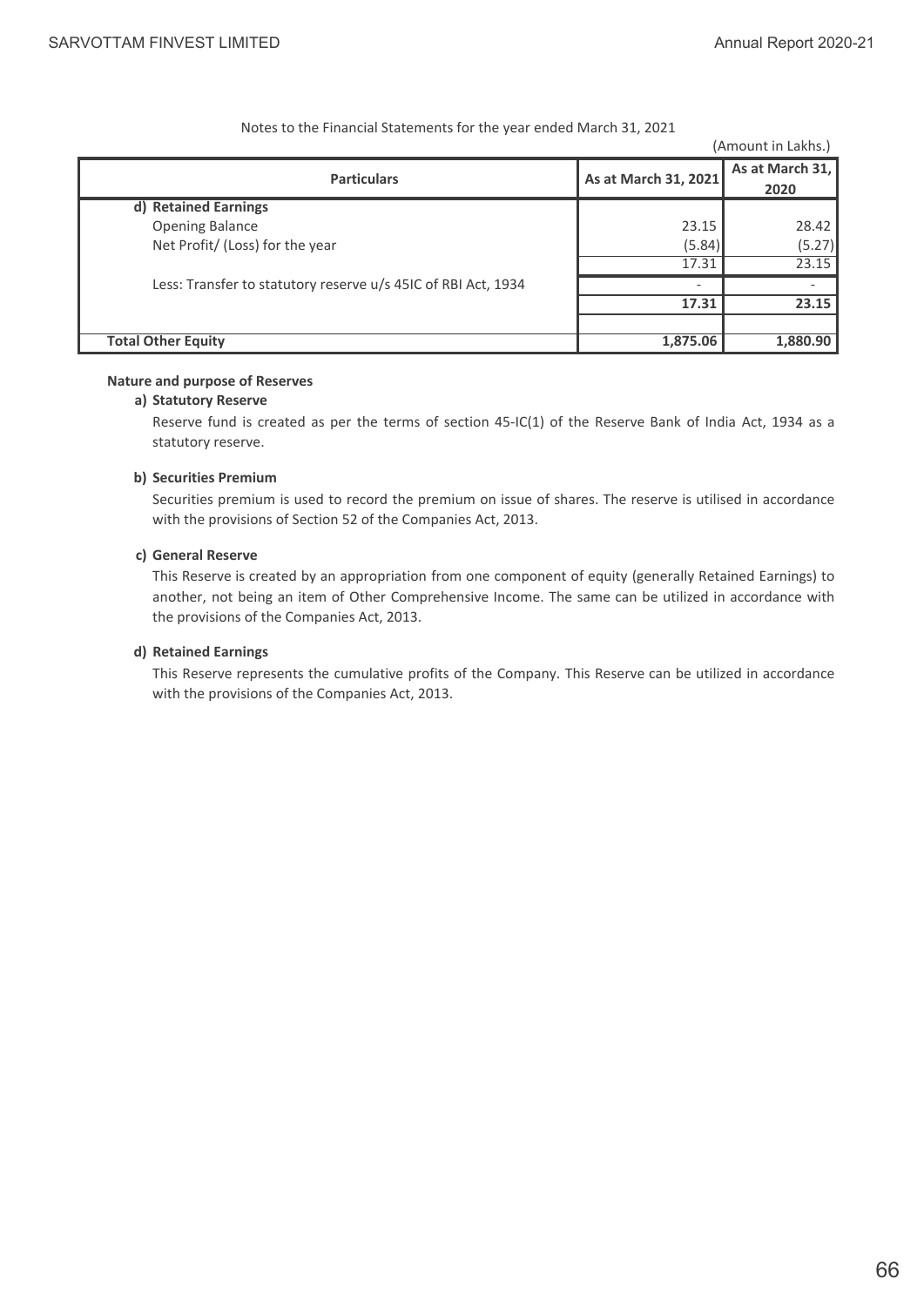Notes to the Financial Statements for the year ended March 31, 2021

(Amount in Lakhs.)

| Particulars | As at March 31, 2021 | As at March 31, 2020 |
|---|---|---|
| **d) Retained Earnings** | | |
| Opening Balance | 23.15 | 28.42 |
| Net Profit/ (Loss) for the year | (5.84) | (5.27) |
| | 17.31 | 23.15 |
| Less: Transfer to statutory reserve u/s 45IC of RBI Act, 1934 | - | - |
| | **17.31** | **23.15** |
| | | |
| **Total Other Equity** | **1,875.06** | **1,880.90** |

**Nature and purpose of Reserves**

**a) Statutory Reserve**

Reserve fund is created as per the terms of section 45-IC(1) of the Reserve Bank of India Act, 1934 as a statutory reserve.

**b) Securities Premium**

Securities premium is used to record the premium on issue of shares. The reserve is utilised in accordance with the provisions of Section 52 of the Companies Act, 2013.

**c) General Reserve**

This Reserve is created by an appropriation from one component of equity (generally Retained Earnings) to another, not being an item of Other Comprehensive Income. The same can be utilized in accordance with the provisions of the Companies Act, 2013.

**d) Retained Earnings**

This Reserve represents the cumulative profits of the Company. This Reserve can be utilized in accordance with the provisions of the Companies Act, 2013.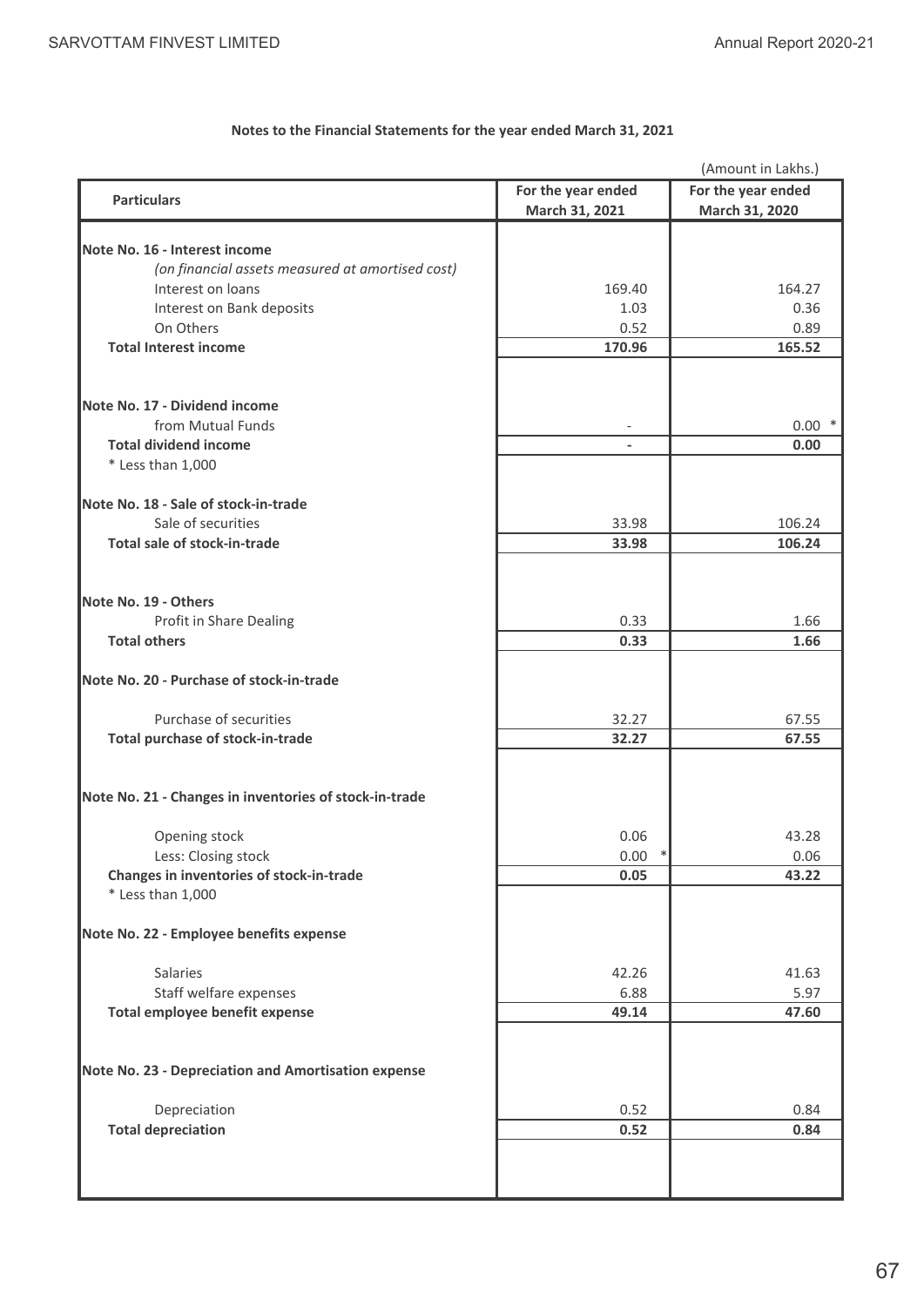**Notes to the Financial Statements for the year ended March 31, 2021**

(Amount in Lakhs.)

| Particulars | For the year ended March 31, 2021 | For the year ended March 31, 2020 |
|---|---|---|
| **Note No. 16 - Interest income** | | |
| *(on financial assets measured at amortised cost)* | | |
| Interest on loans | 169.40 | 164.27 |
| Interest on Bank deposits | 1.03 | 0.36 |
| On Others | 0.52 | 0.89 |
| **Total Interest income** | **170.96** | **165.52** |
| | | |
| **Note No. 17 - Dividend income** | | |
| from Mutual Funds | - | 0.00 * |
| **Total dividend income** | **-** | **0.00** |
| * Less than 1,000 | | |
| | | |
| **Note No. 18 - Sale of stock-in-trade** | | |
| Sale of securities | 33.98 | 106.24 |
| **Total sale of stock-in-trade** | **33.98** | **106.24** |
| | | |
| **Note No. 19 - Others** | | |
| Profit in Share Dealing | 0.33 | 1.66 |
| **Total others** | **0.33** | **1.66** |
| | | |
| **Note No. 20 - Purchase of stock-in-trade** | | |
| Purchase of securities | 32.27 | 67.55 |
| **Total purchase of stock-in-trade** | **32.27** | **67.55** |
| | | |
| **Note No. 21 - Changes in inventories of stock-in-trade** | | |
| Opening stock | 0.06 | 43.28 |
| Less: Closing stock | 0.00 * | 0.06 |
| **Changes in inventories of stock-in-trade** | **0.05** | **43.22** |
| * Less than 1,000 | | |
| | | |
| **Note No. 22 - Employee benefits expense** | | |
| Salaries | 42.26 | 41.63 |
| Staff welfare expenses | 6.88 | 5.97 |
| **Total employee benefit expense** | **49.14** | **47.60** |
| | | |
| **Note No. 23 - Depreciation and Amortisation expense** | | |
| Depreciation | 0.52 | 0.84 |
| **Total depreciation** | **0.52** | **0.84** |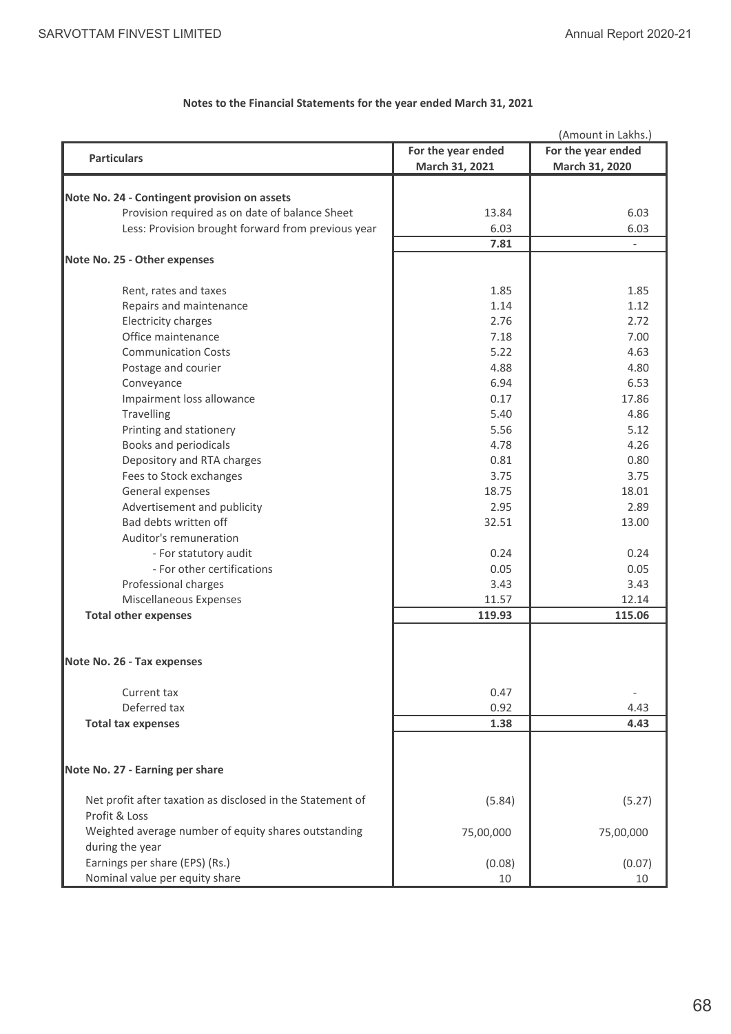**Notes to the Financial Statements for the year ended March 31, 2021**

(Amount in Lakhs.)

| Particulars | For the year ended March 31, 2021 | For the year ended March 31, 2020 |
|---|---|---|
| **Note No. 24 - Contingent provision on assets** | | |
| Provision required as on date of balance Sheet | 13.84 | 6.03 |
| Less: Provision brought forward from previous year | 6.03 | 6.03 |
| | **7.81** | - |
| **Note No. 25 - Other expenses** | | |
| Rent, rates and taxes | 1.85 | 1.85 |
| Repairs and maintenance | 1.14 | 1.12 |
| Electricity charges | 2.76 | 2.72 |
| Office maintenance | 7.18 | 7.00 |
| Communication Costs | 5.22 | 4.63 |
| Postage and courier | 4.88 | 4.80 |
| Conveyance | 6.94 | 6.53 |
| Impairment loss allowance | 0.17 | 17.86 |
| Travelling | 5.40 | 4.86 |
| Printing and stationery | 5.56 | 5.12 |
| Books and periodicals | 4.78 | 4.26 |
| Depository and RTA charges | 0.81 | 0.80 |
| Fees to Stock exchanges | 3.75 | 3.75 |
| General expenses | 18.75 | 18.01 |
| Advertisement and publicity | 2.95 | 2.89 |
| Bad debts written off | 32.51 | 13.00 |
| Auditor's remuneration | | |
| - For statutory audit | 0.24 | 0.24 |
| - For other certifications | 0.05 | 0.05 |
| Professional charges | 3.43 | 3.43 |
| Miscellaneous Expenses | 11.57 | 12.14 |
| **Total other expenses** | **119.93** | **115.06** |
| **Note No. 26 - Tax expenses** | | |
| Current tax | 0.47 | - |
| Deferred tax | 0.92 | 4.43 |
| **Total tax expenses** | **1.38** | **4.43** |
| **Note No. 27 - Earning per share** | | |
| Net profit after taxation as disclosed in the Statement of Profit & Loss | (5.84) | (5.27) |
| Weighted average number of equity shares outstanding during the year | 75,00,000 | 75,00,000 |
| Earnings per share (EPS) (Rs.) | (0.08) | (0.07) |
| Nominal value per equity share | 10 | 10 |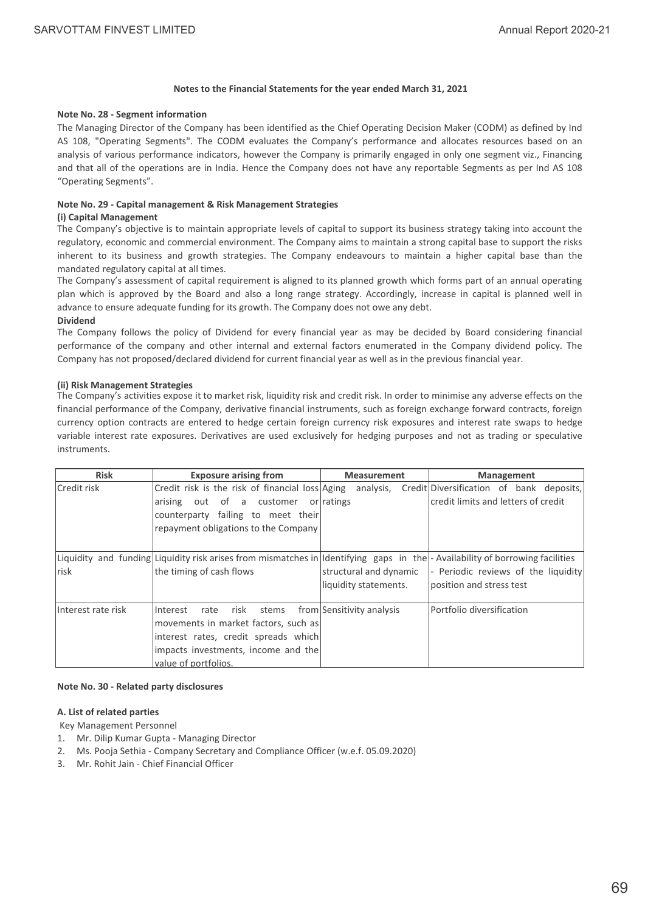### Notes to the Financial Statements for the year ended March 31, 2021

**Note No. 28 - Segment information**

The Managing Director of the Company has been identified as the Chief Operating Decision Maker (CODM) as defined by Ind AS 108, "Operating Segments". The CODM evaluates the Company's performance and allocates resources based on an analysis of various performance indicators, however the Company is primarily engaged in only one segment viz., Financing and that all of the operations are in India. Hence the Company does not have any reportable Segments as per Ind AS 108 "Operating Segments".

**Note No. 29 - Capital management & Risk Management Strategies**

**(i) Capital Management**

The Company's objective is to maintain appropriate levels of capital to support its business strategy taking into account the regulatory, economic and commercial environment. The Company aims to maintain a strong capital base to support the risks inherent to its business and growth strategies. The Company endeavours to maintain a higher capital base than the mandated regulatory capital at all times.

The Company's assessment of capital requirement is aligned to its planned growth which forms part of an annual operating plan which is approved by the Board and also a long range strategy. Accordingly, increase in capital is planned well in advance to ensure adequate funding for its growth. The Company does not owe any debt.

**Dividend**

The Company follows the policy of Dividend for every financial year as may be decided by Board considering financial performance of the company and other internal and external factors enumerated in the Company dividend policy. The Company has not proposed/declared dividend for current financial year as well as in the previous financial year.

**(ii) Risk Management Strategies**

The Company's activities expose it to market risk, liquidity risk and credit risk. In order to minimise any adverse effects on the financial performance of the Company, derivative financial instruments, such as foreign exchange forward contracts, foreign currency option contracts are entered to hedge certain foreign currency risk exposures and interest rate swaps to hedge variable interest rate exposures. Derivatives are used exclusively for hedging purposes and not as trading or speculative instruments.

| Risk | Exposure arising from | Measurement | Management |
|---|---|---|---|
| Credit risk | Credit risk is the risk of financial loss arising out of a customer or counterparty failing to meet their repayment obligations to the Company | Aging analysis, Credit ratings | Diversification of bank deposits, credit limits and letters of credit |
| Liquidity and funding risk | Liquidity risk arises from mismatches in the timing of cash flows | Identifying gaps in the structural and dynamic liquidity statements. | - Availability of borrowing facilities<br>- Periodic reviews of the liquidity position and stress test |
| Interest rate risk | Interest rate risk stems from movements in market factors, such as interest rates, credit spreads which impacts investments, income and the value of portfolios. | Sensitivity analysis | Portfolio diversification |

**Note No. 30 - Related party disclosures**

**A. List of related parties**

Key Management Personnel

1. Mr. Dilip Kumar Gupta - Managing Director
2. Ms. Pooja Sethia - Company Secretary and Compliance Officer (w.e.f. 05.09.2020)
3. Mr. Rohit Jain - Chief Financial Officer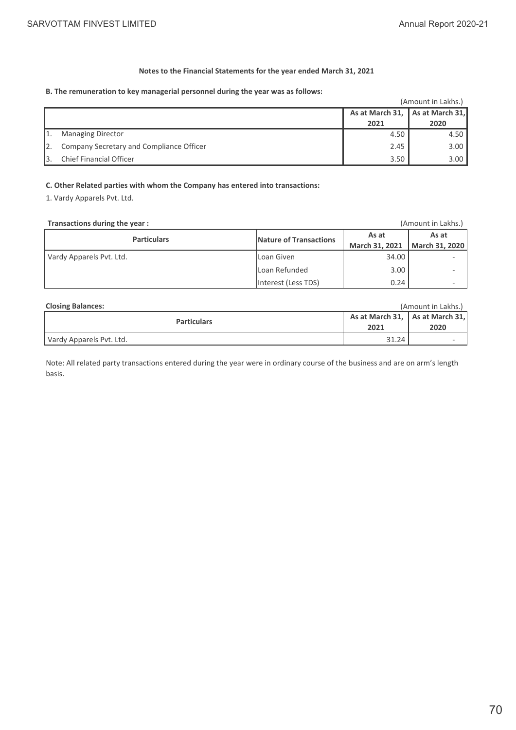#### Notes to the Financial Statements for the year ended March 31, 2021

**B. The remuneration to key managerial personnel during the year was as follows:**

(Amount in Lakhs.)

| | | As at March 31, 2021 | As at March 31, 2020 |
|---|---|---|---|
| 1. | Managing Director | 4.50 | 4.50 |
| 2. | Company Secretary and Compliance Officer | 2.45 | 3.00 |
| 3. | Chief Financial Officer | 3.50 | 3.00 |

**C. Other Related parties with whom the Company has entered into transactions:**

1. Vardy Apparels Pvt. Ltd.

**Transactions during the year :** (Amount in Lakhs.)

| Particulars | Nature of Transactions | As at March 31, 2021 | As at March 31, 2020 |
|---|---|---|---|
| Vardy Apparels Pvt. Ltd. | Loan Given | 34.00 | - |
| | Loan Refunded | 3.00 | - |
| | Interest (Less TDS) | 0.24 | - |

**Closing Balances:** (Amount in Lakhs.)

| Particulars | As at March 31, 2021 | As at March 31, 2020 |
|---|---|---|
| Vardy Apparels Pvt. Ltd. | 31.24 | - |

Note: All related party transactions entered during the year were in ordinary course of the business and are on arm's length basis.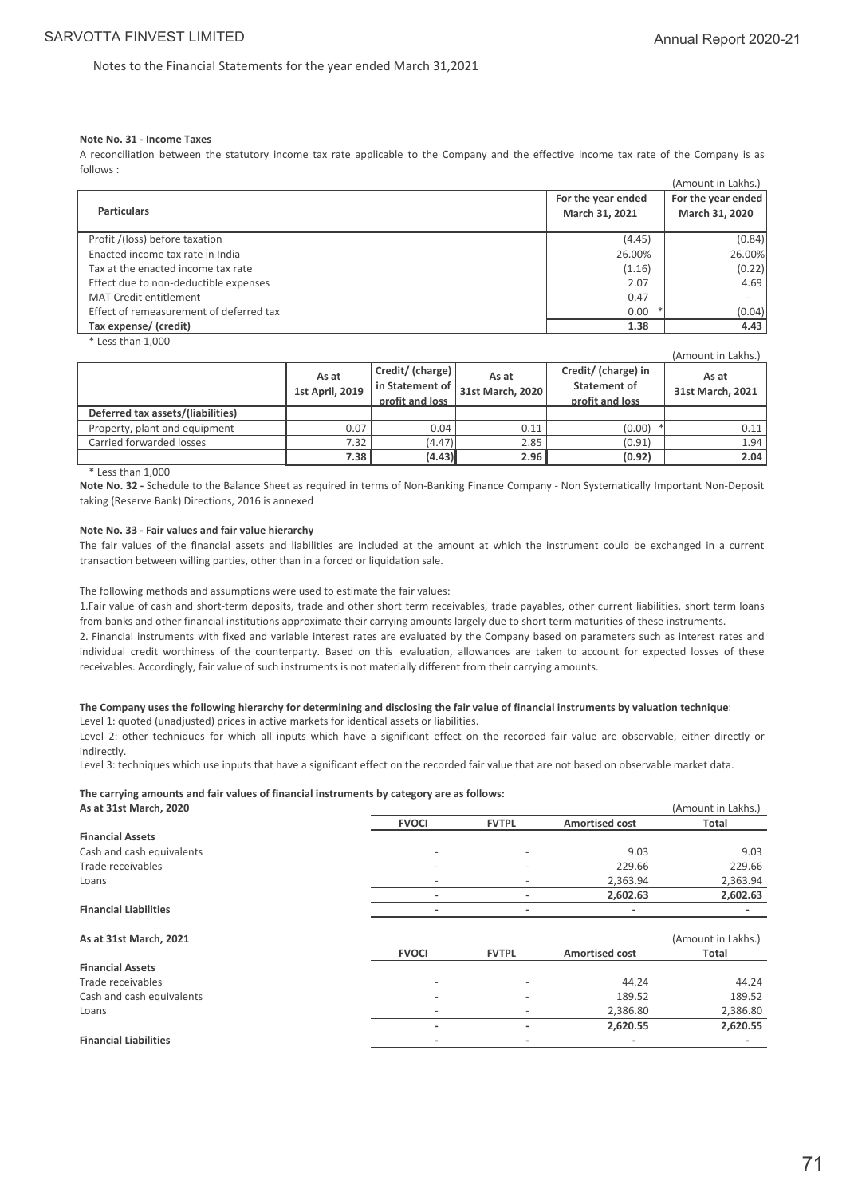Notes to the Financial Statements for the year ended March 31,2021

**Note No. 31 - Income Taxes**

A reconciliation between the statutory income tax rate applicable to the Company and the effective income tax rate of the Company is as follows :

(Amount in Lakhs.)

| Particulars | For the year ended March 31, 2021 | For the year ended March 31, 2020 |
|---|---|---|
| Profit /(loss) before taxation | (4.45) | (0.84) |
| Enacted income tax rate in India | 26.00% | 26.00% |
| Tax at the enacted income tax rate | (1.16) | (0.22) |
| Effect due to non-deductible expenses | 2.07 | 4.69 |
| MAT Credit entitlement | 0.47 | - |
| Effect of remeasurement of deferred tax | 0.00 * | (0.04) |
| **Tax expense/ (credit)** | **1.38** | **4.43** |

* Less than 1,000

(Amount in Lakhs.)

| | As at 1st April, 2019 | Credit/ (charge) in Statement of profit and loss | As at 31st March, 2020 | Credit/ (charge) in Statement of profit and loss | As at 31st March, 2021 |
|---|---|---|---|---|---|
| **Deferred tax assets/(liabilities)** | | | | | |
| Property, plant and equipment | 0.07 | 0.04 | 0.11 | (0.00) * | 0.11 |
| Carried forwarded losses | 7.32 | (4.47) | 2.85 | (0.91) | 1.94 |
| | **7.38** | **(4.43)** | **2.96** | **(0.92)** | **2.04** |

* Less than 1,000

**Note No. 32 -** Schedule to the Balance Sheet as required in terms of Non-Banking Finance Company - Non Systematically Important Non-Deposit taking (Reserve Bank) Directions, 2016 is annexed

**Note No. 33 - Fair values and fair value hierarchy**

The fair values of the financial assets and liabilities are included at the amount at which the instrument could be exchanged in a current transaction between willing parties, other than in a forced or liquidation sale.

The following methods and assumptions were used to estimate the fair values:

1.Fair value of cash and short-term deposits, trade and other short term receivables, trade payables, other current liabilities, short term loans from banks and other financial institutions approximate their carrying amounts largely due to short term maturities of these instruments.

2. Financial instruments with fixed and variable interest rates are evaluated by the Company based on parameters such as interest rates and individual credit worthiness of the counterparty. Based on this evaluation, allowances are taken to account for expected losses of these receivables. Accordingly, fair value of such instruments is not materially different from their carrying amounts.

**The Company uses the following hierarchy for determining and disclosing the fair value of financial instruments by valuation technique**:

Level 1: quoted (unadjusted) prices in active markets for identical assets or liabilities.

Level 2: other techniques for which all inputs which have a significant effect on the recorded fair value are observable, either directly or indirectly.

Level 3: techniques which use inputs that have a significant effect on the recorded fair value that are not based on observable market data.

**The carrying amounts and fair values of financial instruments by category are as follows:**

**As at 31st March, 2020**

(Amount in Lakhs.)

| | FVOCI | FVTPL | Amortised cost | Total |
|---|---|---|---|---|
| **Financial Assets** | | | | |
| Cash and cash equivalents | - | - | 9.03 | 9.03 |
| Trade receivables | - | - | 229.66 | 229.66 |
| Loans | - | - | 2,363.94 | 2,363.94 |
| | - | - | 2,602.63 | 2,602.63 |
| **Financial Liabilities** | - | - | - | - |

**As at 31st March, 2021**

(Amount in Lakhs.)

| | FVOCI | FVTPL | Amortised cost | Total |
|---|---|---|---|---|
| **Financial Assets** | | | | |
| Trade receivables | - | - | 44.24 | 44.24 |
| Cash and cash equivalents | - | - | 189.52 | 189.52 |
| Loans | - | - | 2,386.80 | 2,386.80 |
| | - | - | 2,620.55 | 2,620.55 |
| **Financial Liabilities** | - | - | - | - |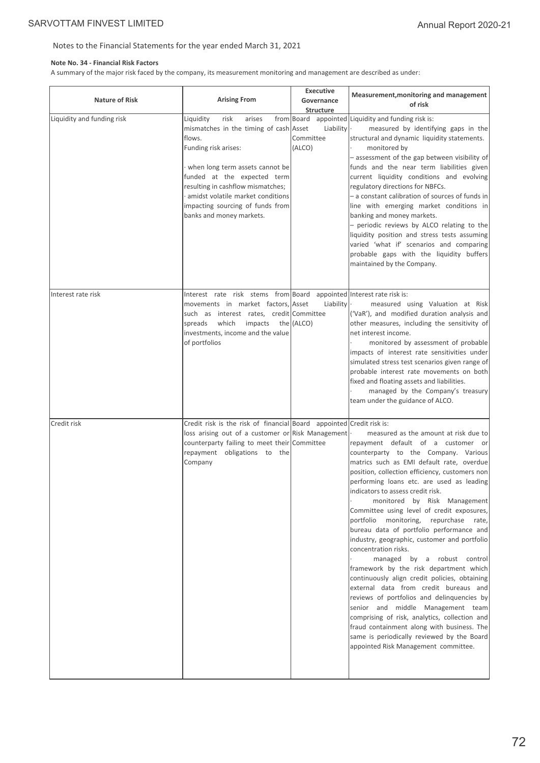Notes to the Financial Statements for the year ended March 31, 2021

**Note No. 34 - Financial Risk Factors**

A summary of the major risk faced by the company, its measurement monitoring and management are described as under:

| Nature of Risk | Arising From | Executive Governance Structure | Measurement,monitoring and management of risk |
|---|---|---|---|
| Liquidity and funding risk | Liquidity risk arises from mismatches in the timing of cash flows.<br>Funding risk arises:<br>· when long term assets cannot be funded at the expected term resulting in cashflow mismatches;<br>· amidst volatile market conditions impacting sourcing of funds from banks and money markets. | Board appointed Asset Liability Committee (ALCO) | Liquidity and funding risk is:<br>· measured by identifying gaps in the structural and dynamic liquidity statements.<br>· monitored by<br>– assessment of the gap between visibility of funds and the near term liabilities given current liquidity conditions and evolving regulatory directions for NBFCs.<br>– a constant calibration of sources of funds in line with emerging market conditions in banking and money markets.<br>– periodic reviews by ALCO relating to the liquidity position and stress tests assuming varied 'what if' scenarios and comparing probable gaps with the liquidity buffers maintained by the Company. |
| Interest rate risk | Interest rate risk stems from movements in market factors, such as interest rates, credit spreads which impacts the investments, income and the value of portfolios | Board appointed Asset Liability Committee (ALCO) | Interest rate risk is:<br>· measured using Valuation at Risk ('VaR'), and modified duration analysis and other measures, including the sensitivity of net interest income.<br>· monitored by assessment of probable impacts of interest rate sensitivities under simulated stress test scenarios given range of probable interest rate movements on both fixed and floating assets and liabilities.<br>· managed by the Company's treasury team under the guidance of ALCO. |
| Credit risk | Credit risk is the risk of financial loss arising out of a customer or counterparty failing to meet their repayment obligations to the Company | Board appointed Risk Management Committee | Credit risk is:<br>· measured as the amount at risk due to repayment default of a customer or counterparty to the Company. Various matrics such as EMI default rate, overdue position, collection efficiency, customers non performing loans etc. are used as leading indicators to assess credit risk.<br>· monitored by Risk Management Committee using level of credit exposures, portfolio monitoring, repurchase rate, bureau data of portfolio performance and industry, geographic, customer and portfolio concentration risks.<br>· managed by a robust control framework by the risk department which continuously align credit policies, obtaining external data from credit bureaus and reviews of portfolios and delinquencies by senior and middle Management team comprising of risk, analytics, collection and fraud containment along with business. The same is periodically reviewed by the Board appointed Risk Management committee. |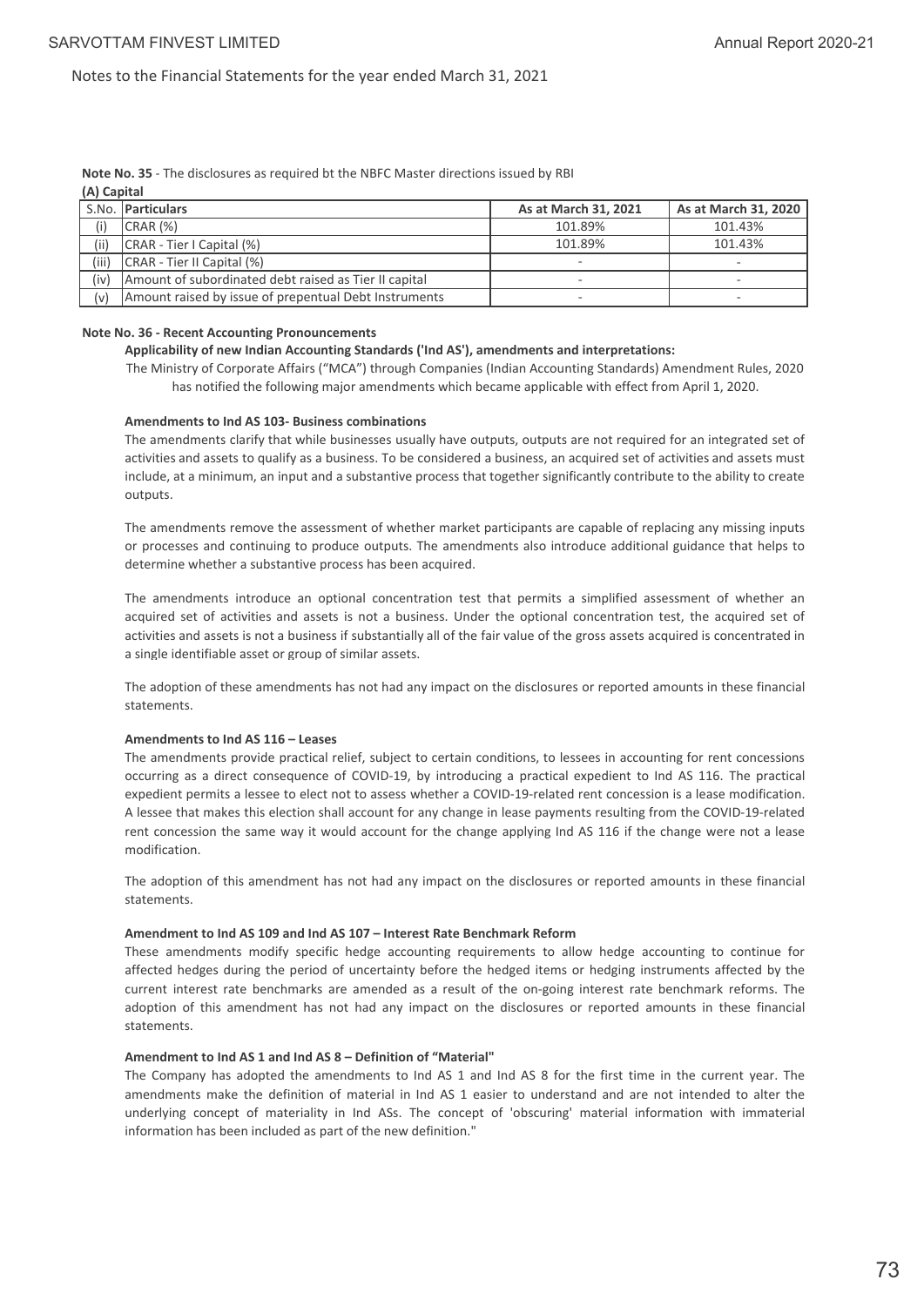Notes to the Financial Statements for the year ended March 31, 2021

**Note No. 35** - The disclosures as required bt the NBFC Master directions issued by RBI

**(A) Capital**

| S.No. | Particulars | As at March 31, 2021 | As at March 31, 2020 |
|---|---|---|---|
| (i) | CRAR (%) | 101.89% | 101.43% |
| (ii) | CRAR - Tier I Capital (%) | 101.89% | 101.43% |
| (iii) | CRAR - Tier II Capital (%) | - | - |
| (iv) | Amount of subordinated debt raised as Tier II capital | - | - |
| (v) | Amount raised by issue of prepentual Debt Instruments | - | - |

**Note No. 36 - Recent Accounting Pronouncements**

**Applicability of new Indian Accounting Standards ('Ind AS'), amendments and interpretations:**

The Ministry of Corporate Affairs ("MCA") through Companies (Indian Accounting Standards) Amendment Rules, 2020 has notified the following major amendments which became applicable with effect from April 1, 2020.

**Amendments to Ind AS 103- Business combinations**

The amendments clarify that while businesses usually have outputs, outputs are not required for an integrated set of activities and assets to qualify as a business. To be considered a business, an acquired set of activities and assets must include, at a minimum, an input and a substantive process that together significantly contribute to the ability to create outputs.

The amendments remove the assessment of whether market participants are capable of replacing any missing inputs or processes and continuing to produce outputs. The amendments also introduce additional guidance that helps to determine whether a substantive process has been acquired.

The amendments introduce an optional concentration test that permits a simplified assessment of whether an acquired set of activities and assets is not a business. Under the optional concentration test, the acquired set of activities and assets is not a business if substantially all of the fair value of the gross assets acquired is concentrated in a single identifiable asset or group of similar assets.

The adoption of these amendments has not had any impact on the disclosures or reported amounts in these financial statements.

**Amendments to Ind AS 116 – Leases**

The amendments provide practical relief, subject to certain conditions, to lessees in accounting for rent concessions occurring as a direct consequence of COVID-19, by introducing a practical expedient to Ind AS 116. The practical expedient permits a lessee to elect not to assess whether a COVID-19-related rent concession is a lease modification. A lessee that makes this election shall account for any change in lease payments resulting from the COVID-19-related rent concession the same way it would account for the change applying Ind AS 116 if the change were not a lease modification.

The adoption of this amendment has not had any impact on the disclosures or reported amounts in these financial statements.

**Amendment to Ind AS 109 and Ind AS 107 – Interest Rate Benchmark Reform**

These amendments modify specific hedge accounting requirements to allow hedge accounting to continue for affected hedges during the period of uncertainty before the hedged items or hedging instruments affected by the current interest rate benchmarks are amended as a result of the on-going interest rate benchmark reforms. The adoption of this amendment has not had any impact on the disclosures or reported amounts in these financial statements.

**Amendment to Ind AS 1 and Ind AS 8 – Definition of "Material"**

The Company has adopted the amendments to Ind AS 1 and Ind AS 8 for the first time in the current year. The amendments make the definition of material in Ind AS 1 easier to understand and are not intended to alter the underlying concept of materiality in Ind ASs. The concept of 'obscuring' material information with immaterial information has been included as part of the new definition."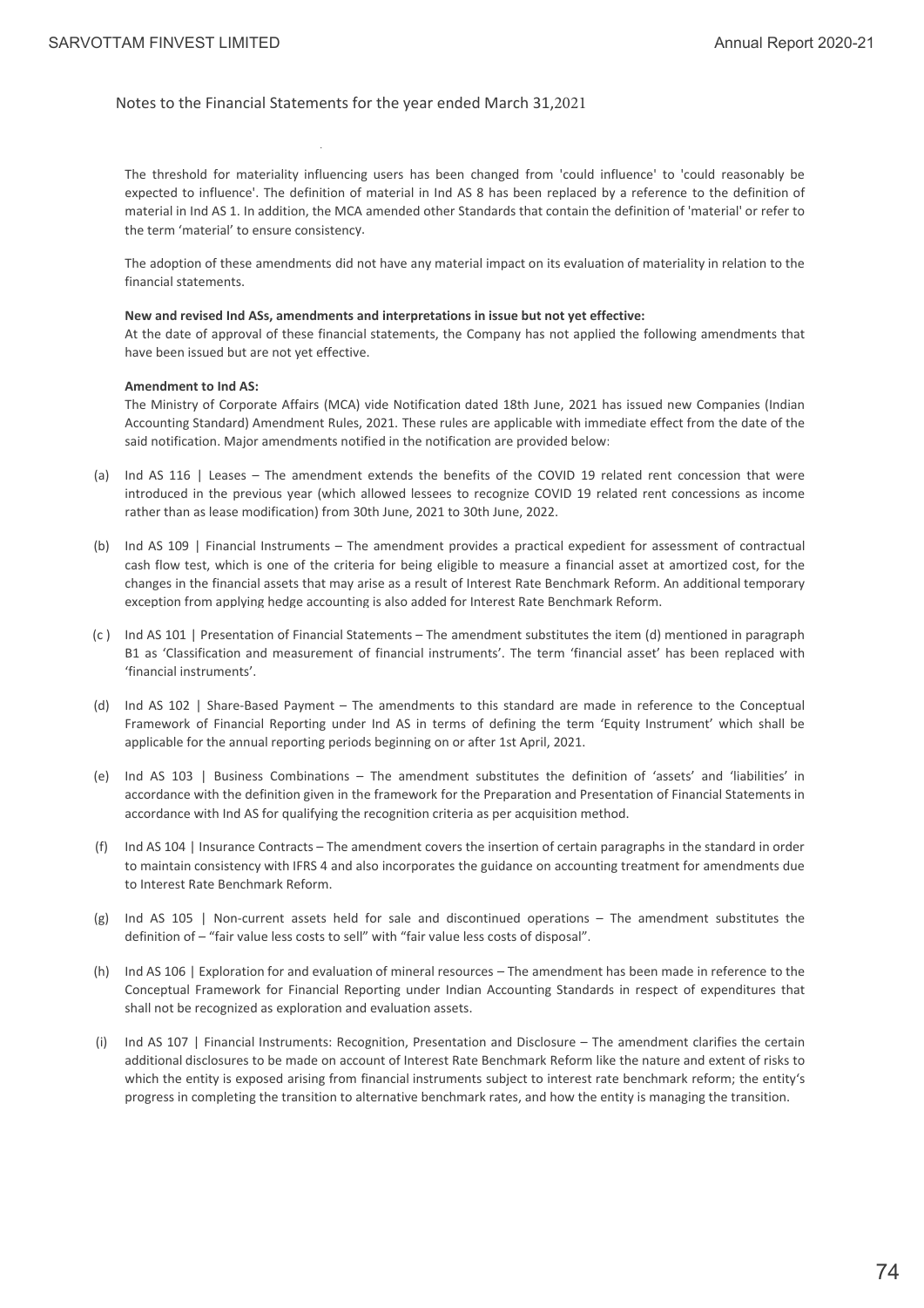Notes to the Financial Statements for the year ended March 31,2021

The threshold for materiality influencing users has been changed from 'could influence' to 'could reasonably be expected to influence'. The definition of material in Ind AS 8 has been replaced by a reference to the definition of material in Ind AS 1. In addition, the MCA amended other Standards that contain the definition of 'material' or refer to the term 'material' to ensure consistency.

The adoption of these amendments did not have any material impact on its evaluation of materiality in relation to the financial statements.

**New and revised Ind ASs, amendments and interpretations in issue but not yet effective:**
At the date of approval of these financial statements, the Company has not applied the following amendments that have been issued but are not yet effective.

**Amendment to Ind AS:**
The Ministry of Corporate Affairs (MCA) vide Notification dated 18th June, 2021 has issued new Companies (Indian Accounting Standard) Amendment Rules, 2021. These rules are applicable with immediate effect from the date of the said notification. Major amendments notified in the notification are provided below:

(a) Ind AS 116 | Leases – The amendment extends the benefits of the COVID 19 related rent concession that were introduced in the previous year (which allowed lessees to recognize COVID 19 related rent concessions as income rather than as lease modification) from 30th June, 2021 to 30th June, 2022.

(b) Ind AS 109 | Financial Instruments – The amendment provides a practical expedient for assessment of contractual cash flow test, which is one of the criteria for being eligible to measure a financial asset at amortized cost, for the changes in the financial assets that may arise as a result of Interest Rate Benchmark Reform. An additional temporary exception from applying hedge accounting is also added for Interest Rate Benchmark Reform.

(c ) Ind AS 101 | Presentation of Financial Statements – The amendment substitutes the item (d) mentioned in paragraph B1 as 'Classification and measurement of financial instruments'. The term 'financial asset' has been replaced with 'financial instruments'.

(d) Ind AS 102 | Share-Based Payment – The amendments to this standard are made in reference to the Conceptual Framework of Financial Reporting under Ind AS in terms of defining the term 'Equity Instrument' which shall be applicable for the annual reporting periods beginning on or after 1st April, 2021.

(e) Ind AS 103 | Business Combinations – The amendment substitutes the definition of 'assets' and 'liabilities' in accordance with the definition given in the framework for the Preparation and Presentation of Financial Statements in accordance with Ind AS for qualifying the recognition criteria as per acquisition method.

(f) Ind AS 104 | Insurance Contracts – The amendment covers the insertion of certain paragraphs in the standard in order to maintain consistency with IFRS 4 and also incorporates the guidance on accounting treatment for amendments due to Interest Rate Benchmark Reform.

(g) Ind AS 105 | Non-current assets held for sale and discontinued operations – The amendment substitutes the definition of – "fair value less costs to sell" with "fair value less costs of disposal".

(h) Ind AS 106 | Exploration for and evaluation of mineral resources – The amendment has been made in reference to the Conceptual Framework for Financial Reporting under Indian Accounting Standards in respect of expenditures that shall not be recognized as exploration and evaluation assets.

(i) Ind AS 107 | Financial Instruments: Recognition, Presentation and Disclosure – The amendment clarifies the certain additional disclosures to be made on account of Interest Rate Benchmark Reform like the nature and extent of risks to which the entity is exposed arising from financial instruments subject to interest rate benchmark reform; the entity's progress in completing the transition to alternative benchmark rates, and how the entity is managing the transition.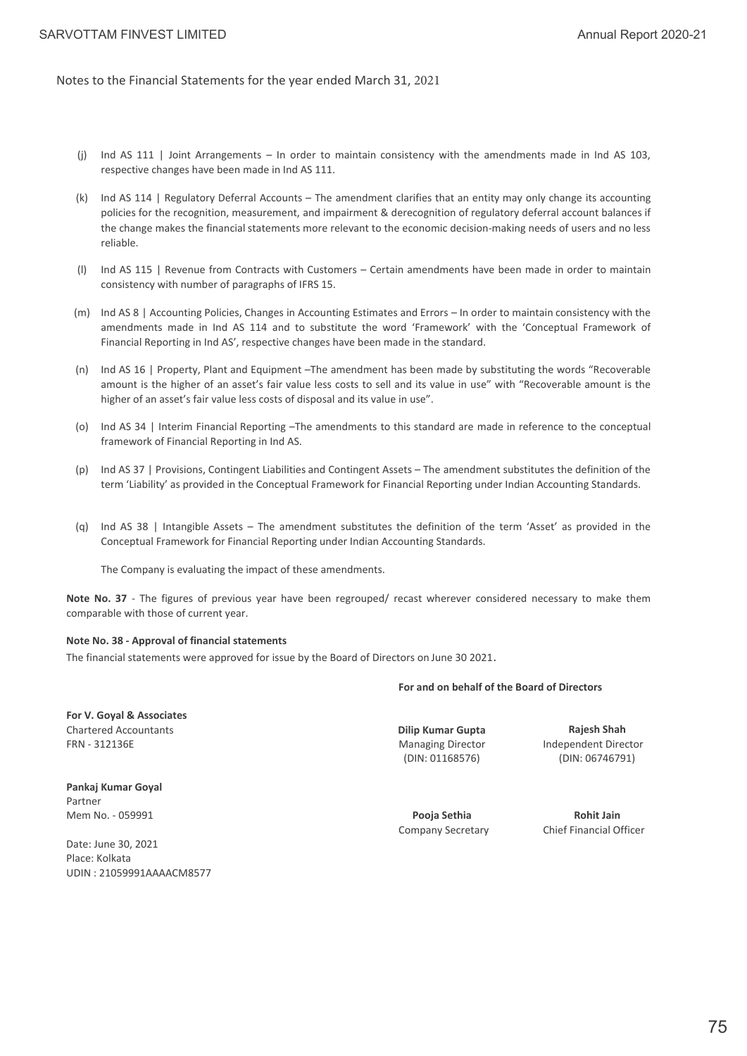Notes to the Financial Statements for the year ended March 31, 2021

(j) Ind AS 111 | Joint Arrangements – In order to maintain consistency with the amendments made in Ind AS 103, respective changes have been made in Ind AS 111.

(k) Ind AS 114 | Regulatory Deferral Accounts – The amendment clarifies that an entity may only change its accounting policies for the recognition, measurement, and impairment & derecognition of regulatory deferral account balances if the change makes the financial statements more relevant to the economic decision-making needs of users and no less reliable.

(l) Ind AS 115 | Revenue from Contracts with Customers – Certain amendments have been made in order to maintain consistency with number of paragraphs of IFRS 15.

(m) Ind AS 8 | Accounting Policies, Changes in Accounting Estimates and Errors – In order to maintain consistency with the amendments made in Ind AS 114 and to substitute the word 'Framework' with the 'Conceptual Framework of Financial Reporting in Ind AS', respective changes have been made in the standard.

(n) Ind AS 16 | Property, Plant and Equipment –The amendment has been made by substituting the words "Recoverable amount is the higher of an asset's fair value less costs to sell and its value in use" with "Recoverable amount is the higher of an asset's fair value less costs of disposal and its value in use".

(o) Ind AS 34 | Interim Financial Reporting –The amendments to this standard are made in reference to the conceptual framework of Financial Reporting in Ind AS.

(p) Ind AS 37 | Provisions, Contingent Liabilities and Contingent Assets – The amendment substitutes the definition of the term 'Liability' as provided in the Conceptual Framework for Financial Reporting under Indian Accounting Standards.

(q) Ind AS 38 | Intangible Assets – The amendment substitutes the definition of the term 'Asset' as provided in the Conceptual Framework for Financial Reporting under Indian Accounting Standards.

The Company is evaluating the impact of these amendments.

**Note No. 37** - The figures of previous year have been regrouped/ recast wherever considered necessary to make them comparable with those of current year.

**Note No. 38 - Approval of financial statements**

The financial statements were approved for issue by the Board of Directors on June 30 2021.

**For and on behalf of the Board of Directors**

**For V. Goyal & Associates**
Chartered Accountants
FRN - 312136E

**Dilip Kumar Gupta**
Managing Director
(DIN: 01168576)

**Rajesh Shah**
Independent Director
(DIN: 06746791)

**Pankaj Kumar Goyal**
Partner
Mem No. - 059991

**Pooja Sethia**
Company Secretary

**Rohit Jain**
Chief Financial Officer

Date: June 30, 2021
Place: Kolkata
UDIN : 21059991AAAACM8577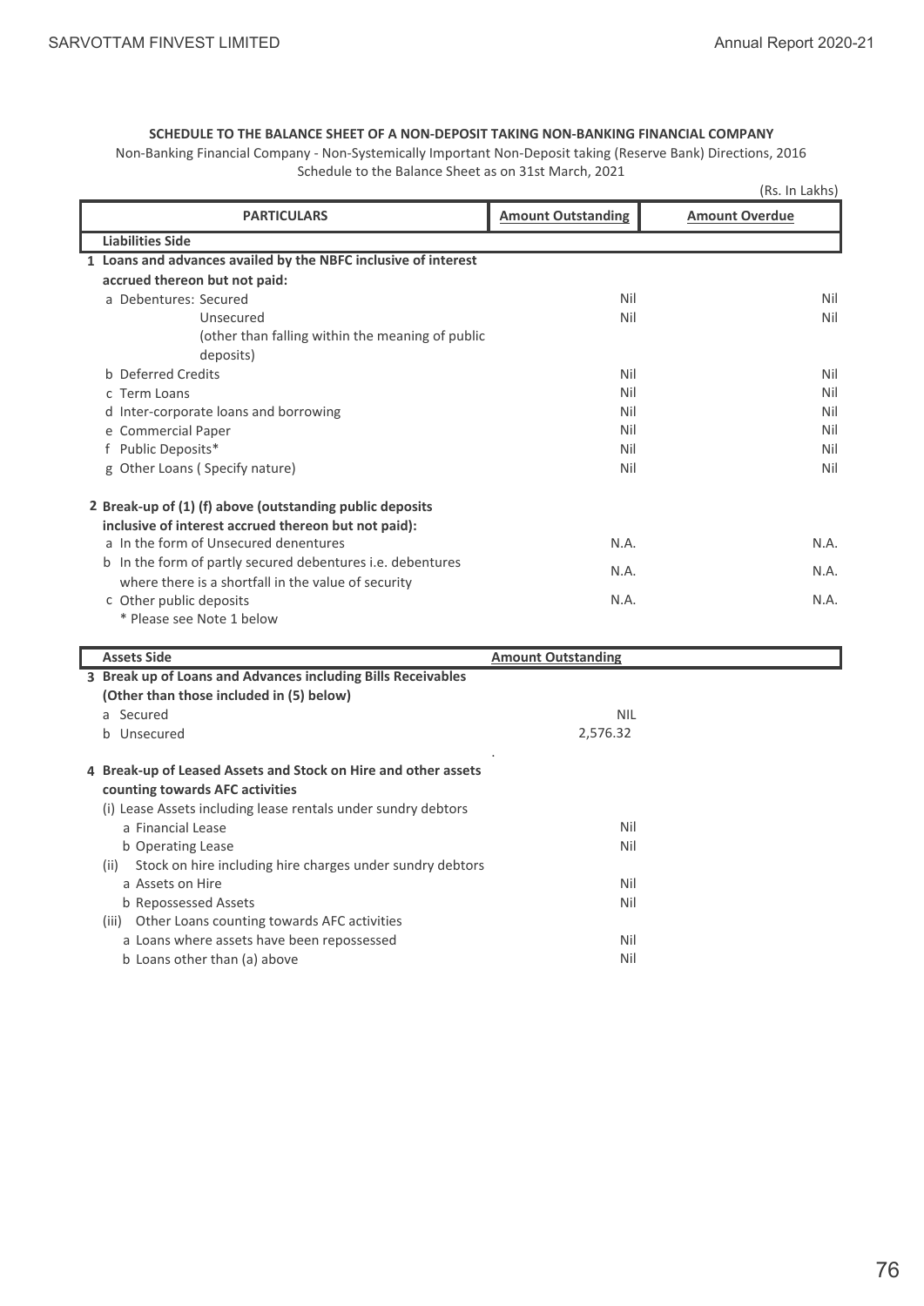**SCHEDULE TO THE BALANCE SHEET OF A NON-DEPOSIT TAKING NON-BANKING FINANCIAL COMPANY**

Non-Banking Financial Company - Non-Systemically Important Non-Deposit taking (Reserve Bank) Directions, 2016

Schedule to the Balance Sheet as on 31st March, 2021

(Rs. In Lakhs)

| PARTICULARS | Amount Outstanding | Amount Overdue |
|---|---|---|
| **Liabilities Side** | | |
| **1 Loans and advances availed by the NBFC inclusive of interest accrued thereon but not paid:** | | |
| a Debentures: Secured | Nil | Nil |
| Unsecured (other than falling within the meaning of public deposits) | Nil | Nil |
| b Deferred Credits | Nil | Nil |
| c Term Loans | Nil | Nil |
| d Inter-corporate loans and borrowing | Nil | Nil |
| e Commercial Paper | Nil | Nil |
| f Public Deposits* | Nil | Nil |
| g Other Loans ( Specify nature) | Nil | Nil |
| **2 Break-up of (1) (f) above (outstanding public deposits inclusive of interest accrued thereon but not paid):** | | |
| a In the form of Unsecured denentures | N.A. | N.A. |
| b In the form of partly secured debentures i.e. debentures where there is a shortfall in the value of security | N.A. | N.A. |
| c Other public deposits | N.A. | N.A. |
| * Please see Note 1 below | | |

| Assets Side | Amount Outstanding |
|---|---|
| **3 Break up of Loans and Advances including Bills Receivables (Other than those included in (5) below)** | |
| a Secured | NIL |
| b Unsecured | 2,576.32 |
| **4 Break-up of Leased Assets and Stock on Hire and other assets counting towards AFC activities** | |
| (i) Lease Assets including lease rentals under sundry debtors | |
| a Financial Lease | Nil |
| b Operating Lease | Nil |
| (ii) Stock on hire including hire charges under sundry debtors | |
| a Assets on Hire | Nil |
| b Repossessed Assets | Nil |
| (iii) Other Loans counting towards AFC activities | |
| a Loans where assets have been repossessed | Nil |
| b Loans other than (a) above | Nil |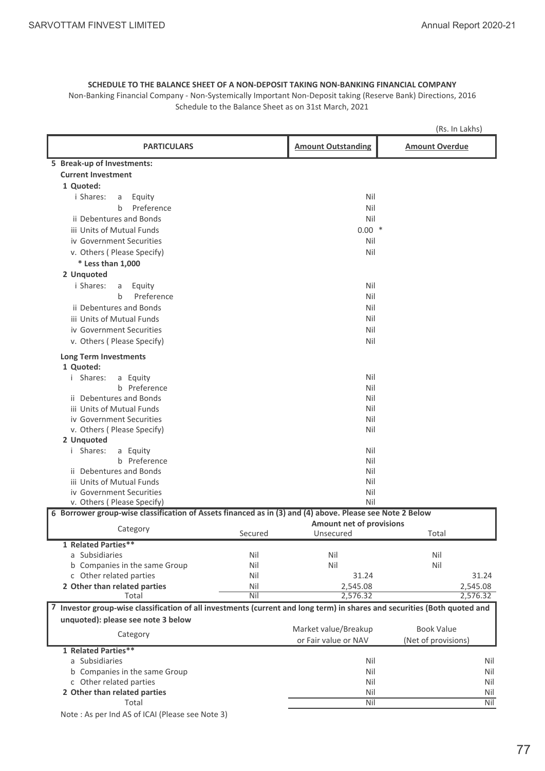**SCHEDULE TO THE BALANCE SHEET OF A NON-DEPOSIT TAKING NON-BANKING FINANCIAL COMPANY**

Non-Banking Financial Company - Non-Systemically Important Non-Deposit taking (Reserve Bank) Directions, 2016

Schedule to the Balance Sheet as on 31st March, 2021

(Rs. In Lakhs)

| PARTICULARS | Amount Outstanding | Amount Overdue |
|---|---|---|
| **5 Break-up of Investments:** | | |
| **Current Investment** | | |
| **1 Quoted:** | | |
| i Shares: a Equity | Nil | |
| b Preference | Nil | |
| ii Debentures and Bonds | Nil | |
| iii Units of Mutual Funds | 0.00 * | |
| iv Government Securities | Nil | |
| v. Others ( Please Specify) | Nil | |
| **\* Less than 1,000** | | |
| **2 Unquoted** | | |
| i Shares: a Equity | Nil | |
| b Preference | Nil | |
| ii Debentures and Bonds | Nil | |
| iii Units of Mutual Funds | Nil | |
| iv Government Securities | Nil | |
| v. Others ( Please Specify) | Nil | |
| **Long Term Investments** | | |
| **1 Quoted:** | | |
| i Shares: a Equity | Nil | |
| b Preference | Nil | |
| ii Debentures and Bonds | Nil | |
| iii Units of Mutual Funds | Nil | |
| iv Government Securities | Nil | |
| v. Others ( Please Specify) | Nil | |
| **2 Unquoted** | | |
| i Shares: a Equity | Nil | |
| b Preference | Nil | |
| ii Debentures and Bonds | Nil | |
| iii Units of Mutual Funds | Nil | |
| iv Government Securities | Nil | |
| v. Others ( Please Specify) | Nil | |

**6 Borrower group-wise classification of Assets financed as in (3) and (4) above. Please see Note 2 Below**

| Category | Amount net of provisions | | |
|---|---|---|---|
| | Secured | Unsecured | Total |
| **1 Related Parties\*\*** | | | |
| a Subsidiaries | Nil | Nil | Nil |
| b Companies in the same Group | Nil | Nil | Nil |
| c Other related parties | Nil | 31.24 | 31.24 |
| **2 Other than related parties** | Nil | 2,545.08 | 2,545.08 |
| Total | Nil | 2,576.32 | 2,576.32 |

**7 Investor group-wise classification of all investments (current and long term) in shares and securities (Both quoted and unquoted): please see note 3 below**

| Category | Market value/Breakup or Fair value or NAV | Book Value (Net of provisions) |
|---|---|---|
| **1 Related Parties\*\*** | | |
| a Subsidiaries | Nil | Nil |
| b Companies in the same Group | Nil | Nil |
| c Other related parties | Nil | Nil |
| **2 Other than related parties** | Nil | Nil |
| Total | Nil | Nil |

Note : As per Ind AS of ICAI (Please see Note 3)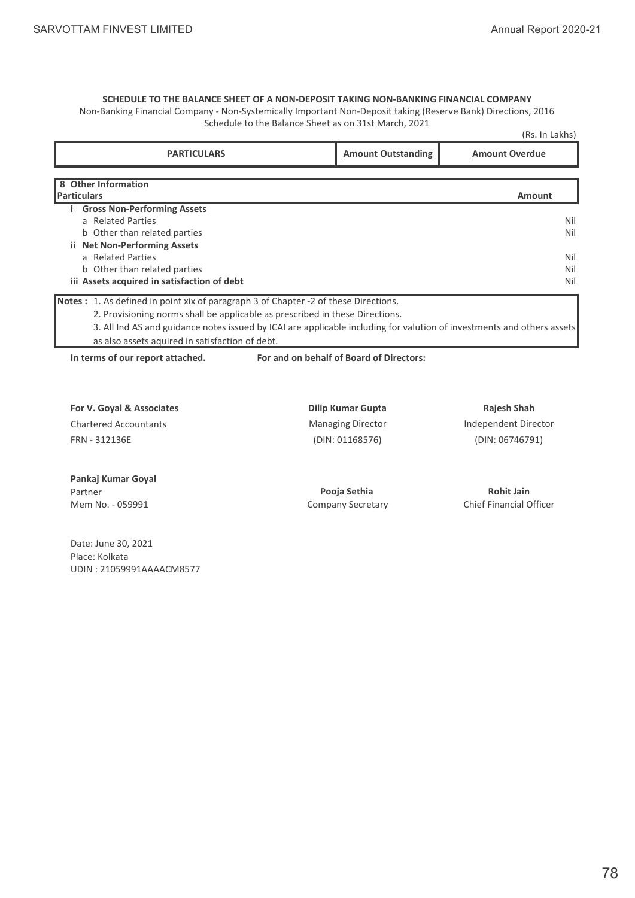**SCHEDULE TO THE BALANCE SHEET OF A NON-DEPOSIT TAKING NON-BANKING FINANCIAL COMPANY**

Non-Banking Financial Company - Non-Systemically Important Non-Deposit taking (Reserve Bank) Directions, 2016

Schedule to the Balance Sheet as on 31st March, 2021

(Rs. In Lakhs)

| PARTICULARS | Amount Outstanding | Amount Overdue |
|---|---|---|

| 8 Other Information Particulars | Amount |
|---|---|
| **i Gross Non-Performing Assets** | |
| a Related Parties | Nil |
| b Other than related parties | Nil |
| **ii Net Non-Performing Assets** | |
| a Related Parties | Nil |
| b Other than related parties | Nil |
| **iii Assets acquired in satisfaction of debt** | Nil |

**Notes :** 1. As defined in point xix of paragraph 3 of Chapter -2 of these Directions.

2. Provisioning norms shall be applicable as prescribed in these Directions.

3. All Ind AS and guidance notes issued by ICAI are applicable including for valution of investments and others assets as also assets aquired in satisfaction of debt.

**In terms of our report attached.** **For and on behalf of Board of Directors:**

| | | |
|---|---|---|
| **For V. Goyal & Associates** | **Dilip Kumar Gupta** | **Rajesh Shah** |
| Chartered Accountants | Managing Director | Independent Director |
| FRN - 312136E | (DIN: 01168576) | (DIN: 06746791) |
| **Pankaj Kumar Goyal** | | |
| Partner | **Pooja Sethia** | **Rohit Jain** |
| Mem No. - 059991 | Company Secretary | Chief Financial Officer |

Date: June 30, 2021

Place: Kolkata

UDIN : 21059991AAAACM8577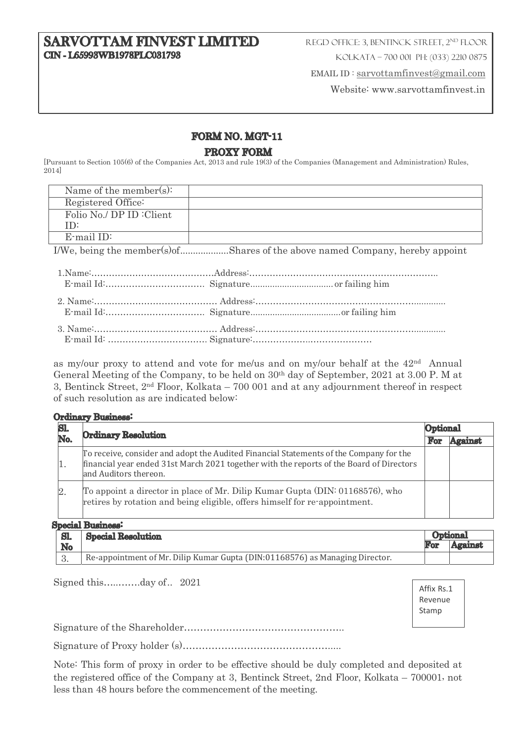# SARVOTTAM FINVEST LIMITED

**CIN - L65993WB1978PLC031793**

Regd Office: 3, Bentinck Street, 2nd Floor

Kolkata – 700 001 Ph: (033) 2210 0875

Email ID : sarvottamfinvest@gmail.com

Website: www.sarvottamfinvest.in

## FORM NO. MGT-11

## PROXY FORM

[Pursuant to Section 105(6) of the Companies Act, 2013 and rule 19(3) of the Companies (Management and Administration) Rules, 2014]

| Name of the member(s): | |
|---|---|
| Registered Office: | |
| Folio No./ DP ID :Client ID: | |
| E-mail ID: | |

I/We, being the member(s)of..................Shares of the above named Company, hereby appoint

1.Name:………………………………….Address:………………………………………………………..
E-mail Id:…………………………… Signature.................................. or failing him

2. Name:…………………………………. Address:…………………………………………………...........
E-mail Id:…………………………… Signature.....................................or failing him

3. Name:…………………………………. Address:…………………………………………………...........
E-mail Id: …………………………… Signature:…………………..……………

as my/our proxy to attend and vote for me/us and on my/our behalf at the 42nd Annual General Meeting of the Company, to be held on 30th day of September, 2021 at 3.00 P. M at 3, Bentinck Street, 2nd Floor, Kolkata – 700 001 and at any adjournment thereof in respect of such resolution as are indicated below:

**Ordinary Business:**

| Sl. No. | Ordinary Resolution | Optional | |
|---|---|---|---|
| | | For | Against |
| 1. | To receive, consider and adopt the Audited Financial Statements of the Company for the financial year ended 31st March 2021 together with the reports of the Board of Directors and Auditors thereon. | | |
| 2. | To appoint a director in place of Mr. Dilip Kumar Gupta (DIN: 01168576), who retires by rotation and being eligible, offers himself for re-appointment. | | |

**Special Business:**

| Sl. No | Special Resolution | Optional | |
|---|---|---|---|
| | | For | Against |
| 3. | Re-appointment of Mr. Dilip Kumar Gupta (DIN:01168576) as Managing Director. | | |

Signed this….……..day of.. 2021

Affix Rs.1 Revenue Stamp

Signature of the Shareholder…………………………………………..

Signature of Proxy holder (s)…………………………………………...

Note: This form of proxy in order to be effective should be duly completed and deposited at the registered office of the Company at 3, Bentinck Street, 2nd Floor, Kolkata – 700001, not less than 48 hours before the commencement of the meeting.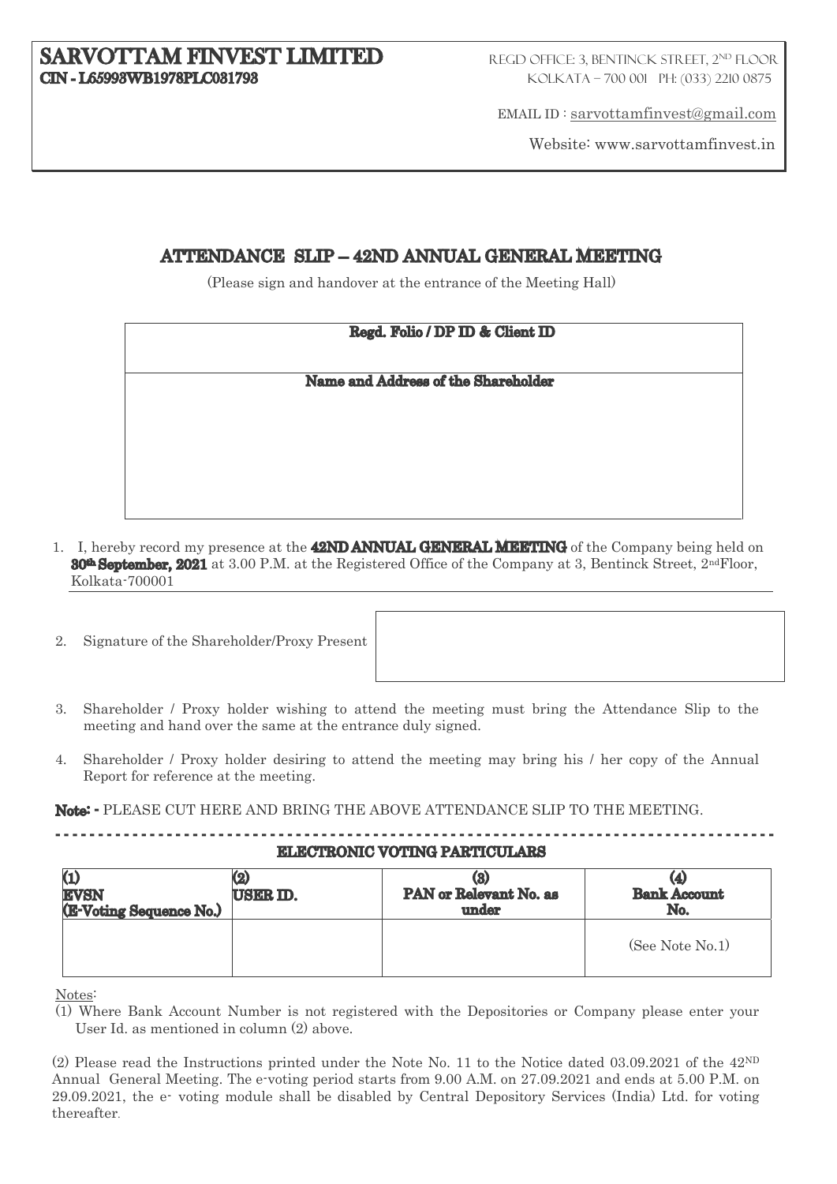# SARVOTTAM FINVEST LIMITED

**CIN - L65993WB1978PLC031793**

REGD OFFICE: 3, BENTINCK STREET, 2ND FLOOR
KOLKATA – 700 001 PH: (033) 2210 0875

EMAIL ID : sarvottamfinvest@gmail.com

Website: www.sarvottamfinvest.in

## ATTENDANCE SLIP – 42ND ANNUAL GENERAL MEETING

(Please sign and handover at the entrance of the Meeting Hall)

| **Regd. Folio / DP ID & Client ID** |
|---|
| |
| **Name and Address of the Shareholder** |
| |

1. I, hereby record my presence at the **42ND ANNUAL GENERAL MEETING** of the Company being held on **30th September, 2021** at 3.00 P.M. at the Registered Office of the Company at 3, Bentinck Street, 2nd Floor, Kolkata-700001

2. Signature of the Shareholder/Proxy Present

3. Shareholder / Proxy holder wishing to attend the meeting must bring the Attendance Slip to the meeting and hand over the same at the entrance duly signed.

4. Shareholder / Proxy holder desiring to attend the meeting may bring his / her copy of the Annual Report for reference at the meeting.

**Note: -** PLEASE CUT HERE AND BRING THE ABOVE ATTENDANCE SLIP TO THE MEETING.

---

### ELECTRONIC VOTING PARTICULARS

| (1) EVSN (E-Voting Sequence No.) | (2) USER ID. | (3) PAN or Relevant No. as under | (4) Bank Account No. |
|---|---|---|---|
| | | | (See Note No.1) |

Notes:

(1) Where Bank Account Number is not registered with the Depositories or Company please enter your User Id. as mentioned in column (2) above.

(2) Please read the Instructions printed under the Note No. 11 to the Notice dated 03.09.2021 of the 42ND Annual General Meeting. The e-voting period starts from 9.00 A.M. on 27.09.2021 and ends at 5.00 P.M. on 29.09.2021, the e- voting module shall be disabled by Central Depository Services (India) Ltd. for voting thereafter.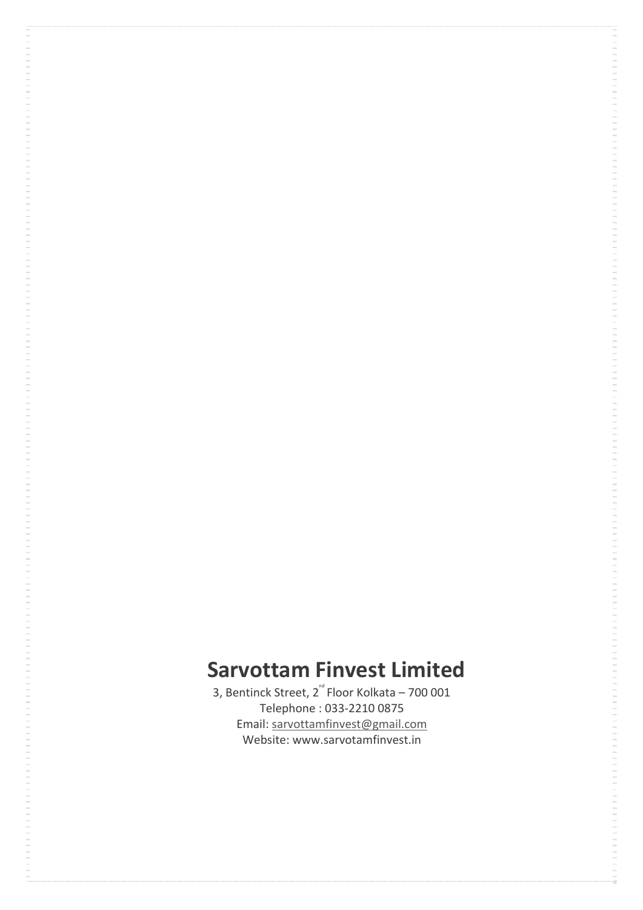# Sarvottam Finvest Limited

3, Bentinck Street, 2nd Floor Kolkata – 700 001

Telephone : 033-2210 0875

Email: sarvottamfinvest@gmail.com

Website: www.sarvotamfinvest.in